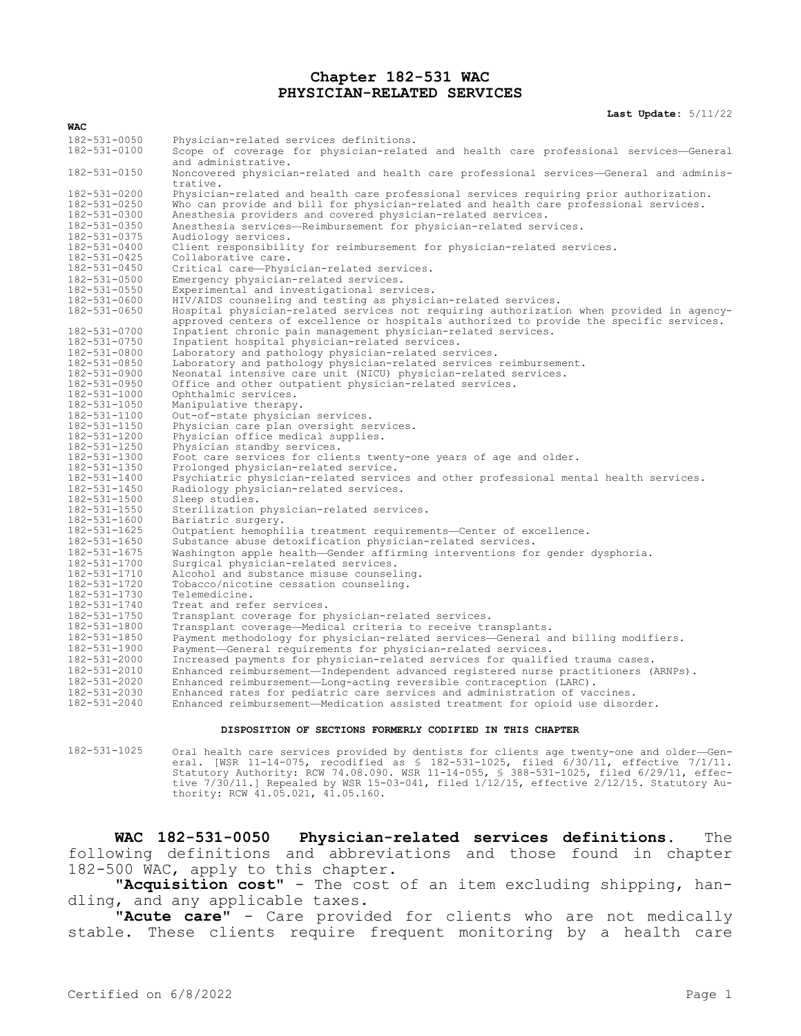# Chapter 182-531 WAC
# PHYSICIAN-RELATED SERVICES

**Last Update:** 5/11/22

| WAC | |
|---|---|
| 182-531-0050 | Physician-related services definitions. |
| 182-531-0100 | Scope of coverage for physician-related and health care professional services—General and administrative. |
| 182-531-0150 | Noncovered physician-related and health care professional services—General and administrative. |
| 182-531-0200 | Physician-related and health care professional services requiring prior authorization. |
| 182-531-0250 | Who can provide and bill for physician-related and health care professional services. |
| 182-531-0300 | Anesthesia providers and covered physician-related services. |
| 182-531-0350 | Anesthesia services—Reimbursement for physician-related services. |
| 182-531-0375 | Audiology services. |
| 182-531-0400 | Client responsibility for reimbursement for physician-related services. |
| 182-531-0425 | Collaborative care. |
| 182-531-0450 | Critical care—Physician-related services. |
| 182-531-0500 | Emergency physician-related services. |
| 182-531-0550 | Experimental and investigational services. |
| 182-531-0600 | HIV/AIDS counseling and testing as physician-related services. |
| 182-531-0650 | Hospital physician-related services not requiring authorization when provided in agency-approved centers of excellence or hospitals authorized to provide the specific services. |
| 182-531-0700 | Inpatient chronic pain management physician-related services. |
| 182-531-0750 | Inpatient hospital physician-related services. |
| 182-531-0800 | Laboratory and pathology physician-related services. |
| 182-531-0850 | Laboratory and pathology physician-related services reimbursement. |
| 182-531-0900 | Neonatal intensive care unit (NICU) physician-related services. |
| 182-531-0950 | Office and other outpatient physician-related services. |
| 182-531-1000 | Ophthalmic services. |
| 182-531-1050 | Manipulative therapy. |
| 182-531-1100 | Out-of-state physician services. |
| 182-531-1150 | Physician care plan oversight services. |
| 182-531-1200 | Physician office medical supplies. |
| 182-531-1250 | Physician standby services. |
| 182-531-1300 | Foot care services for clients twenty-one years of age and older. |
| 182-531-1350 | Prolonged physician-related service. |
| 182-531-1400 | Psychiatric physician-related services and other professional mental health services. |
| 182-531-1450 | Radiology physician-related services. |
| 182-531-1500 | Sleep studies. |
| 182-531-1550 | Sterilization physician-related services. |
| 182-531-1600 | Bariatric surgery. |
| 182-531-1625 | Outpatient hemophilia treatment requirements—Center of excellence. |
| 182-531-1650 | Substance abuse detoxification physician-related services. |
| 182-531-1675 | Washington apple health—Gender affirming interventions for gender dysphoria. |
| 182-531-1700 | Surgical physician-related services. |
| 182-531-1710 | Alcohol and substance misuse counseling. |
| 182-531-1720 | Tobacco/nicotine cessation counseling. |
| 182-531-1730 | Telemedicine. |
| 182-531-1740 | Treat and refer services. |
| 182-531-1750 | Transplant coverage for physician-related services. |
| 182-531-1800 | Transplant coverage—Medical criteria to receive transplants. |
| 182-531-1850 | Payment methodology for physician-related services—General and billing modifiers. |
| 182-531-1900 | Payment—General requirements for physician-related services. |
| 182-531-2000 | Increased payments for physician-related services for qualified trauma cases. |
| 182-531-2010 | Enhanced reimbursement—Independent advanced registered nurse practitioners (ARNPs). |
| 182-531-2020 | Enhanced reimbursement—Long-acting reversible contraception (LARC). |
| 182-531-2030 | Enhanced rates for pediatric care services and administration of vaccines. |
| 182-531-2040 | Enhanced reimbursement—Medication assisted treatment for opioid use disorder. |

**DISPOSITION OF SECTIONS FORMERLY CODIFIED IN THIS CHAPTER**

| | |
|---|---|
| 182-531-1025 | Oral health care services provided by dentists for clients age twenty-one and older—General. [WSR 11-14-075, recodified as § 182-531-1025, filed 6/30/11, effective 7/1/11. Statutory Authority: RCW 74.08.090. WSR 11-14-055, § 388-531-1025, filed 6/29/11, effective 7/30/11.] Repealed by WSR 15-03-041, filed 1/12/15, effective 2/12/15. Statutory Authority: RCW 41.05.021, 41.05.160. |

**WAC 182-531-0050 Physician-related services definitions.** The following definitions and abbreviations and those found in chapter 182-500 WAC, apply to this chapter.

**"Acquisition cost"** - The cost of an item excluding shipping, handling, and any applicable taxes.

**"Acute care"** - Care provided for clients who are not medically stable. These clients require frequent monitoring by a health care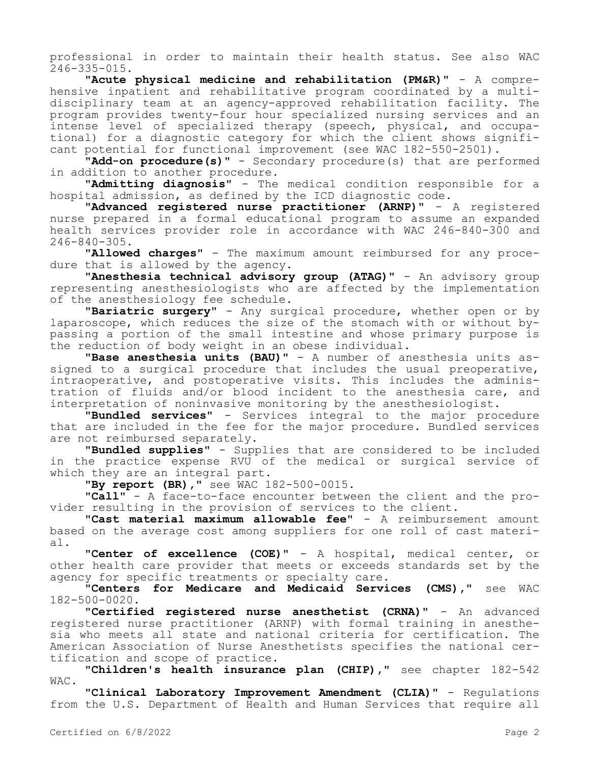professional in order to maintain their health status. See also WAC 246-335-015.

"**Acute physical medicine and rehabilitation (PM&R)**" - A comprehensive inpatient and rehabilitative program coordinated by a multidisciplinary team at an agency-approved rehabilitation facility. The program provides twenty-four hour specialized nursing services and an intense level of specialized therapy (speech, physical, and occupational) for a diagnostic category for which the client shows significant potential for functional improvement (see WAC 182-550-2501).

"**Add-on procedure(s)**" - Secondary procedure(s) that are performed in addition to another procedure.

"**Admitting diagnosis**" - The medical condition responsible for a hospital admission, as defined by the ICD diagnostic code.

"**Advanced registered nurse practitioner (ARNP)**" - A registered nurse prepared in a formal educational program to assume an expanded health services provider role in accordance with WAC 246-840-300 and 246-840-305.

"**Allowed charges**" - The maximum amount reimbursed for any procedure that is allowed by the agency.

"**Anesthesia technical advisory group (ATAG)**" - An advisory group representing anesthesiologists who are affected by the implementation of the anesthesiology fee schedule.

"**Bariatric surgery**" - Any surgical procedure, whether open or by laparoscope, which reduces the size of the stomach with or without bypassing a portion of the small intestine and whose primary purpose is the reduction of body weight in an obese individual.

"**Base anesthesia units (BAU)**" - A number of anesthesia units assigned to a surgical procedure that includes the usual preoperative, intraoperative, and postoperative visits. This includes the administration of fluids and/or blood incident to the anesthesia care, and interpretation of noninvasive monitoring by the anesthesiologist.

"**Bundled services**" - Services integral to the major procedure that are included in the fee for the major procedure. Bundled services are not reimbursed separately.

"**Bundled supplies**" - Supplies that are considered to be included in the practice expense RVU of the medical or surgical service of which they are an integral part.

"**By report (BR)**," see WAC 182-500-0015.

"**Call**" - A face-to-face encounter between the client and the provider resulting in the provision of services to the client.

"**Cast material maximum allowable fee**" - A reimbursement amount based on the average cost among suppliers for one roll of cast material.

"**Center of excellence (COE)**" - A hospital, medical center, or other health care provider that meets or exceeds standards set by the agency for specific treatments or specialty care.

"**Centers for Medicare and Medicaid Services (CMS)**," see WAC 182-500-0020.

"**Certified registered nurse anesthetist (CRNA)**" - An advanced registered nurse practitioner (ARNP) with formal training in anesthesia who meets all state and national criteria for certification. The American Association of Nurse Anesthetists specifies the national certification and scope of practice.

"**Children's health insurance plan (CHIP)**," see chapter 182-542 WAC.

"**Clinical Laboratory Improvement Amendment (CLIA)**" - Regulations from the U.S. Department of Health and Human Services that require all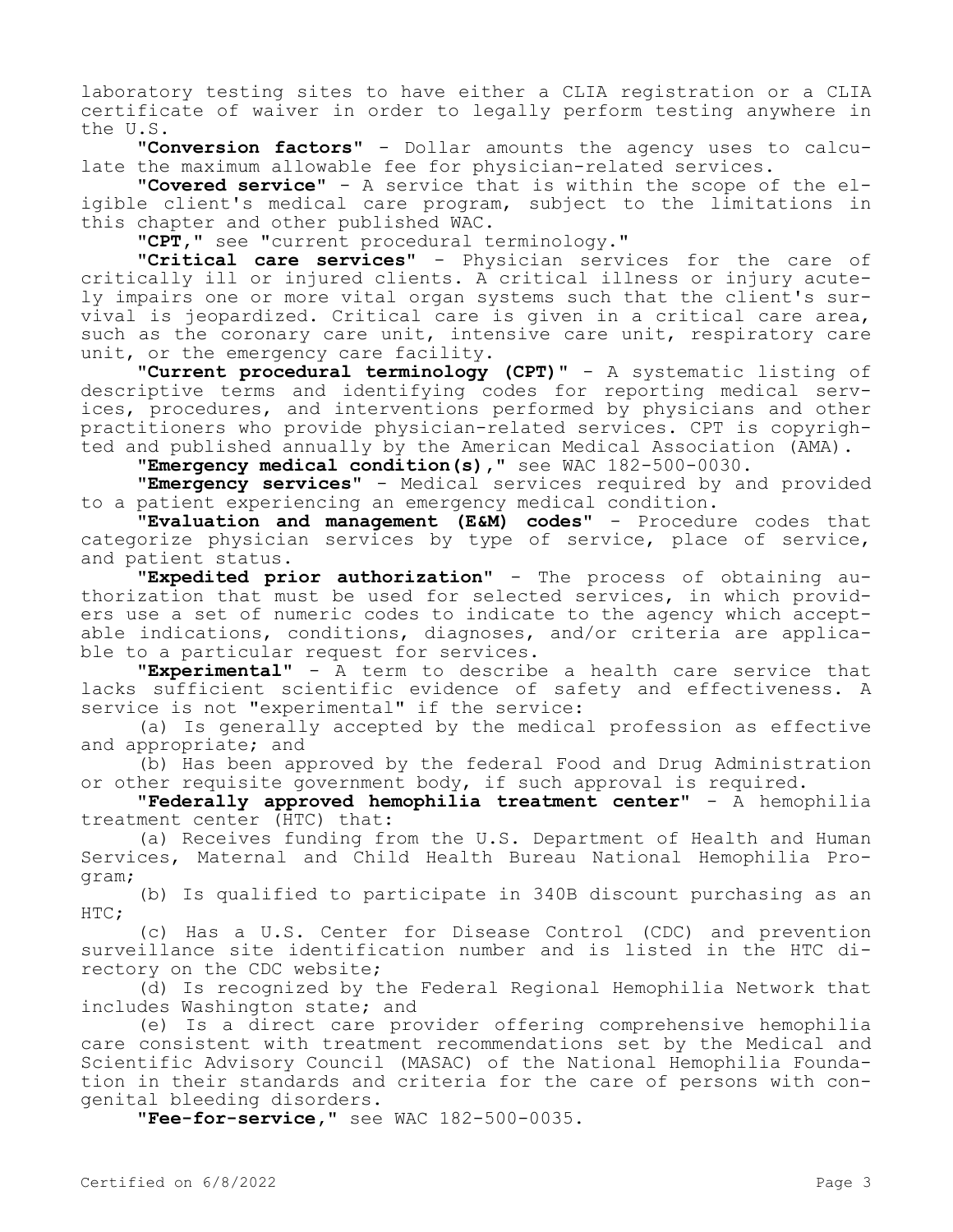laboratory testing sites to have either a CLIA registration or a CLIA certificate of waiver in order to legally perform testing anywhere in the U.S.

"**Conversion factors**" - Dollar amounts the agency uses to calculate the maximum allowable fee for physician-related services.

"**Covered service**" - A service that is within the scope of the eligible client's medical care program, subject to the limitations in this chapter and other published WAC.

"**CPT**," see "current procedural terminology."

"**Critical care services**" - Physician services for the care of critically ill or injured clients. A critical illness or injury acutely impairs one or more vital organ systems such that the client's survival is jeopardized. Critical care is given in a critical care area, such as the coronary care unit, intensive care unit, respiratory care unit, or the emergency care facility.

"**Current procedural terminology (CPT)**" - A systematic listing of descriptive terms and identifying codes for reporting medical services, procedures, and interventions performed by physicians and other practitioners who provide physician-related services. CPT is copyrighted and published annually by the American Medical Association (AMA).

"**Emergency medical condition(s)**," see WAC 182-500-0030.

"**Emergency services**" - Medical services required by and provided to a patient experiencing an emergency medical condition.

"**Evaluation and management (E&M) codes**" - Procedure codes that categorize physician services by type of service, place of service, and patient status.

"**Expedited prior authorization**" - The process of obtaining authorization that must be used for selected services, in which providers use a set of numeric codes to indicate to the agency which acceptable indications, conditions, diagnoses, and/or criteria are applicable to a particular request for services.

"**Experimental**" - A term to describe a health care service that lacks sufficient scientific evidence of safety and effectiveness. A service is not "experimental" if the service:

(a) Is generally accepted by the medical profession as effective and appropriate; and

(b) Has been approved by the federal Food and Drug Administration or other requisite government body, if such approval is required.

"**Federally approved hemophilia treatment center**" - A hemophilia treatment center (HTC) that:

(a) Receives funding from the U.S. Department of Health and Human Services, Maternal and Child Health Bureau National Hemophilia Program;

(b) Is qualified to participate in 340B discount purchasing as an HTC;

(c) Has a U.S. Center for Disease Control (CDC) and prevention surveillance site identification number and is listed in the HTC directory on the CDC website;

(d) Is recognized by the Federal Regional Hemophilia Network that includes Washington state; and

(e) Is a direct care provider offering comprehensive hemophilia care consistent with treatment recommendations set by the Medical and Scientific Advisory Council (MASAC) of the National Hemophilia Foundation in their standards and criteria for the care of persons with congenital bleeding disorders.

"**Fee-for-service**," see WAC 182-500-0035.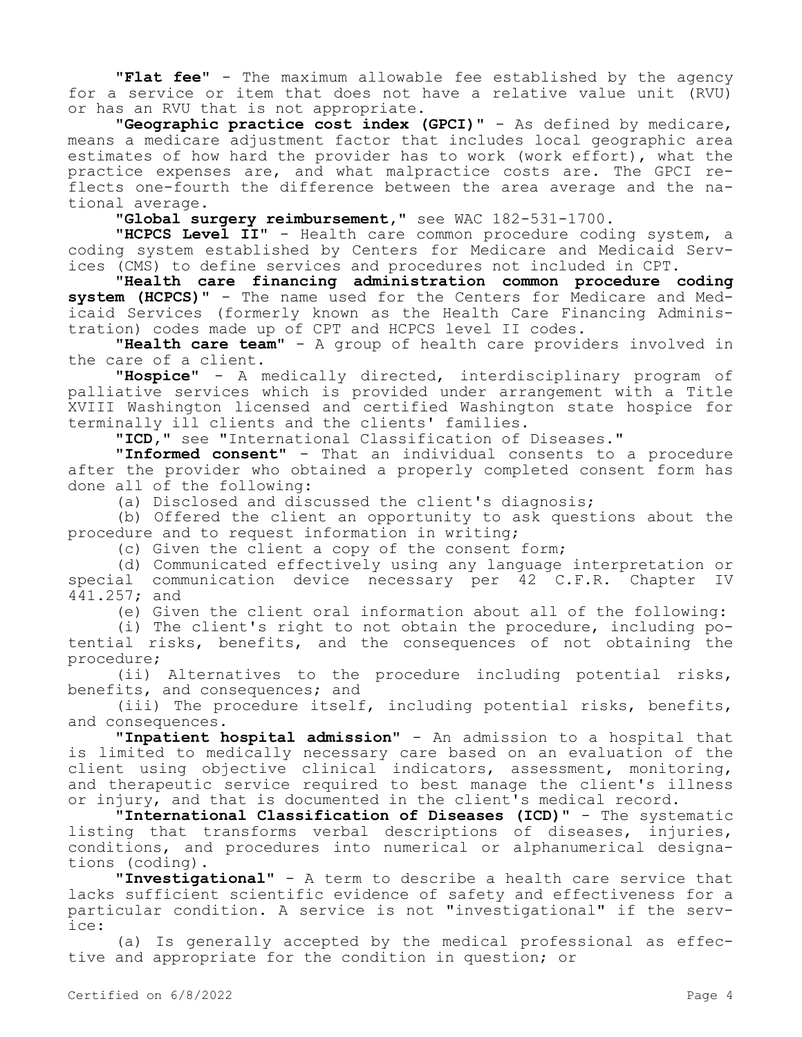"**Flat fee**" - The maximum allowable fee established by the agency for a service or item that does not have a relative value unit (RVU) or has an RVU that is not appropriate.

"**Geographic practice cost index (GPCI)**" - As defined by medicare, means a medicare adjustment factor that includes local geographic area estimates of how hard the provider has to work (work effort), what the practice expenses are, and what malpractice costs are. The GPCI reflects one-fourth the difference between the area average and the national average.

"**Global surgery reimbursement,**" see WAC 182-531-1700.

"**HCPCS Level II**" - Health care common procedure coding system, a coding system established by Centers for Medicare and Medicaid Services (CMS) to define services and procedures not included in CPT.

"**Health care financing administration common procedure coding system (HCPCS)**" - The name used for the Centers for Medicare and Medicaid Services (formerly known as the Health Care Financing Administration) codes made up of CPT and HCPCS level II codes.

"**Health care team**" - A group of health care providers involved in the care of a client.

"**Hospice**" - A medically directed, interdisciplinary program of palliative services which is provided under arrangement with a Title XVIII Washington licensed and certified Washington state hospice for terminally ill clients and the clients' families.

"**ICD,**" see "International Classification of Diseases."

"**Informed consent**" - That an individual consents to a procedure after the provider who obtained a properly completed consent form has done all of the following:

(a) Disclosed and discussed the client's diagnosis;

(b) Offered the client an opportunity to ask questions about the procedure and to request information in writing;

(c) Given the client a copy of the consent form;

(d) Communicated effectively using any language interpretation or special communication device necessary per 42 C.F.R. Chapter IV 441.257; and

(e) Given the client oral information about all of the following:

(i) The client's right to not obtain the procedure, including potential risks, benefits, and the consequences of not obtaining the procedure;

(ii) Alternatives to the procedure including potential risks, benefits, and consequences; and

(iii) The procedure itself, including potential risks, benefits, and consequences.

"**Inpatient hospital admission**" - An admission to a hospital that is limited to medically necessary care based on an evaluation of the client using objective clinical indicators, assessment, monitoring, and therapeutic service required to best manage the client's illness or injury, and that is documented in the client's medical record.

"**International Classification of Diseases (ICD)**" - The systematic listing that transforms verbal descriptions of diseases, injuries, conditions, and procedures into numerical or alphanumerical designations (coding).

"**Investigational**" - A term to describe a health care service that lacks sufficient scientific evidence of safety and effectiveness for a particular condition. A service is not "investigational" if the service:

(a) Is generally accepted by the medical professional as effective and appropriate for the condition in question; or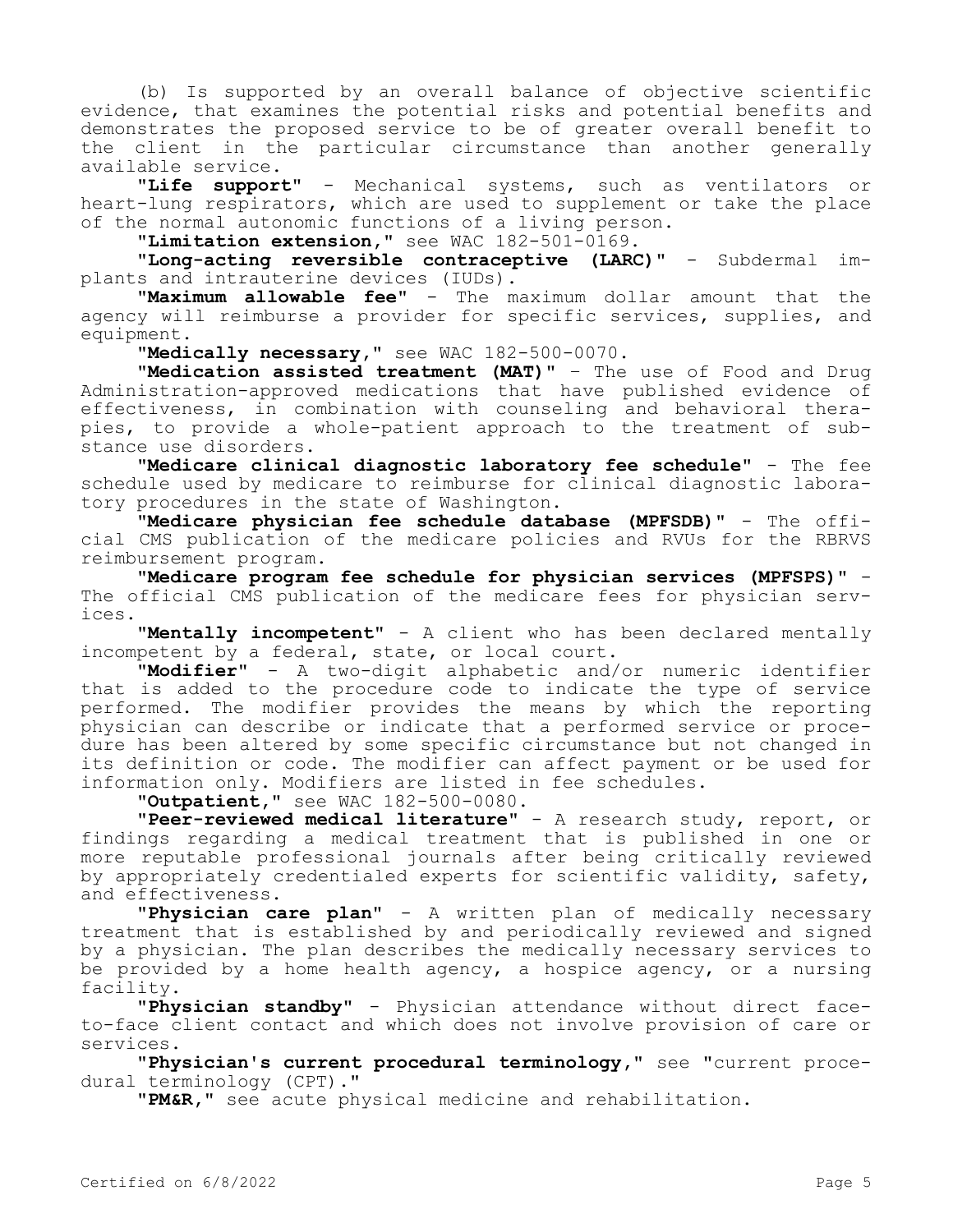(b) Is supported by an overall balance of objective scientific evidence, that examines the potential risks and potential benefits and demonstrates the proposed service to be of greater overall benefit to the client in the particular circumstance than another generally available service.

"**Life support**" - Mechanical systems, such as ventilators or heart-lung respirators, which are used to supplement or take the place of the normal autonomic functions of a living person.

"**Limitation extension**," see WAC 182-501-0169.

"**Long-acting reversible contraceptive (LARC)**" - Subdermal implants and intrauterine devices (IUDs).

"**Maximum allowable fee**" - The maximum dollar amount that the agency will reimburse a provider for specific services, supplies, and equipment.

"**Medically necessary**," see WAC 182-500-0070.

"**Medication assisted treatment (MAT)**" – The use of Food and Drug Administration-approved medications that have published evidence of effectiveness, in combination with counseling and behavioral therapies, to provide a whole-patient approach to the treatment of substance use disorders.

"**Medicare clinical diagnostic laboratory fee schedule**" - The fee schedule used by medicare to reimburse for clinical diagnostic laboratory procedures in the state of Washington.

"**Medicare physician fee schedule database (MPFSDB)**" - The official CMS publication of the medicare policies and RVUs for the RBRVS reimbursement program.

"**Medicare program fee schedule for physician services (MPFSPS)**" - The official CMS publication of the medicare fees for physician services.

"**Mentally incompetent**" - A client who has been declared mentally incompetent by a federal, state, or local court.

"**Modifier**" - A two-digit alphabetic and/or numeric identifier that is added to the procedure code to indicate the type of service performed. The modifier provides the means by which the reporting physician can describe or indicate that a performed service or procedure has been altered by some specific circumstance but not changed in its definition or code. The modifier can affect payment or be used for information only. Modifiers are listed in fee schedules.

"**Outpatient**," see WAC 182-500-0080.

"**Peer-reviewed medical literature**" - A research study, report, or findings regarding a medical treatment that is published in one or more reputable professional journals after being critically reviewed by appropriately credentialed experts for scientific validity, safety, and effectiveness.

"**Physician care plan**" - A written plan of medically necessary treatment that is established by and periodically reviewed and signed by a physician. The plan describes the medically necessary services to be provided by a home health agency, a hospice agency, or a nursing facility.

"**Physician standby**" - Physician attendance without direct face-to-face client contact and which does not involve provision of care or services.

"**Physician's current procedural terminology**," see "current procedural terminology (CPT)."

"**PM&R**," see acute physical medicine and rehabilitation.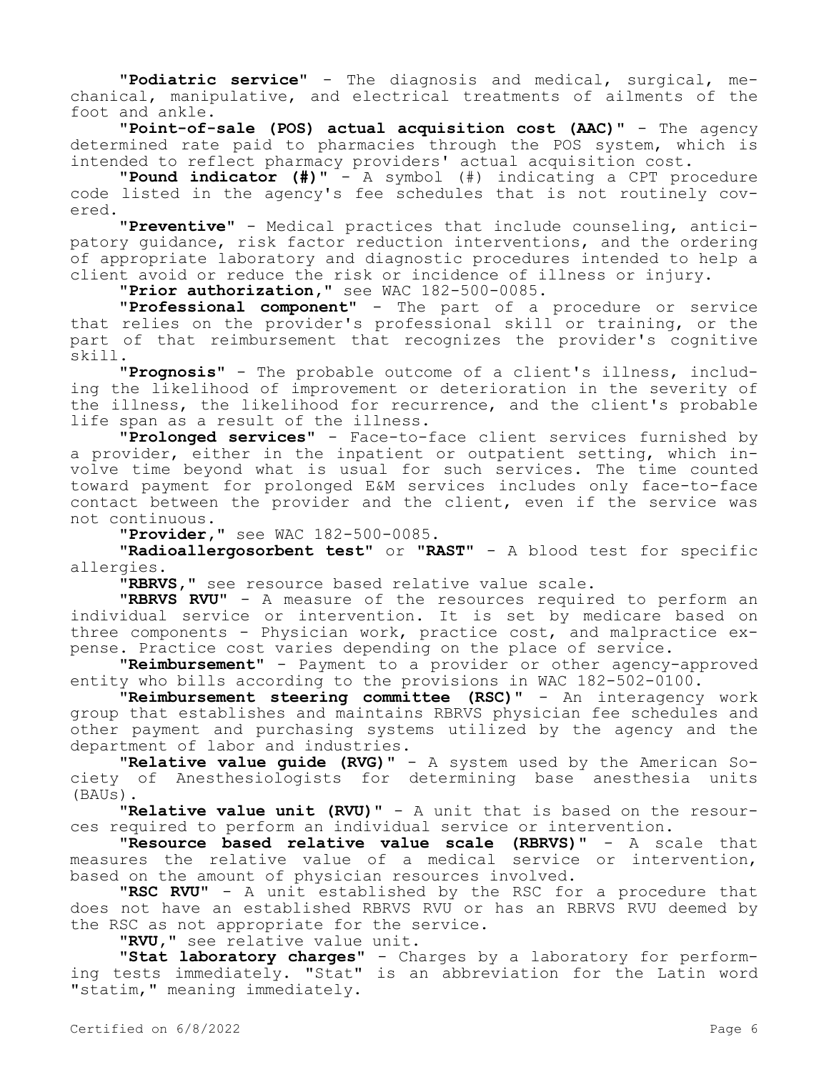"**Podiatric service**" - The diagnosis and medical, surgical, mechanical, manipulative, and electrical treatments of ailments of the foot and ankle.

"**Point-of-sale (POS) actual acquisition cost (AAC)**" - The agency determined rate paid to pharmacies through the POS system, which is intended to reflect pharmacy providers' actual acquisition cost.

"**Pound indicator (#)**" - A symbol (#) indicating a CPT procedure code listed in the agency's fee schedules that is not routinely covered.

"**Preventive**" - Medical practices that include counseling, anticipatory guidance, risk factor reduction interventions, and the ordering of appropriate laboratory and diagnostic procedures intended to help a client avoid or reduce the risk or incidence of illness or injury.

"**Prior authorization,**" see WAC 182-500-0085.

"**Professional component**" - The part of a procedure or service that relies on the provider's professional skill or training, or the part of that reimbursement that recognizes the provider's cognitive skill.

"**Prognosis**" - The probable outcome of a client's illness, including the likelihood of improvement or deterioration in the severity of the illness, the likelihood for recurrence, and the client's probable life span as a result of the illness.

"**Prolonged services**" - Face-to-face client services furnished by a provider, either in the inpatient or outpatient setting, which involve time beyond what is usual for such services. The time counted toward payment for prolonged E&M services includes only face-to-face contact between the provider and the client, even if the service was not continuous.

"**Provider,**" see WAC 182-500-0085.

"**Radioallergosorbent test**" or "**RAST**" - A blood test for specific allergies.

"**RBRVS,**" see resource based relative value scale.

"**RBRVS RVU**" - A measure of the resources required to perform an individual service or intervention. It is set by medicare based on three components - Physician work, practice cost, and malpractice expense. Practice cost varies depending on the place of service.

"**Reimbursement**" - Payment to a provider or other agency-approved entity who bills according to the provisions in WAC 182-502-0100.

"**Reimbursement steering committee (RSC)**" - An interagency work group that establishes and maintains RBRVS physician fee schedules and other payment and purchasing systems utilized by the agency and the department of labor and industries.

"**Relative value guide (RVG)**" - A system used by the American Society of Anesthesiologists for determining base anesthesia units (BAUs).

"**Relative value unit (RVU)**" - A unit that is based on the resources required to perform an individual service or intervention.

"**Resource based relative value scale (RBRVS)**" - A scale that measures the relative value of a medical service or intervention, based on the amount of physician resources involved.

"**RSC RVU**" - A unit established by the RSC for a procedure that does not have an established RBRVS RVU or has an RBRVS RVU deemed by the RSC as not appropriate for the service.

"**RVU,**" see relative value unit.

"**Stat laboratory charges**" - Charges by a laboratory for performing tests immediately. "Stat" is an abbreviation for the Latin word "statim," meaning immediately.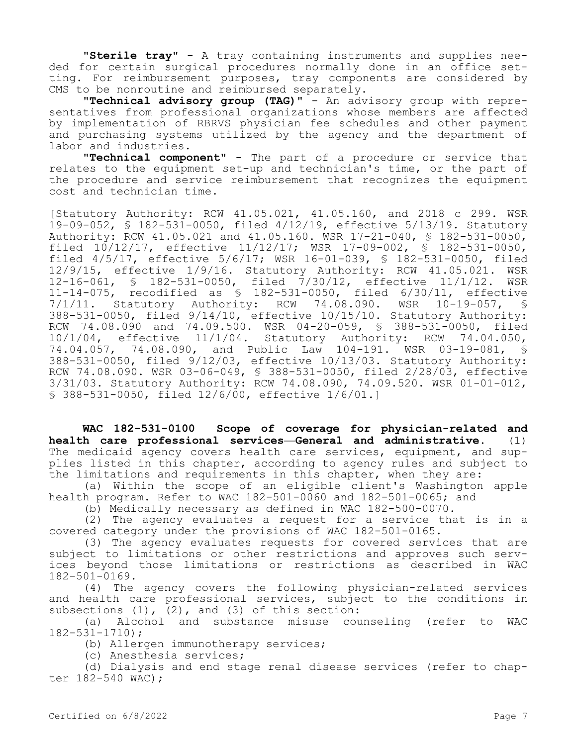**"Sterile tray"** - A tray containing instruments and supplies needed for certain surgical procedures normally done in an office setting. For reimbursement purposes, tray components are considered by CMS to be nonroutine and reimbursed separately.

**"Technical advisory group (TAG)"** - An advisory group with representatives from professional organizations whose members are affected by implementation of RBRVS physician fee schedules and other payment and purchasing systems utilized by the agency and the department of labor and industries.

**"Technical component"** - The part of a procedure or service that relates to the equipment set-up and technician's time, or the part of the procedure and service reimbursement that recognizes the equipment cost and technician time.

[Statutory Authority: RCW 41.05.021, 41.05.160, and 2018 c 299. WSR 19-09-052, § 182-531-0050, filed 4/12/19, effective 5/13/19. Statutory Authority: RCW 41.05.021 and 41.05.160. WSR 17-21-040, § 182-531-0050, filed 10/12/17, effective 11/12/17; WSR 17-09-002, § 182-531-0050, filed 4/5/17, effective 5/6/17; WSR 16-01-039, § 182-531-0050, filed 12/9/15, effective 1/9/16. Statutory Authority: RCW 41.05.021. WSR 12-16-061, § 182-531-0050, filed 7/30/12, effective 11/1/12. WSR 11-14-075, recodified as § 182-531-0050, filed 6/30/11, effective 7/1/11. Statutory Authority: RCW 74.08.090. WSR 10-19-057, § 388-531-0050, filed 9/14/10, effective 10/15/10. Statutory Authority: RCW 74.08.090 and 74.09.500. WSR 04-20-059, § 388-531-0050, filed 10/1/04, effective 11/1/04. Statutory Authority: RCW 74.04.050, 74.04.057, 74.08.090, and Public Law 104-191. WSR 03-19-081, § 388-531-0050, filed 9/12/03, effective 10/13/03. Statutory Authority: RCW 74.08.090. WSR 03-06-049, § 388-531-0050, filed 2/28/03, effective 3/31/03. Statutory Authority: RCW 74.08.090, 74.09.520. WSR 01-01-012, § 388-531-0050, filed 12/6/00, effective 1/6/01.]

**WAC 182-531-0100 Scope of coverage for physician-related and health care professional services—General and administrative.** (1) The medicaid agency covers health care services, equipment, and supplies listed in this chapter, according to agency rules and subject to the limitations and requirements in this chapter, when they are:

(a) Within the scope of an eligible client's Washington apple health program. Refer to WAC 182-501-0060 and 182-501-0065; and

(b) Medically necessary as defined in WAC 182-500-0070.

(2) The agency evaluates a request for a service that is in a covered category under the provisions of WAC 182-501-0165.

(3) The agency evaluates requests for covered services that are subject to limitations or other restrictions and approves such services beyond those limitations or restrictions as described in WAC 182-501-0169.

(4) The agency covers the following physician-related services and health care professional services, subject to the conditions in subsections (1), (2), and (3) of this section:

(a) Alcohol and substance misuse counseling (refer to WAC 182-531-1710);

(b) Allergen immunotherapy services;

(c) Anesthesia services;

(d) Dialysis and end stage renal disease services (refer to chapter 182-540 WAC);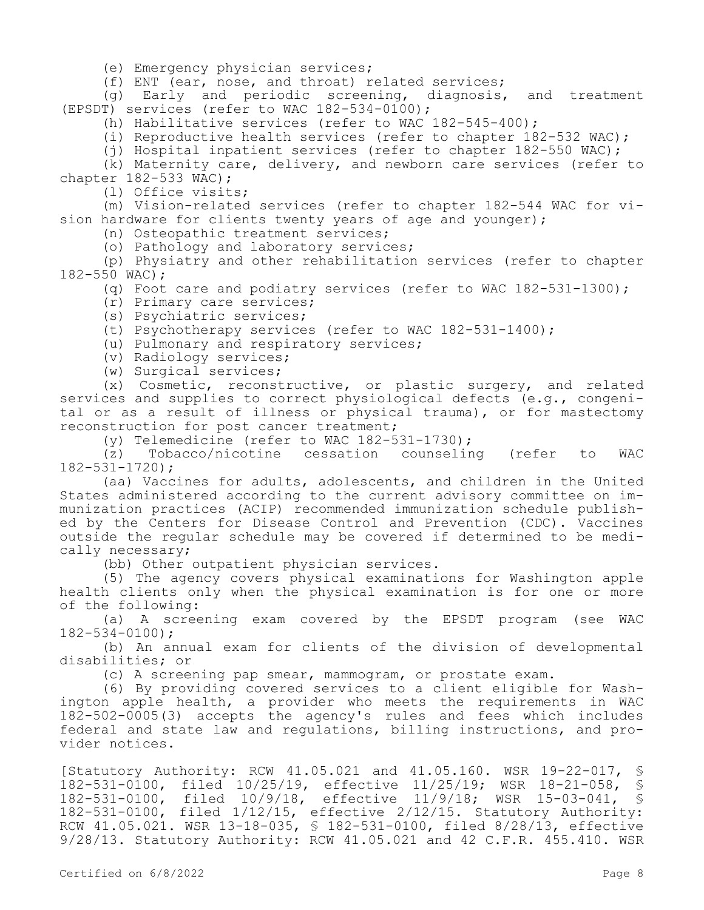(e) Emergency physician services;

(f) ENT (ear, nose, and throat) related services;

(g) Early and periodic screening, diagnosis, and treatment (EPSDT) services (refer to WAC 182-534-0100);

(h) Habilitative services (refer to WAC 182-545-400);

(i) Reproductive health services (refer to chapter 182-532 WAC);

(j) Hospital inpatient services (refer to chapter 182-550 WAC);

(k) Maternity care, delivery, and newborn care services (refer to chapter 182-533 WAC);

(l) Office visits;

(m) Vision-related services (refer to chapter 182-544 WAC for vision hardware for clients twenty years of age and younger);

(n) Osteopathic treatment services;

(o) Pathology and laboratory services;

(p) Physiatry and other rehabilitation services (refer to chapter 182-550 WAC);

(q) Foot care and podiatry services (refer to WAC 182-531-1300);

(r) Primary care services;

(s) Psychiatric services;

(t) Psychotherapy services (refer to WAC 182-531-1400);

(u) Pulmonary and respiratory services;

(v) Radiology services;

(w) Surgical services;

(x) Cosmetic, reconstructive, or plastic surgery, and related services and supplies to correct physiological defects (e.g., congenital or as a result of illness or physical trauma), or for mastectomy reconstruction for post cancer treatment;

(y) Telemedicine (refer to WAC 182-531-1730);

(z) Tobacco/nicotine cessation counseling (refer to WAC 182-531-1720);

(aa) Vaccines for adults, adolescents, and children in the United States administered according to the current advisory committee on immunization practices (ACIP) recommended immunization schedule published by the Centers for Disease Control and Prevention (CDC). Vaccines outside the regular schedule may be covered if determined to be medically necessary;

(bb) Other outpatient physician services.

(5) The agency covers physical examinations for Washington apple health clients only when the physical examination is for one or more of the following:

(a) A screening exam covered by the EPSDT program (see WAC 182-534-0100);

(b) An annual exam for clients of the division of developmental disabilities; or

(c) A screening pap smear, mammogram, or prostate exam.

(6) By providing covered services to a client eligible for Washington apple health, a provider who meets the requirements in WAC 182-502-0005(3) accepts the agency's rules and fees which includes federal and state law and regulations, billing instructions, and provider notices.

[Statutory Authority: RCW 41.05.021 and 41.05.160. WSR 19-22-017, § 182-531-0100, filed 10/25/19, effective 11/25/19; WSR 18-21-058, § 182-531-0100, filed 10/9/18, effective 11/9/18; WSR 15-03-041, § 182-531-0100, filed 1/12/15, effective 2/12/15. Statutory Authority: RCW 41.05.021. WSR 13-18-035, § 182-531-0100, filed 8/28/13, effective 9/28/13. Statutory Authority: RCW 41.05.021 and 42 C.F.R. 455.410. WSR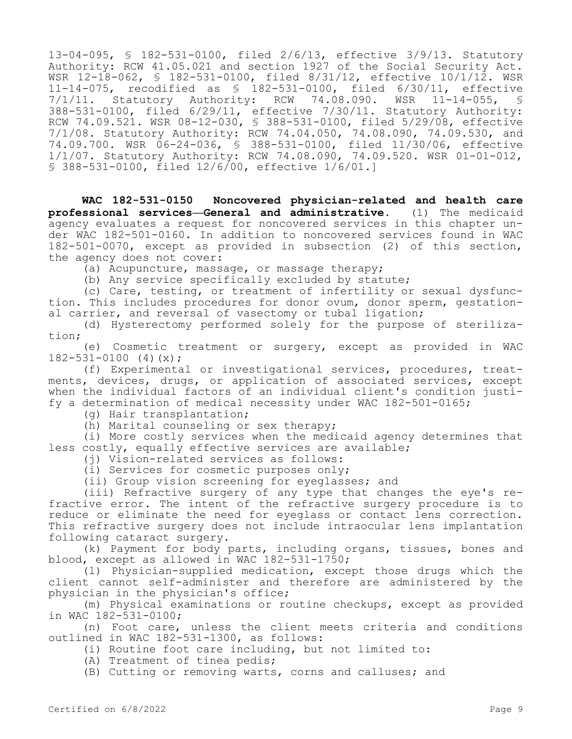13-04-095, § 182-531-0100, filed 2/6/13, effective 3/9/13. Statutory Authority: RCW 41.05.021 and section 1927 of the Social Security Act. WSR 12-18-062, § 182-531-0100, filed 8/31/12, effective 10/1/12. WSR 11-14-075, recodified as § 182-531-0100, filed 6/30/11, effective 7/1/11. Statutory Authority: RCW 74.08.090. WSR 11-14-055, § 388-531-0100, filed 6/29/11, effective 7/30/11. Statutory Authority: RCW 74.09.521. WSR 08-12-030, § 388-531-0100, filed 5/29/08, effective 7/1/08. Statutory Authority: RCW 74.04.050, 74.08.090, 74.09.530, and 74.09.700. WSR 06-24-036, § 388-531-0100, filed 11/30/06, effective 1/1/07. Statutory Authority: RCW 74.08.090, 74.09.520. WSR 01-01-012, § 388-531-0100, filed 12/6/00, effective 1/6/01.]

**WAC 182-531-0150 Noncovered physician-related and health care professional services—General and administrative.** (1) The medicaid agency evaluates a request for noncovered services in this chapter under WAC 182-501-0160. In addition to noncovered services found in WAC 182-501-0070, except as provided in subsection (2) of this section, the agency does not cover:

(a) Acupuncture, massage, or massage therapy;

(b) Any service specifically excluded by statute;

(c) Care, testing, or treatment of infertility or sexual dysfunction. This includes procedures for donor ovum, donor sperm, gestational carrier, and reversal of vasectomy or tubal ligation;

(d) Hysterectomy performed solely for the purpose of sterilization;

(e) Cosmetic treatment or surgery, except as provided in WAC 182-531-0100 (4)(x);

(f) Experimental or investigational services, procedures, treatments, devices, drugs, or application of associated services, except when the individual factors of an individual client's condition justify a determination of medical necessity under WAC 182-501-0165;

(g) Hair transplantation;

(h) Marital counseling or sex therapy;

(i) More costly services when the medicaid agency determines that less costly, equally effective services are available;

(j) Vision-related services as follows:

(i) Services for cosmetic purposes only;

(ii) Group vision screening for eyeglasses; and

(iii) Refractive surgery of any type that changes the eye's refractive error. The intent of the refractive surgery procedure is to reduce or eliminate the need for eyeglass or contact lens correction. This refractive surgery does not include intraocular lens implantation following cataract surgery.

(k) Payment for body parts, including organs, tissues, bones and blood, except as allowed in WAC 182-531-1750;

(l) Physician-supplied medication, except those drugs which the client cannot self-administer and therefore are administered by the physician in the physician's office;

(m) Physical examinations or routine checkups, except as provided in WAC 182-531-0100;

(n) Foot care, unless the client meets criteria and conditions outlined in WAC 182-531-1300, as follows:

(i) Routine foot care including, but not limited to:

(A) Treatment of tinea pedis;

(B) Cutting or removing warts, corns and calluses; and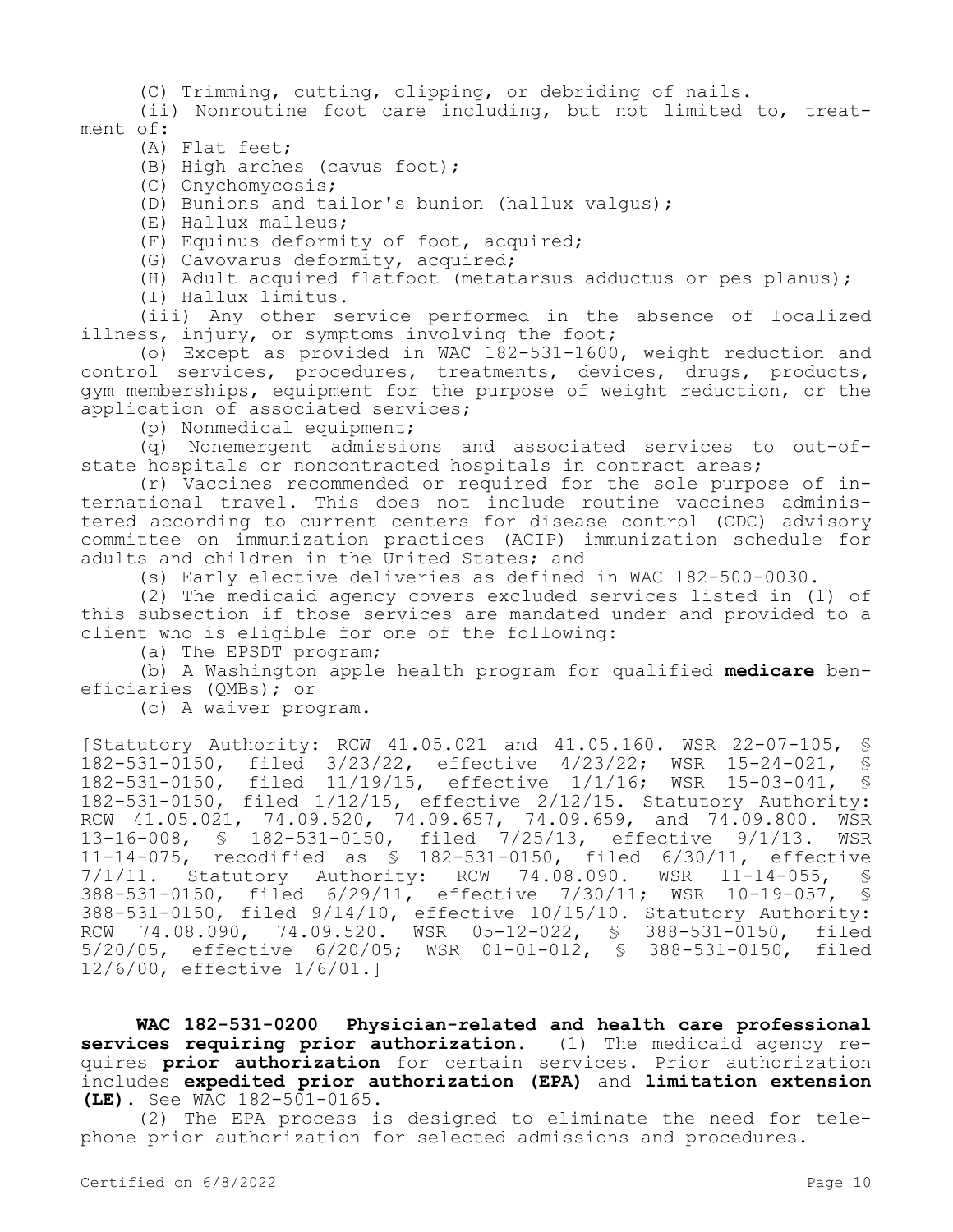(C) Trimming, cutting, clipping, or debriding of nails.

(ii) Nonroutine foot care including, but not limited to, treatment of:

(A) Flat feet;

(B) High arches (cavus foot);

(C) Onychomycosis;

(D) Bunions and tailor's bunion (hallux valgus);

(E) Hallux malleus;

(F) Equinus deformity of foot, acquired;

(G) Cavovarus deformity, acquired;

(H) Adult acquired flatfoot (metatarsus adductus or pes planus);

(I) Hallux limitus.

(iii) Any other service performed in the absence of localized illness, injury, or symptoms involving the foot;

(o) Except as provided in WAC 182-531-1600, weight reduction and control services, procedures, treatments, devices, drugs, products, gym memberships, equipment for the purpose of weight reduction, or the application of associated services;

(p) Nonmedical equipment;

(q) Nonemergent admissions and associated services to out-of-state hospitals or noncontracted hospitals in contract areas;

(r) Vaccines recommended or required for the sole purpose of international travel. This does not include routine vaccines administered according to current centers for disease control (CDC) advisory committee on immunization practices (ACIP) immunization schedule for adults and children in the United States; and

(s) Early elective deliveries as defined in WAC 182-500-0030.

(2) The medicaid agency covers excluded services listed in (1) of this subsection if those services are mandated under and provided to a client who is eligible for one of the following:

(a) The EPSDT program;

(b) A Washington apple health program for qualified **medicare** beneficiaries (QMBs); or

(c) A waiver program.

[Statutory Authority: RCW 41.05.021 and 41.05.160. WSR 22-07-105, § 182-531-0150, filed 3/23/22, effective 4/23/22; WSR 15-24-021, § 182-531-0150, filed 11/19/15, effective 1/1/16; WSR 15-03-041, § 182-531-0150, filed 1/12/15, effective 2/12/15. Statutory Authority: RCW 41.05.021, 74.09.520, 74.09.657, 74.09.659, and 74.09.800. WSR 13-16-008, § 182-531-0150, filed 7/25/13, effective 9/1/13. WSR 11-14-075, recodified as § 182-531-0150, filed 6/30/11, effective 7/1/11. Statutory Authority: RCW 74.08.090. WSR 11-14-055, § 388-531-0150, filed 6/29/11, effective 7/30/11; WSR 10-19-057, § 388-531-0150, filed 9/14/10, effective 10/15/10. Statutory Authority: RCW 74.08.090, 74.09.520. WSR 05-12-022, § 388-531-0150, filed 5/20/05, effective 6/20/05; WSR 01-01-012, § 388-531-0150, filed 12/6/00, effective 1/6/01.]

**WAC 182-531-0200 Physician-related and health care professional services requiring prior authorization.** (1) The medicaid agency requires **prior authorization** for certain services. Prior authorization includes **expedited prior authorization (EPA)** and **limitation extension (LE)**. See WAC 182-501-0165.

(2) The EPA process is designed to eliminate the need for telephone prior authorization for selected admissions and procedures.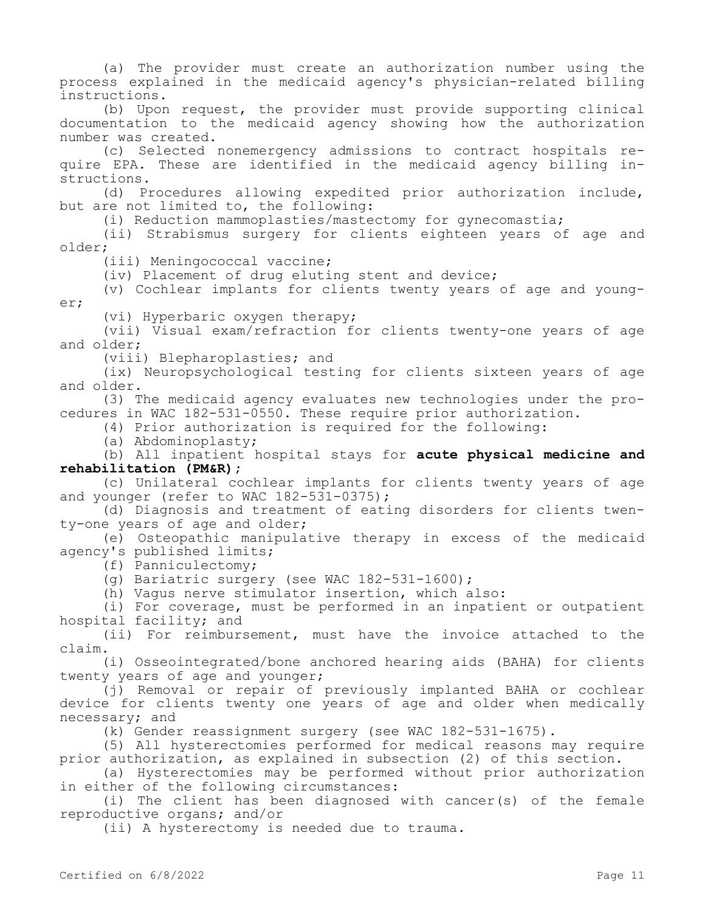(a) The provider must create an authorization number using the process explained in the medicaid agency's physician-related billing instructions.

(b) Upon request, the provider must provide supporting clinical documentation to the medicaid agency showing how the authorization number was created.

(c) Selected nonemergency admissions to contract hospitals require EPA. These are identified in the medicaid agency billing instructions.

(d) Procedures allowing expedited prior authorization include, but are not limited to, the following:

(i) Reduction mammoplasties/mastectomy for gynecomastia;

(ii) Strabismus surgery for clients eighteen years of age and older;

(iii) Meningococcal vaccine;

(iv) Placement of drug eluting stent and device;

(v) Cochlear implants for clients twenty years of age and younger;

(vi) Hyperbaric oxygen therapy;

(vii) Visual exam/refraction for clients twenty-one years of age and older;

(viii) Blepharoplasties; and

(ix) Neuropsychological testing for clients sixteen years of age and older.

(3) The medicaid agency evaluates new technologies under the procedures in WAC 182-531-0550. These require prior authorization.

(4) Prior authorization is required for the following:

(a) Abdominoplasty;

(b) All inpatient hospital stays for **acute physical medicine and rehabilitation (PM&R)**;

(c) Unilateral cochlear implants for clients twenty years of age and younger (refer to WAC 182-531-0375);

(d) Diagnosis and treatment of eating disorders for clients twenty-one years of age and older;

(e) Osteopathic manipulative therapy in excess of the medicaid agency's published limits;

(f) Panniculectomy;

(g) Bariatric surgery (see WAC 182-531-1600);

(h) Vagus nerve stimulator insertion, which also:

(i) For coverage, must be performed in an inpatient or outpatient hospital facility; and

(ii) For reimbursement, must have the invoice attached to the claim.

(i) Osseointegrated/bone anchored hearing aids (BAHA) for clients twenty years of age and younger;

(j) Removal or repair of previously implanted BAHA or cochlear device for clients twenty one years of age and older when medically necessary; and

(k) Gender reassignment surgery (see WAC 182-531-1675).

(5) All hysterectomies performed for medical reasons may require prior authorization, as explained in subsection (2) of this section.

(a) Hysterectomies may be performed without prior authorization in either of the following circumstances:

(i) The client has been diagnosed with cancer(s) of the female reproductive organs; and/or

(ii) A hysterectomy is needed due to trauma.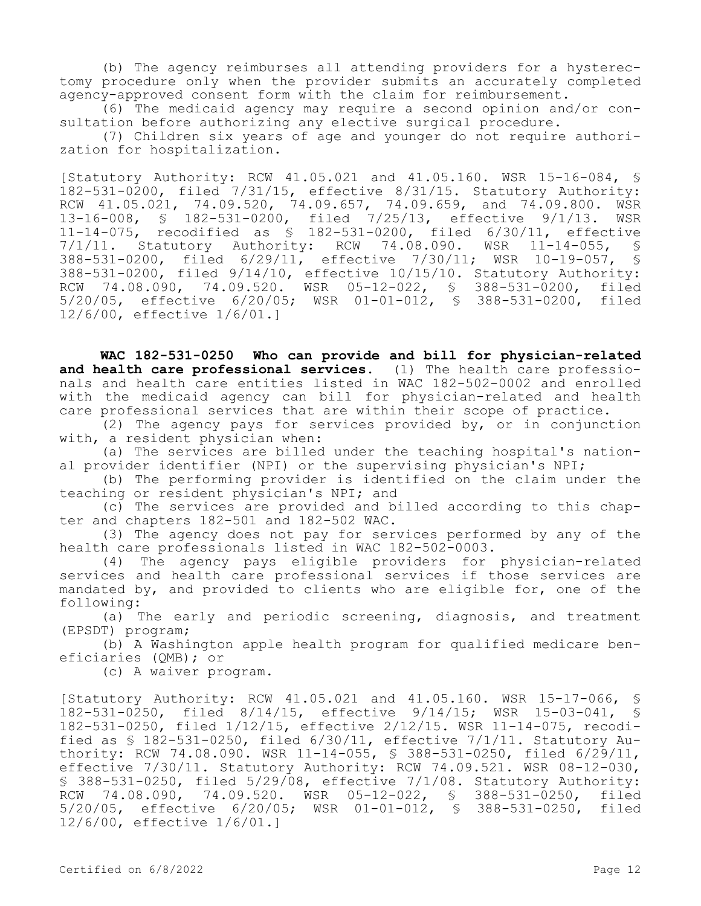(b) The agency reimburses all attending providers for a hysterectomy procedure only when the provider submits an accurately completed agency-approved consent form with the claim for reimbursement.

(6) The medicaid agency may require a second opinion and/or consultation before authorizing any elective surgical procedure.

(7) Children six years of age and younger do not require authorization for hospitalization.

[Statutory Authority: RCW 41.05.021 and 41.05.160. WSR 15-16-084, § 182-531-0200, filed 7/31/15, effective 8/31/15. Statutory Authority: RCW 41.05.021, 74.09.520, 74.09.657, 74.09.659, and 74.09.800. WSR 13-16-008, § 182-531-0200, filed 7/25/13, effective 9/1/13. WSR 11-14-075, recodified as § 182-531-0200, filed 6/30/11, effective 7/1/11. Statutory Authority: RCW 74.08.090. WSR 11-14-055, § 388-531-0200, filed 6/29/11, effective 7/30/11; WSR 10-19-057, § 388-531-0200, filed 9/14/10, effective 10/15/10. Statutory Authority: RCW 74.08.090, 74.09.520. WSR 05-12-022, § 388-531-0200, filed 5/20/05, effective 6/20/05; WSR 01-01-012, § 388-531-0200, filed 12/6/00, effective 1/6/01.]

**WAC 182-531-0250 Who can provide and bill for physician-related and health care professional services.** (1) The health care professionals and health care entities listed in WAC 182-502-0002 and enrolled with the medicaid agency can bill for physician-related and health care professional services that are within their scope of practice.

(2) The agency pays for services provided by, or in conjunction with, a resident physician when:

(a) The services are billed under the teaching hospital's national provider identifier (NPI) or the supervising physician's NPI;

(b) The performing provider is identified on the claim under the teaching or resident physician's NPI; and

(c) The services are provided and billed according to this chapter and chapters 182-501 and 182-502 WAC.

(3) The agency does not pay for services performed by any of the health care professionals listed in WAC 182-502-0003.

(4) The agency pays eligible providers for physician-related services and health care professional services if those services are mandated by, and provided to clients who are eligible for, one of the following:

(a) The early and periodic screening, diagnosis, and treatment (EPSDT) program;

(b) A Washington apple health program for qualified medicare beneficiaries (QMB); or

(c) A waiver program.

[Statutory Authority: RCW 41.05.021 and 41.05.160. WSR 15-17-066, § 182-531-0250, filed 8/14/15, effective 9/14/15; WSR 15-03-041, § 182-531-0250, filed 1/12/15, effective 2/12/15. WSR 11-14-075, recodified as § 182-531-0250, filed 6/30/11, effective 7/1/11. Statutory Authority: RCW 74.08.090. WSR 11-14-055, § 388-531-0250, filed 6/29/11, effective 7/30/11. Statutory Authority: RCW 74.09.521. WSR 08-12-030, § 388-531-0250, filed 5/29/08, effective 7/1/08. Statutory Authority: RCW 74.08.090, 74.09.520. WSR 05-12-022, § 388-531-0250, filed 5/20/05, effective 6/20/05; WSR 01-01-012, § 388-531-0250, filed 12/6/00, effective 1/6/01.]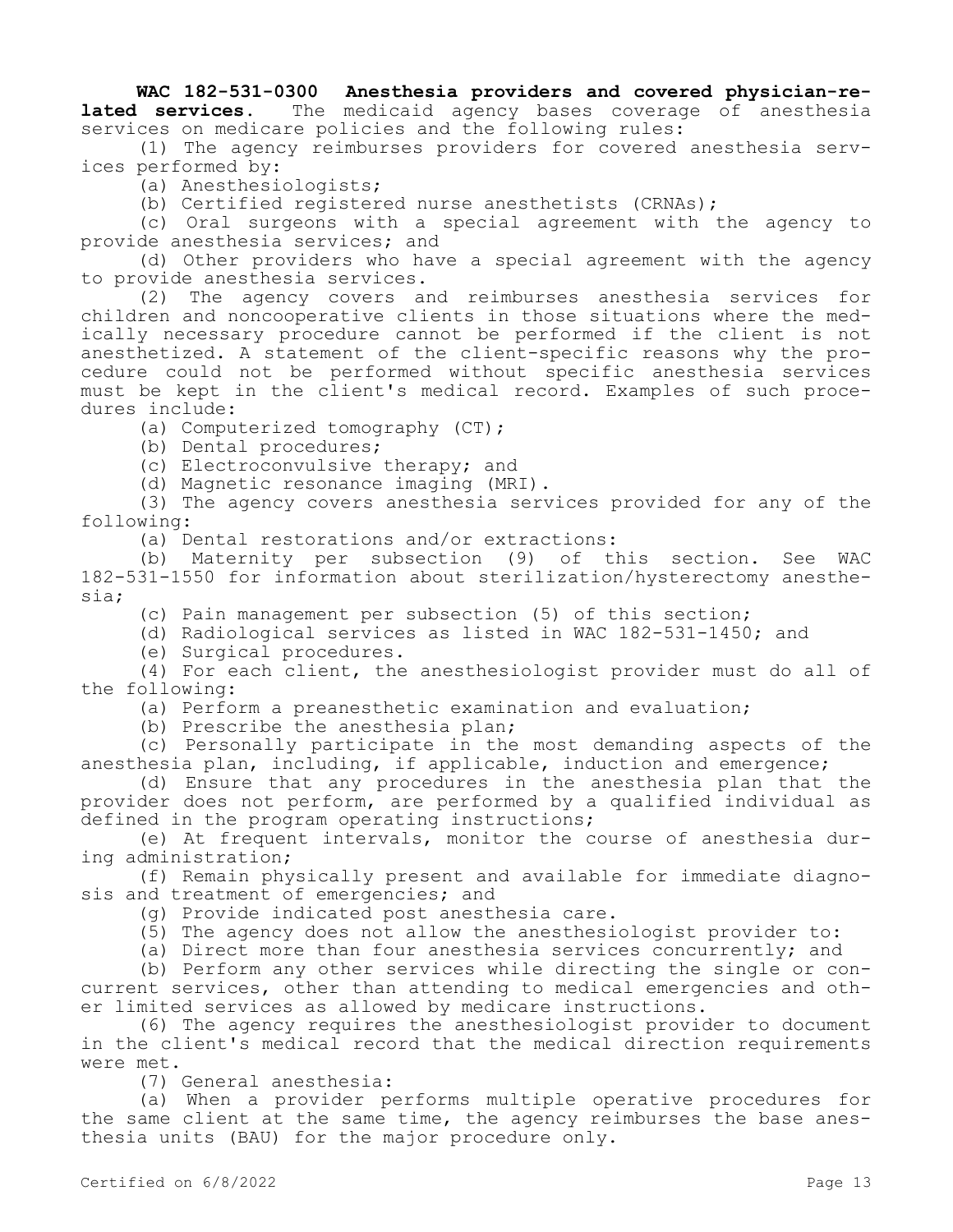**WAC 182-531-0300 Anesthesia providers and covered physician-related services.** The medicaid agency bases coverage of anesthesia services on medicare policies and the following rules:

(1) The agency reimburses providers for covered anesthesia services performed by:

(a) Anesthesiologists;

(b) Certified registered nurse anesthetists (CRNAs);

(c) Oral surgeons with a special agreement with the agency to provide anesthesia services; and

(d) Other providers who have a special agreement with the agency to provide anesthesia services.

(2) The agency covers and reimburses anesthesia services for children and noncooperative clients in those situations where the medically necessary procedure cannot be performed if the client is not anesthetized. A statement of the client-specific reasons why the procedure could not be performed without specific anesthesia services must be kept in the client's medical record. Examples of such procedures include:

(a) Computerized tomography (CT);

(b) Dental procedures;

(c) Electroconvulsive therapy; and

(d) Magnetic resonance imaging (MRI).

(3) The agency covers anesthesia services provided for any of the following:

(a) Dental restorations and/or extractions:

(b) Maternity per subsection (9) of this section. See WAC 182-531-1550 for information about sterilization/hysterectomy anesthesia;

(c) Pain management per subsection (5) of this section;

(d) Radiological services as listed in WAC 182-531-1450; and

(e) Surgical procedures.

(4) For each client, the anesthesiologist provider must do all of the following:

(a) Perform a preanesthetic examination and evaluation;

(b) Prescribe the anesthesia plan;

(c) Personally participate in the most demanding aspects of the anesthesia plan, including, if applicable, induction and emergence;

(d) Ensure that any procedures in the anesthesia plan that the provider does not perform, are performed by a qualified individual as defined in the program operating instructions;

(e) At frequent intervals, monitor the course of anesthesia during administration;

(f) Remain physically present and available for immediate diagnosis and treatment of emergencies; and

(g) Provide indicated post anesthesia care.

(5) The agency does not allow the anesthesiologist provider to:

(a) Direct more than four anesthesia services concurrently; and

(b) Perform any other services while directing the single or concurrent services, other than attending to medical emergencies and other limited services as allowed by medicare instructions.

(6) The agency requires the anesthesiologist provider to document in the client's medical record that the medical direction requirements were met.

(7) General anesthesia:

(a) When a provider performs multiple operative procedures for the same client at the same time, the agency reimburses the base anesthesia units (BAU) for the major procedure only.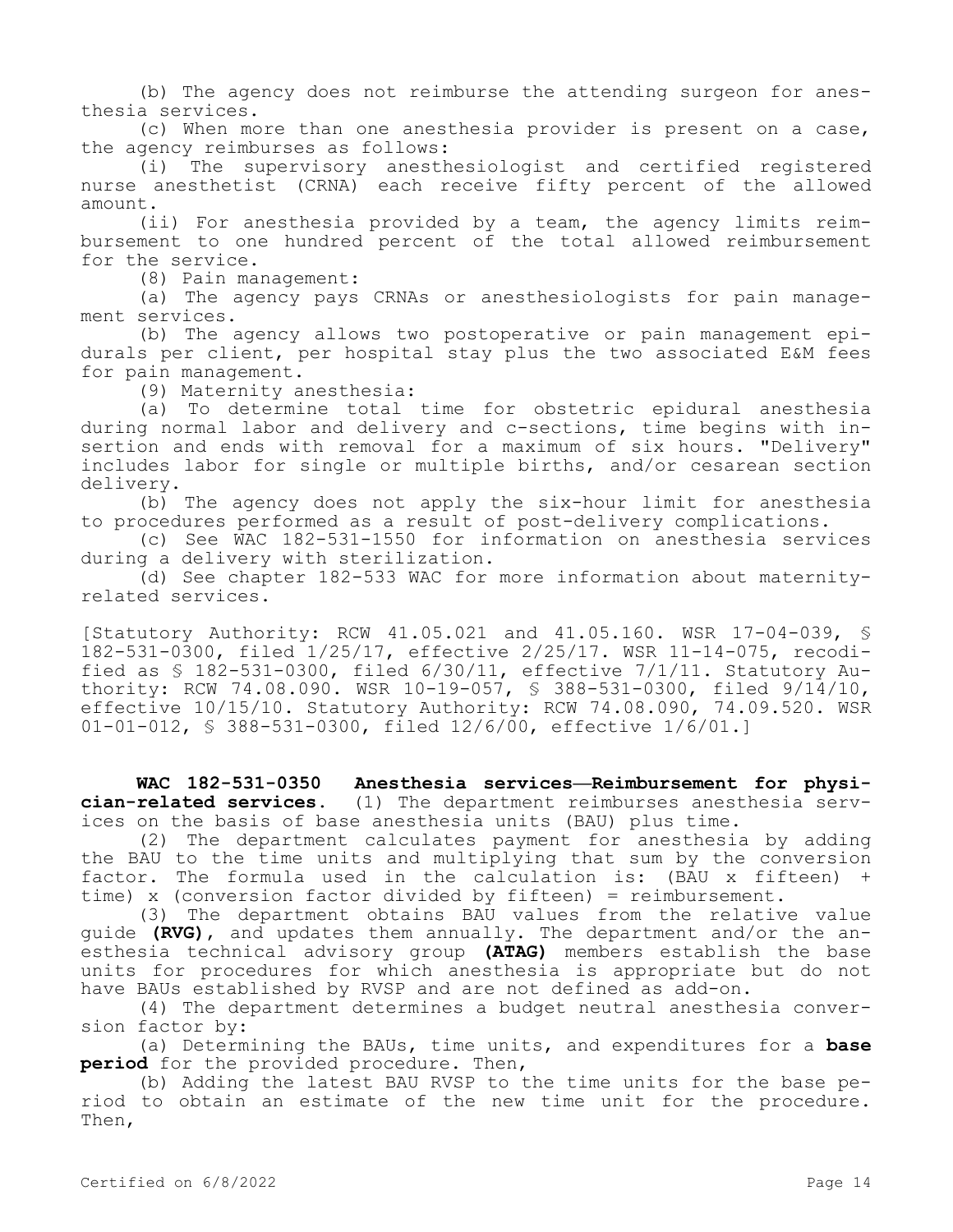(b) The agency does not reimburse the attending surgeon for anesthesia services.

(c) When more than one anesthesia provider is present on a case, the agency reimburses as follows:

(i) The supervisory anesthesiologist and certified registered nurse anesthetist (CRNA) each receive fifty percent of the allowed amount.

(ii) For anesthesia provided by a team, the agency limits reimbursement to one hundred percent of the total allowed reimbursement for the service.

(8) Pain management:

(a) The agency pays CRNAs or anesthesiologists for pain management services.

(b) The agency allows two postoperative or pain management epidurals per client, per hospital stay plus the two associated E&M fees for pain management.

(9) Maternity anesthesia:

(a) To determine total time for obstetric epidural anesthesia during normal labor and delivery and c-sections, time begins with insertion and ends with removal for a maximum of six hours. "Delivery" includes labor for single or multiple births, and/or cesarean section delivery.

(b) The agency does not apply the six-hour limit for anesthesia to procedures performed as a result of post-delivery complications.

(c) See WAC 182-531-1550 for information on anesthesia services during a delivery with sterilization.

(d) See chapter 182-533 WAC for more information about maternity-related services.

[Statutory Authority: RCW 41.05.021 and 41.05.160. WSR 17-04-039, § 182-531-0300, filed 1/25/17, effective 2/25/17. WSR 11-14-075, recodified as § 182-531-0300, filed 6/30/11, effective 7/1/11. Statutory Authority: RCW 74.08.090. WSR 10-19-057, § 388-531-0300, filed 9/14/10, effective 10/15/10. Statutory Authority: RCW 74.08.090, 74.09.520. WSR 01-01-012, § 388-531-0300, filed 12/6/00, effective 1/6/01.]

**WAC 182-531-0350 Anesthesia services—Reimbursement for physician-related services.** (1) The department reimburses anesthesia services on the basis of base anesthesia units (BAU) plus time.

(2) The department calculates payment for anesthesia by adding the BAU to the time units and multiplying that sum by the conversion factor. The formula used in the calculation is: (BAU x fifteen) + time) x (conversion factor divided by fifteen) = reimbursement.

(3) The department obtains BAU values from the relative value guide **(RVG)**, and updates them annually. The department and/or the anesthesia technical advisory group **(ATAG)** members establish the base units for procedures for which anesthesia is appropriate but do not have BAUs established by RVSP and are not defined as add-on.

(4) The department determines a budget neutral anesthesia conversion factor by:

(a) Determining the BAUs, time units, and expenditures for a **base period** for the provided procedure. Then,

(b) Adding the latest BAU RVSP to the time units for the base period to obtain an estimate of the new time unit for the procedure. Then,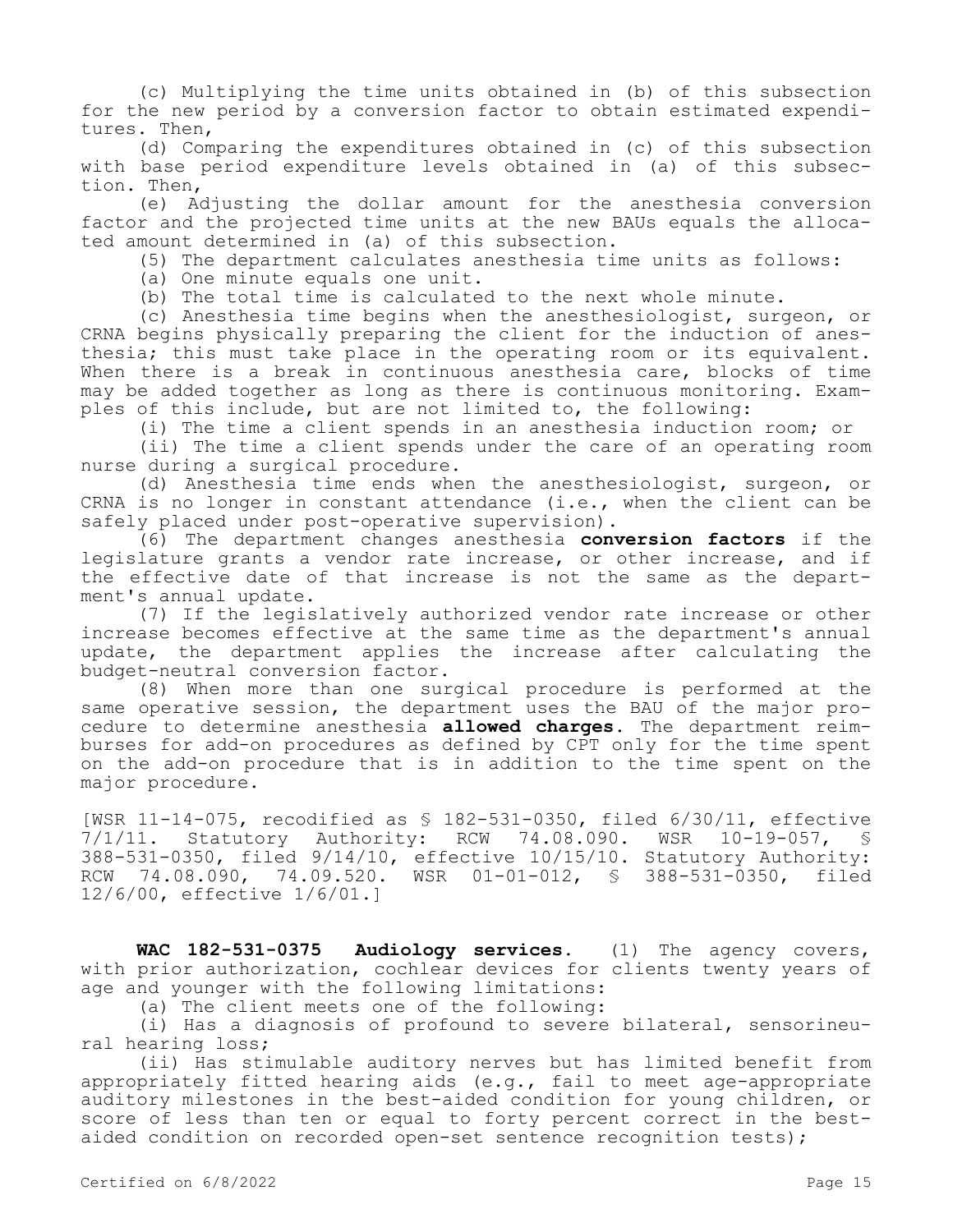(c) Multiplying the time units obtained in (b) of this subsection for the new period by a conversion factor to obtain estimated expenditures. Then,

(d) Comparing the expenditures obtained in (c) of this subsection with base period expenditure levels obtained in (a) of this subsection. Then,

(e) Adjusting the dollar amount for the anesthesia conversion factor and the projected time units at the new BAUs equals the allocated amount determined in (a) of this subsection.

(5) The department calculates anesthesia time units as follows:

(a) One minute equals one unit.

(b) The total time is calculated to the next whole minute.

(c) Anesthesia time begins when the anesthesiologist, surgeon, or CRNA begins physically preparing the client for the induction of anesthesia; this must take place in the operating room or its equivalent. When there is a break in continuous anesthesia care, blocks of time may be added together as long as there is continuous monitoring. Examples of this include, but are not limited to, the following:

(i) The time a client spends in an anesthesia induction room; or

(ii) The time a client spends under the care of an operating room nurse during a surgical procedure.

(d) Anesthesia time ends when the anesthesiologist, surgeon, or CRNA is no longer in constant attendance (i.e., when the client can be safely placed under post-operative supervision).

(6) The department changes anesthesia **conversion factors** if the legislature grants a vendor rate increase, or other increase, and if the effective date of that increase is not the same as the department's annual update.

(7) If the legislatively authorized vendor rate increase or other increase becomes effective at the same time as the department's annual update, the department applies the increase after calculating the budget-neutral conversion factor.

(8) When more than one surgical procedure is performed at the same operative session, the department uses the BAU of the major procedure to determine anesthesia **allowed charges**. The department reimburses for add-on procedures as defined by CPT only for the time spent on the add-on procedure that is in addition to the time spent on the major procedure.

[WSR 11-14-075, recodified as § 182-531-0350, filed 6/30/11, effective 7/1/11. Statutory Authority: RCW 74.08.090. WSR 10-19-057, § 388-531-0350, filed 9/14/10, effective 10/15/10. Statutory Authority: RCW 74.08.090, 74.09.520. WSR 01-01-012, § 388-531-0350, filed 12/6/00, effective 1/6/01.]

**WAC 182-531-0375 Audiology services.** (1) The agency covers, with prior authorization, cochlear devices for clients twenty years of age and younger with the following limitations:

(a) The client meets one of the following:

(i) Has a diagnosis of profound to severe bilateral, sensorineural hearing loss;

(ii) Has stimulable auditory nerves but has limited benefit from appropriately fitted hearing aids (e.g., fail to meet age-appropriate auditory milestones in the best-aided condition for young children, or score of less than ten or equal to forty percent correct in the best-aided condition on recorded open-set sentence recognition tests);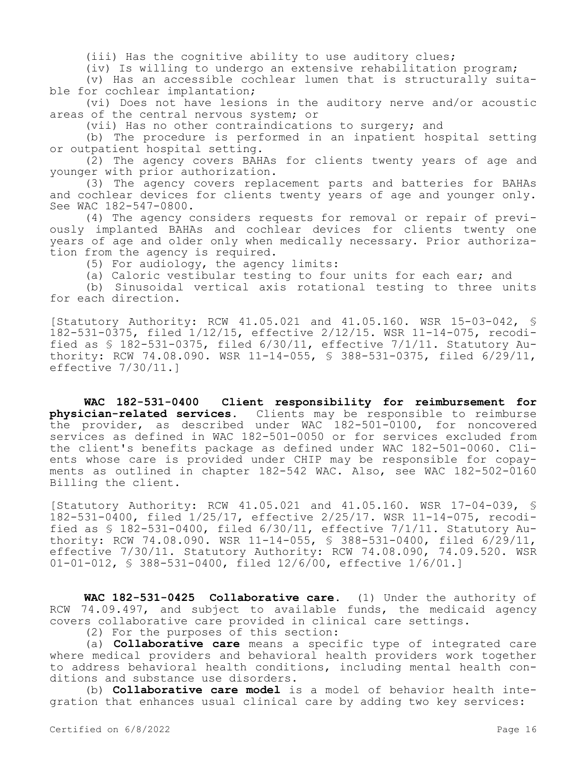(iii) Has the cognitive ability to use auditory clues;

(iv) Is willing to undergo an extensive rehabilitation program;

(v) Has an accessible cochlear lumen that is structurally suitable for cochlear implantation;

(vi) Does not have lesions in the auditory nerve and/or acoustic areas of the central nervous system; or

(vii) Has no other contraindications to surgery; and

(b) The procedure is performed in an inpatient hospital setting or outpatient hospital setting.

(2) The agency covers BAHAs for clients twenty years of age and younger with prior authorization.

(3) The agency covers replacement parts and batteries for BAHAs and cochlear devices for clients twenty years of age and younger only. See WAC 182-547-0800.

(4) The agency considers requests for removal or repair of previously implanted BAHAs and cochlear devices for clients twenty one years of age and older only when medically necessary. Prior authorization from the agency is required.

(5) For audiology, the agency limits:

(a) Caloric vestibular testing to four units for each ear; and

(b) Sinusoidal vertical axis rotational testing to three units for each direction.

[Statutory Authority: RCW 41.05.021 and 41.05.160. WSR 15-03-042, § 182-531-0375, filed 1/12/15, effective 2/12/15. WSR 11-14-075, recodified as § 182-531-0375, filed 6/30/11, effective 7/1/11. Statutory Authority: RCW 74.08.090. WSR 11-14-055, § 388-531-0375, filed 6/29/11, effective 7/30/11.]

**WAC 182-531-0400 Client responsibility for reimbursement for physician-related services.** Clients may be responsible to reimburse the provider, as described under WAC 182-501-0100, for noncovered services as defined in WAC 182-501-0050 or for services excluded from the client's benefits package as defined under WAC 182-501-0060. Clients whose care is provided under CHIP may be responsible for copayments as outlined in chapter 182-542 WAC. Also, see WAC 182-502-0160 Billing the client.

[Statutory Authority: RCW 41.05.021 and 41.05.160. WSR 17-04-039, § 182-531-0400, filed 1/25/17, effective 2/25/17. WSR 11-14-075, recodified as § 182-531-0400, filed 6/30/11, effective 7/1/11. Statutory Authority: RCW 74.08.090. WSR 11-14-055, § 388-531-0400, filed 6/29/11, effective 7/30/11. Statutory Authority: RCW 74.08.090, 74.09.520. WSR 01-01-012, § 388-531-0400, filed 12/6/00, effective 1/6/01.]

**WAC 182-531-0425 Collaborative care.** (1) Under the authority of RCW 74.09.497, and subject to available funds, the medicaid agency covers collaborative care provided in clinical care settings.

(2) For the purposes of this section:

(a) **Collaborative care** means a specific type of integrated care where medical providers and behavioral health providers work together to address behavioral health conditions, including mental health conditions and substance use disorders.

(b) **Collaborative care model** is a model of behavior health integration that enhances usual clinical care by adding two key services: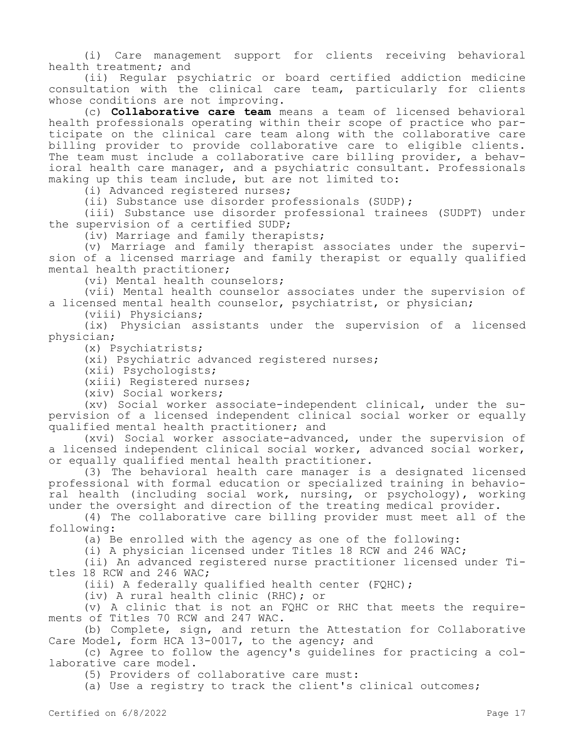(i) Care management support for clients receiving behavioral health treatment; and

(ii) Regular psychiatric or board certified addiction medicine consultation with the clinical care team, particularly for clients whose conditions are not improving.

(c) **Collaborative care team** means a team of licensed behavioral health professionals operating within their scope of practice who participate on the clinical care team along with the collaborative care billing provider to provide collaborative care to eligible clients. The team must include a collaborative care billing provider, a behavioral health care manager, and a psychiatric consultant. Professionals making up this team include, but are not limited to:

(i) Advanced registered nurses;

(ii) Substance use disorder professionals (SUDP);

(iii) Substance use disorder professional trainees (SUDPT) under the supervision of a certified SUDP;

(iv) Marriage and family therapists;

(v) Marriage and family therapist associates under the supervision of a licensed marriage and family therapist or equally qualified mental health practitioner;

(vi) Mental health counselors;

(vii) Mental health counselor associates under the supervision of a licensed mental health counselor, psychiatrist, or physician;

(viii) Physicians;

(ix) Physician assistants under the supervision of a licensed physician;

(x) Psychiatrists;

(xi) Psychiatric advanced registered nurses;

(xii) Psychologists;

(xiii) Registered nurses;

(xiv) Social workers;

(xv) Social worker associate-independent clinical, under the supervision of a licensed independent clinical social worker or equally qualified mental health practitioner; and

(xvi) Social worker associate-advanced, under the supervision of a licensed independent clinical social worker, advanced social worker, or equally qualified mental health practitioner.

(3) The behavioral health care manager is a designated licensed professional with formal education or specialized training in behavioral health (including social work, nursing, or psychology), working under the oversight and direction of the treating medical provider.

(4) The collaborative care billing provider must meet all of the following:

(a) Be enrolled with the agency as one of the following:

(i) A physician licensed under Titles 18 RCW and 246 WAC;

(ii) An advanced registered nurse practitioner licensed under Titles 18 RCW and 246 WAC;

(iii) A federally qualified health center (FQHC);

(iv) A rural health clinic (RHC); or

(v) A clinic that is not an FQHC or RHC that meets the requirements of Titles 70 RCW and 247 WAC.

(b) Complete, sign, and return the Attestation for Collaborative Care Model, form HCA 13-0017, to the agency; and

(c) Agree to follow the agency's guidelines for practicing a collaborative care model.

(5) Providers of collaborative care must:

(a) Use a registry to track the client's clinical outcomes;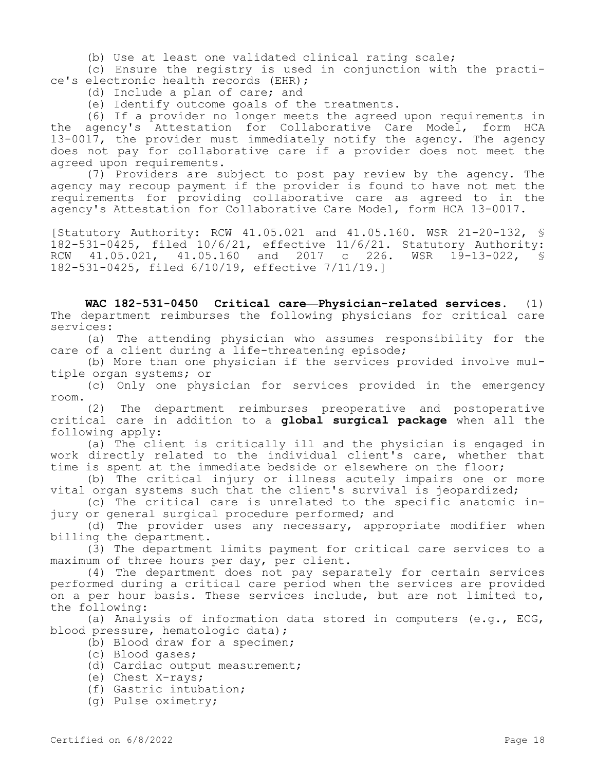(b) Use at least one validated clinical rating scale;

(c) Ensure the registry is used in conjunction with the practice's electronic health records (EHR);

(d) Include a plan of care; and

(e) Identify outcome goals of the treatments.

(6) If a provider no longer meets the agreed upon requirements in the agency's Attestation for Collaborative Care Model, form HCA 13-0017, the provider must immediately notify the agency. The agency does not pay for collaborative care if a provider does not meet the agreed upon requirements.

(7) Providers are subject to post pay review by the agency. The agency may recoup payment if the provider is found to have not met the requirements for providing collaborative care as agreed to in the agency's Attestation for Collaborative Care Model, form HCA 13-0017.

[Statutory Authority: RCW 41.05.021 and 41.05.160. WSR 21-20-132, § 182-531-0425, filed 10/6/21, effective 11/6/21. Statutory Authority: RCW 41.05.021, 41.05.160 and 2017 c 226. WSR 19-13-022, § 182-531-0425, filed 6/10/19, effective 7/11/19.]

**WAC 182-531-0450 Critical care—Physician-related services.** (1) The department reimburses the following physicians for critical care services:

(a) The attending physician who assumes responsibility for the care of a client during a life-threatening episode;

(b) More than one physician if the services provided involve multiple organ systems; or

(c) Only one physician for services provided in the emergency room.

(2) The department reimburses preoperative and postoperative critical care in addition to a **global surgical package** when all the following apply:

(a) The client is critically ill and the physician is engaged in work directly related to the individual client's care, whether that time is spent at the immediate bedside or elsewhere on the floor;

(b) The critical injury or illness acutely impairs one or more vital organ systems such that the client's survival is jeopardized;

(c) The critical care is unrelated to the specific anatomic injury or general surgical procedure performed; and

(d) The provider uses any necessary, appropriate modifier when billing the department.

(3) The department limits payment for critical care services to a maximum of three hours per day, per client.

(4) The department does not pay separately for certain services performed during a critical care period when the services are provided on a per hour basis. These services include, but are not limited to, the following:

(a) Analysis of information data stored in computers (e.g., ECG, blood pressure, hematologic data);

(b) Blood draw for a specimen;

(c) Blood gases;

(d) Cardiac output measurement;

(e) Chest X-rays;

(f) Gastric intubation;

(g) Pulse oximetry;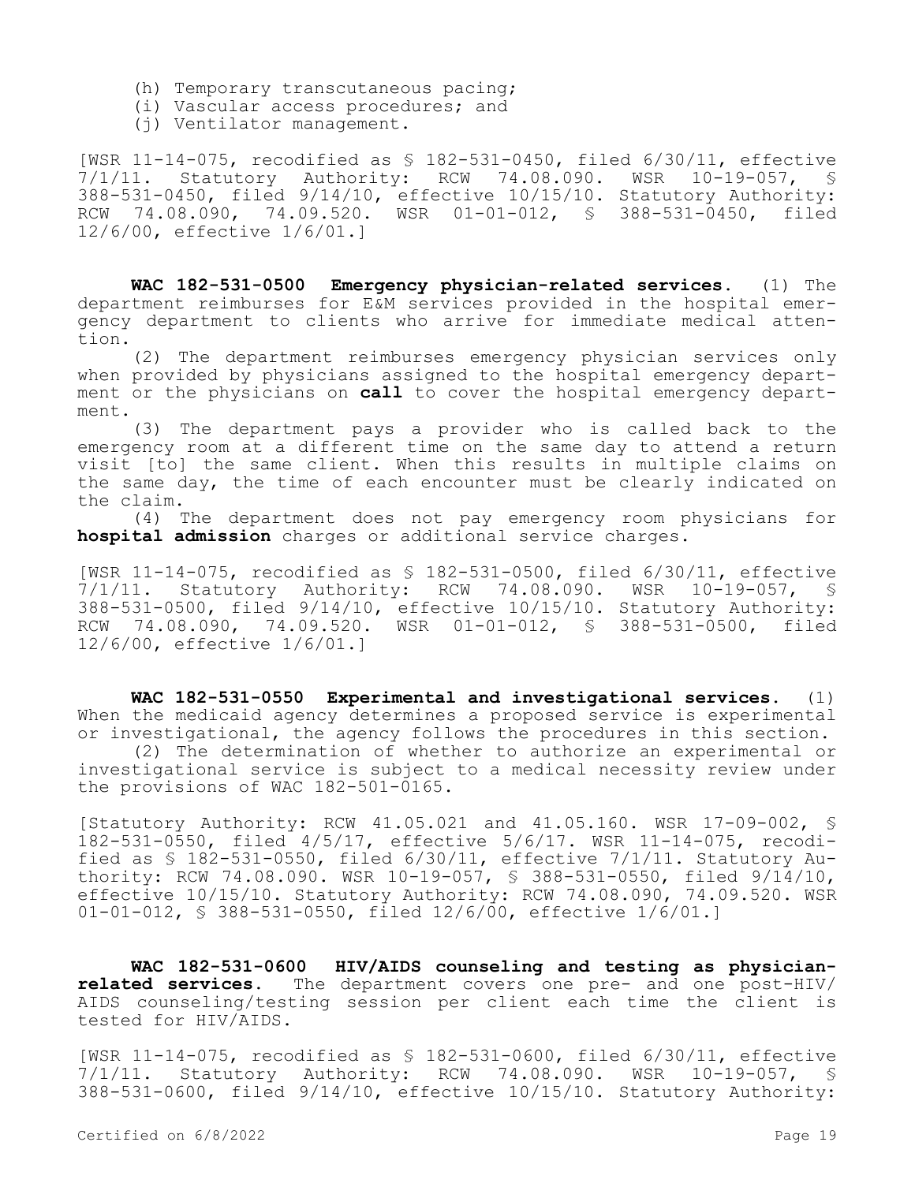(h) Temporary transcutaneous pacing;

(i) Vascular access procedures; and

(j) Ventilator management.

[WSR 11-14-075, recodified as § 182-531-0450, filed 6/30/11, effective 7/1/11. Statutory Authority: RCW 74.08.090. WSR 10-19-057, § 388-531-0450, filed 9/14/10, effective 10/15/10. Statutory Authority: RCW 74.08.090, 74.09.520. WSR 01-01-012, § 388-531-0450, filed 12/6/00, effective 1/6/01.]

**WAC 182-531-0500 Emergency physician-related services.** (1) The department reimburses for E&M services provided in the hospital emergency department to clients who arrive for immediate medical attention.

(2) The department reimburses emergency physician services only when provided by physicians assigned to the hospital emergency department or the physicians on **call** to cover the hospital emergency department.

(3) The department pays a provider who is called back to the emergency room at a different time on the same day to attend a return visit [to] the same client. When this results in multiple claims on the same day, the time of each encounter must be clearly indicated on the claim.

(4) The department does not pay emergency room physicians for **hospital admission** charges or additional service charges.

[WSR 11-14-075, recodified as § 182-531-0500, filed 6/30/11, effective 7/1/11. Statutory Authority: RCW 74.08.090. WSR 10-19-057, § 388-531-0500, filed 9/14/10, effective 10/15/10. Statutory Authority: RCW 74.08.090, 74.09.520. WSR 01-01-012, § 388-531-0500, filed 12/6/00, effective 1/6/01.]

**WAC 182-531-0550 Experimental and investigational services.** (1) When the medicaid agency determines a proposed service is experimental or investigational, the agency follows the procedures in this section.

(2) The determination of whether to authorize an experimental or investigational service is subject to a medical necessity review under the provisions of WAC 182-501-0165.

[Statutory Authority: RCW 41.05.021 and 41.05.160. WSR 17-09-002, § 182-531-0550, filed 4/5/17, effective 5/6/17. WSR 11-14-075, recodified as § 182-531-0550, filed 6/30/11, effective 7/1/11. Statutory Authority: RCW 74.08.090. WSR 10-19-057, § 388-531-0550, filed 9/14/10, effective 10/15/10. Statutory Authority: RCW 74.08.090, 74.09.520. WSR 01-01-012, § 388-531-0550, filed 12/6/00, effective 1/6/01.]

**WAC 182-531-0600 HIV/AIDS counseling and testing as physician-related services.** The department covers one pre- and one post-HIV/AIDS counseling/testing session per client each time the client is tested for HIV/AIDS.

[WSR 11-14-075, recodified as § 182-531-0600, filed 6/30/11, effective 7/1/11. Statutory Authority: RCW 74.08.090. WSR 10-19-057, § 388-531-0600, filed 9/14/10, effective 10/15/10. Statutory Authority: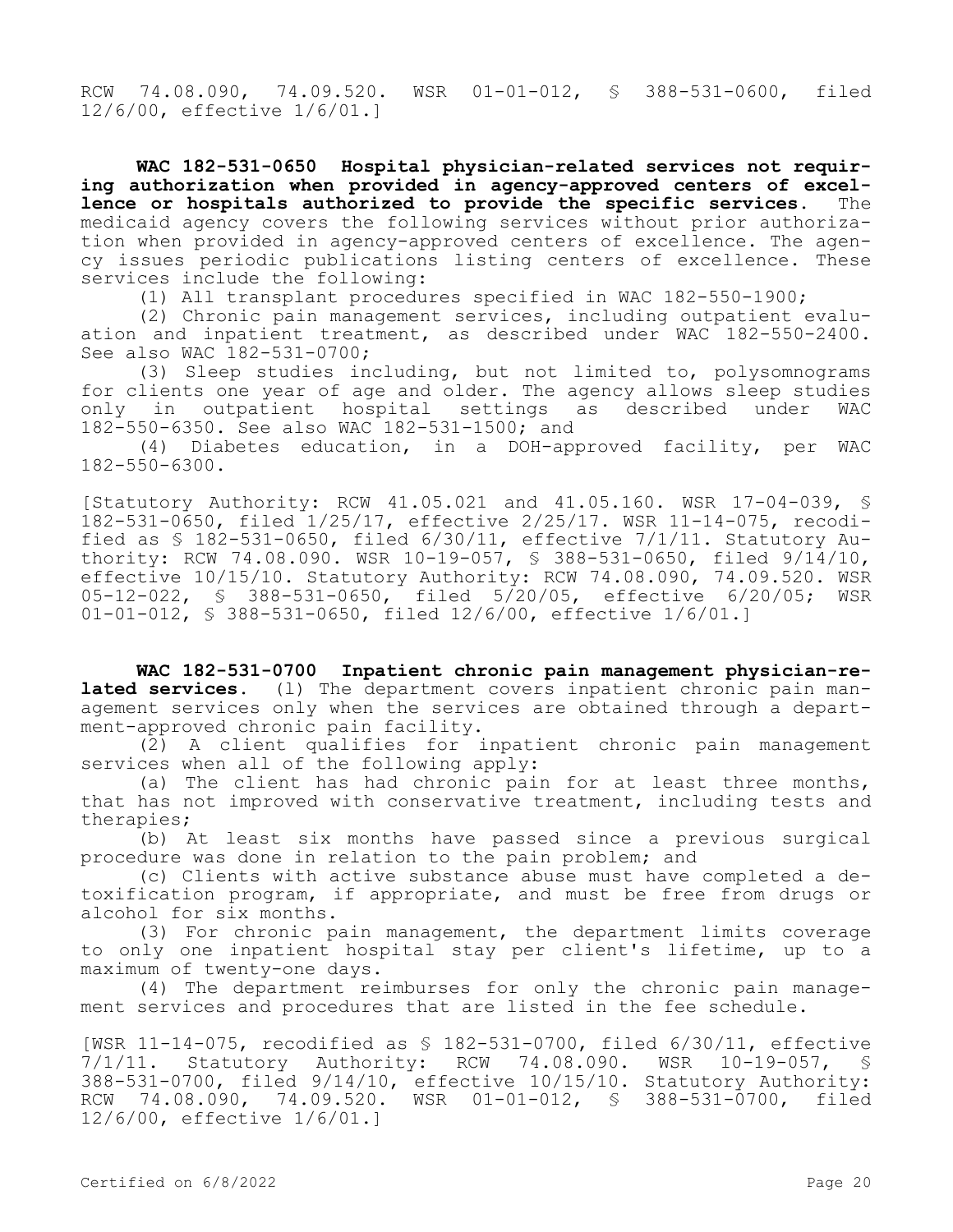RCW 74.08.090, 74.09.520. WSR 01-01-012, § 388-531-0600, filed 12/6/00, effective 1/6/01.]

**WAC 182-531-0650 Hospital physician-related services not requiring authorization when provided in agency-approved centers of excellence or hospitals authorized to provide the specific services.** The medicaid agency covers the following services without prior authorization when provided in agency-approved centers of excellence. The agency issues periodic publications listing centers of excellence. These services include the following:

(1) All transplant procedures specified in WAC 182-550-1900;

(2) Chronic pain management services, including outpatient evaluation and inpatient treatment, as described under WAC 182-550-2400. See also WAC 182-531-0700;

(3) Sleep studies including, but not limited to, polysomnograms for clients one year of age and older. The agency allows sleep studies only in outpatient hospital settings as described under WAC 182-550-6350. See also WAC 182-531-1500; and

(4) Diabetes education, in a DOH-approved facility, per WAC 182-550-6300.

[Statutory Authority: RCW 41.05.021 and 41.05.160. WSR 17-04-039, § 182-531-0650, filed 1/25/17, effective 2/25/17. WSR 11-14-075, recodified as § 182-531-0650, filed 6/30/11, effective 7/1/11. Statutory Authority: RCW 74.08.090. WSR 10-19-057, § 388-531-0650, filed 9/14/10, effective 10/15/10. Statutory Authority: RCW 74.08.090, 74.09.520. WSR 05-12-022, § 388-531-0650, filed 5/20/05, effective 6/20/05; WSR 01-01-012, § 388-531-0650, filed 12/6/00, effective 1/6/01.]

**WAC 182-531-0700 Inpatient chronic pain management physician-related services.** (1) The department covers inpatient chronic pain management services only when the services are obtained through a department-approved chronic pain facility.

(2) A client qualifies for inpatient chronic pain management services when all of the following apply:

(a) The client has had chronic pain for at least three months, that has not improved with conservative treatment, including tests and therapies;

(b) At least six months have passed since a previous surgical procedure was done in relation to the pain problem; and

(c) Clients with active substance abuse must have completed a detoxification program, if appropriate, and must be free from drugs or alcohol for six months.

(3) For chronic pain management, the department limits coverage to only one inpatient hospital stay per client's lifetime, up to a maximum of twenty-one days.

(4) The department reimburses for only the chronic pain management services and procedures that are listed in the fee schedule.

[WSR 11-14-075, recodified as § 182-531-0700, filed 6/30/11, effective 7/1/11. Statutory Authority: RCW 74.08.090. WSR 10-19-057, § 388-531-0700, filed 9/14/10, effective 10/15/10. Statutory Authority: RCW 74.08.090, 74.09.520. WSR 01-01-012, § 388-531-0700, filed 12/6/00, effective 1/6/01.]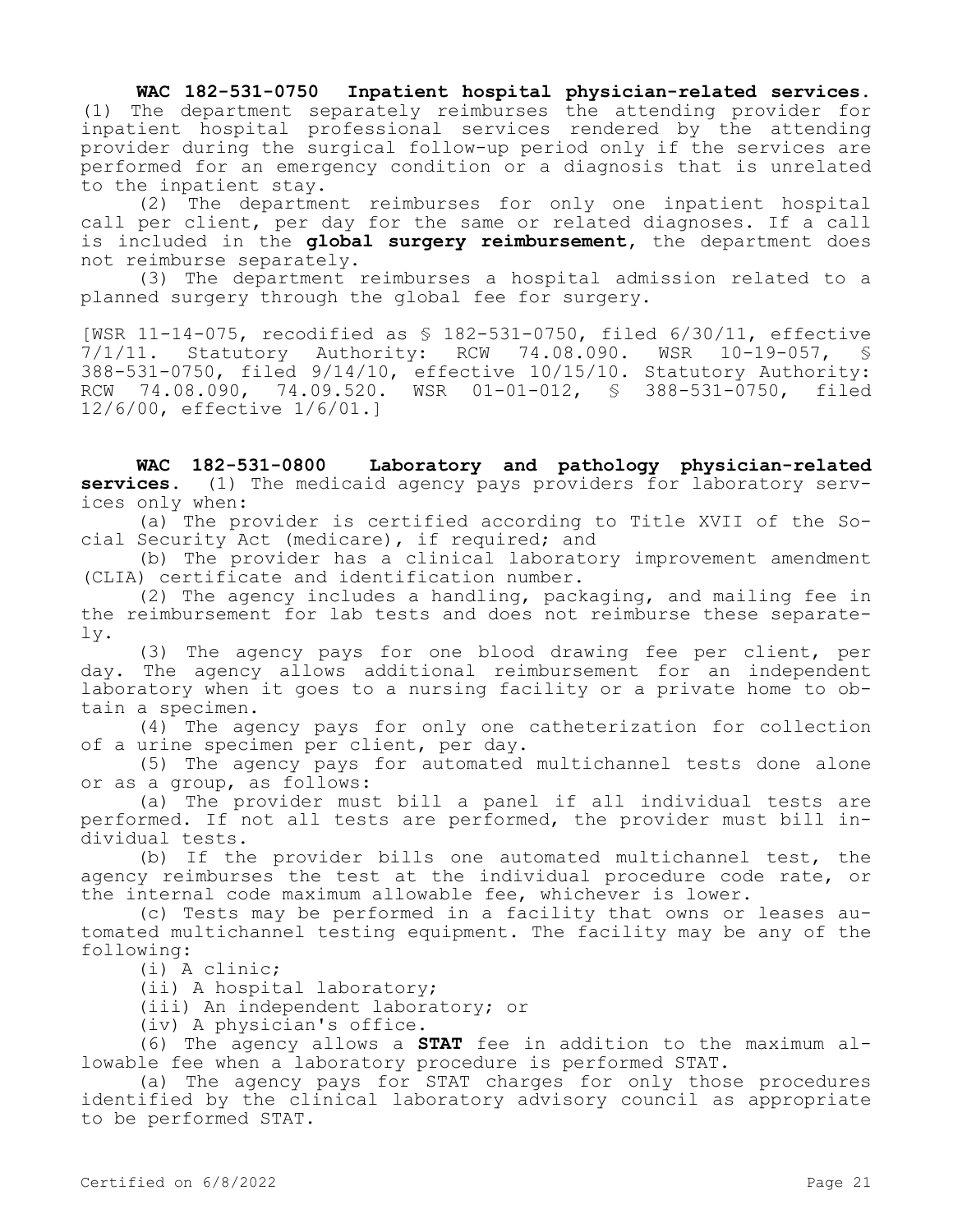**WAC 182-531-0750 Inpatient hospital physician-related services.** (1) The department separately reimburses the attending provider for inpatient hospital professional services rendered by the attending provider during the surgical follow-up period only if the services are performed for an emergency condition or a diagnosis that is unrelated to the inpatient stay.

(2) The department reimburses for only one inpatient hospital call per client, per day for the same or related diagnoses. If a call is included in the **global surgery reimbursement**, the department does not reimburse separately.

(3) The department reimburses a hospital admission related to a planned surgery through the global fee for surgery.

[WSR 11-14-075, recodified as § 182-531-0750, filed 6/30/11, effective 7/1/11. Statutory Authority: RCW 74.08.090. WSR 10-19-057, § 388-531-0750, filed 9/14/10, effective 10/15/10. Statutory Authority: RCW 74.08.090, 74.09.520. WSR 01-01-012, § 388-531-0750, filed 12/6/00, effective 1/6/01.]

**WAC 182-531-0800 Laboratory and pathology physician-related services.** (1) The medicaid agency pays providers for laboratory services only when:

(a) The provider is certified according to Title XVII of the Social Security Act (medicare), if required; and

(b) The provider has a clinical laboratory improvement amendment (CLIA) certificate and identification number.

(2) The agency includes a handling, packaging, and mailing fee in the reimbursement for lab tests and does not reimburse these separately.

(3) The agency pays for one blood drawing fee per client, per day. The agency allows additional reimbursement for an independent laboratory when it goes to a nursing facility or a private home to obtain a specimen.

(4) The agency pays for only one catheterization for collection of a urine specimen per client, per day.

(5) The agency pays for automated multichannel tests done alone or as a group, as follows:

(a) The provider must bill a panel if all individual tests are performed. If not all tests are performed, the provider must bill individual tests.

(b) If the provider bills one automated multichannel test, the agency reimburses the test at the individual procedure code rate, or the internal code maximum allowable fee, whichever is lower.

(c) Tests may be performed in a facility that owns or leases automated multichannel testing equipment. The facility may be any of the following:

(i) A clinic;

(ii) A hospital laboratory;

(iii) An independent laboratory; or

(iv) A physician's office.

(6) The agency allows a **STAT** fee in addition to the maximum allowable fee when a laboratory procedure is performed STAT.

(a) The agency pays for STAT charges for only those procedures identified by the clinical laboratory advisory council as appropriate to be performed STAT.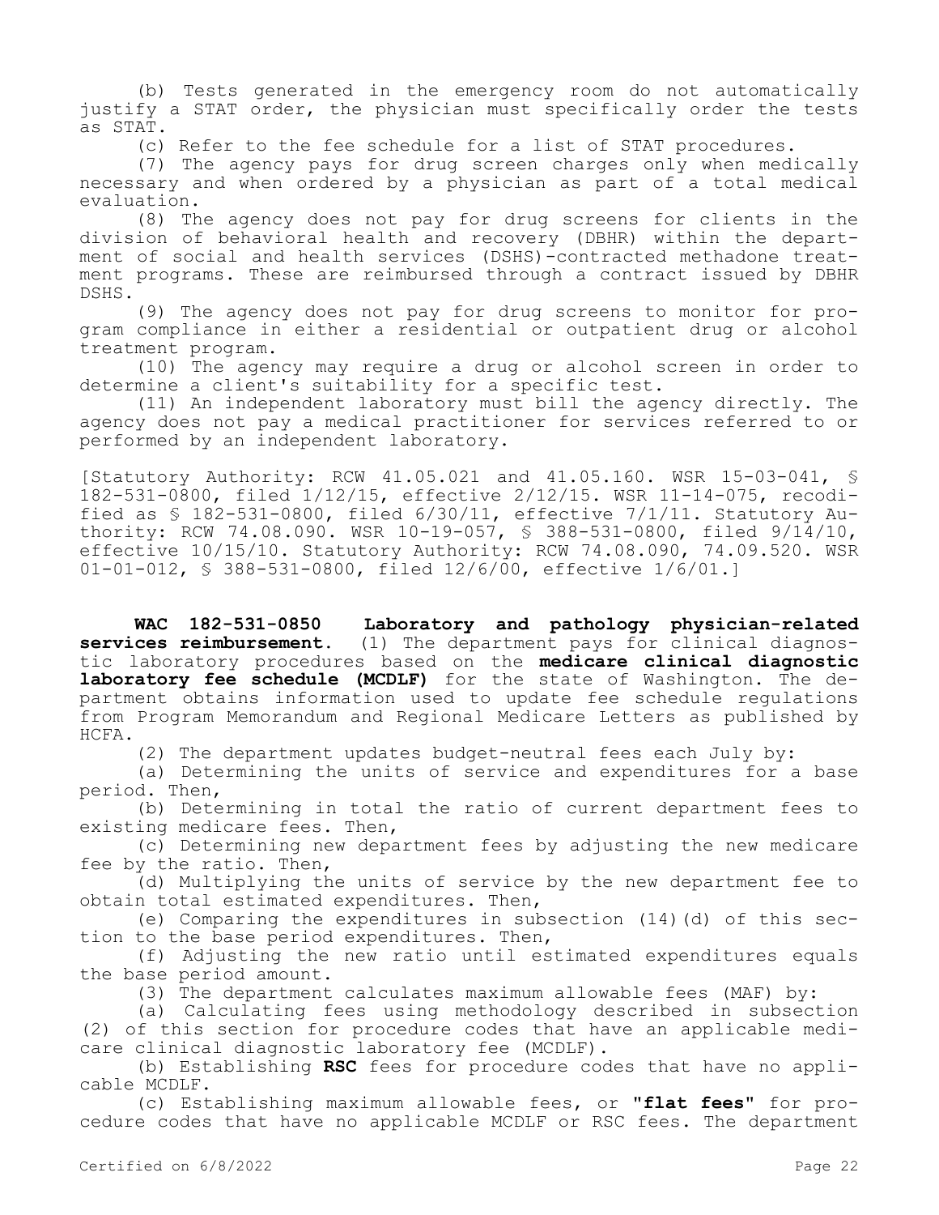(b) Tests generated in the emergency room do not automatically justify a STAT order, the physician must specifically order the tests as STAT.

(c) Refer to the fee schedule for a list of STAT procedures.

(7) The agency pays for drug screen charges only when medically necessary and when ordered by a physician as part of a total medical evaluation.

(8) The agency does not pay for drug screens for clients in the division of behavioral health and recovery (DBHR) within the department of social and health services (DSHS)-contracted methadone treatment programs. These are reimbursed through a contract issued by DBHR DSHS.

(9) The agency does not pay for drug screens to monitor for program compliance in either a residential or outpatient drug or alcohol treatment program.

(10) The agency may require a drug or alcohol screen in order to determine a client's suitability for a specific test.

(11) An independent laboratory must bill the agency directly. The agency does not pay a medical practitioner for services referred to or performed by an independent laboratory.

[Statutory Authority: RCW 41.05.021 and 41.05.160. WSR 15-03-041, § 182-531-0800, filed 1/12/15, effective 2/12/15. WSR 11-14-075, recodified as § 182-531-0800, filed 6/30/11, effective 7/1/11. Statutory Authority: RCW 74.08.090. WSR 10-19-057, § 388-531-0800, filed 9/14/10, effective 10/15/10. Statutory Authority: RCW 74.08.090, 74.09.520. WSR 01-01-012, § 388-531-0800, filed 12/6/00, effective 1/6/01.]

**WAC 182-531-0850 Laboratory and pathology physician-related services reimbursement.** (1) The department pays for clinical diagnostic laboratory procedures based on the **medicare clinical diagnostic laboratory fee schedule (MCDLF)** for the state of Washington. The department obtains information used to update fee schedule regulations from Program Memorandum and Regional Medicare Letters as published by HCFA.

(2) The department updates budget-neutral fees each July by:

(a) Determining the units of service and expenditures for a base period. Then,

(b) Determining in total the ratio of current department fees to existing medicare fees. Then,

(c) Determining new department fees by adjusting the new medicare fee by the ratio. Then,

(d) Multiplying the units of service by the new department fee to obtain total estimated expenditures. Then,

(e) Comparing the expenditures in subsection (14)(d) of this section to the base period expenditures. Then,

(f) Adjusting the new ratio until estimated expenditures equals the base period amount.

(3) The department calculates maximum allowable fees (MAF) by:

(a) Calculating fees using methodology described in subsection (2) of this section for procedure codes that have an applicable medicare clinical diagnostic laboratory fee (MCDLF).

(b) Establishing **RSC** fees for procedure codes that have no applicable MCDLF.

(c) Establishing maximum allowable fees, or **"flat fees"** for procedure codes that have no applicable MCDLF or RSC fees. The department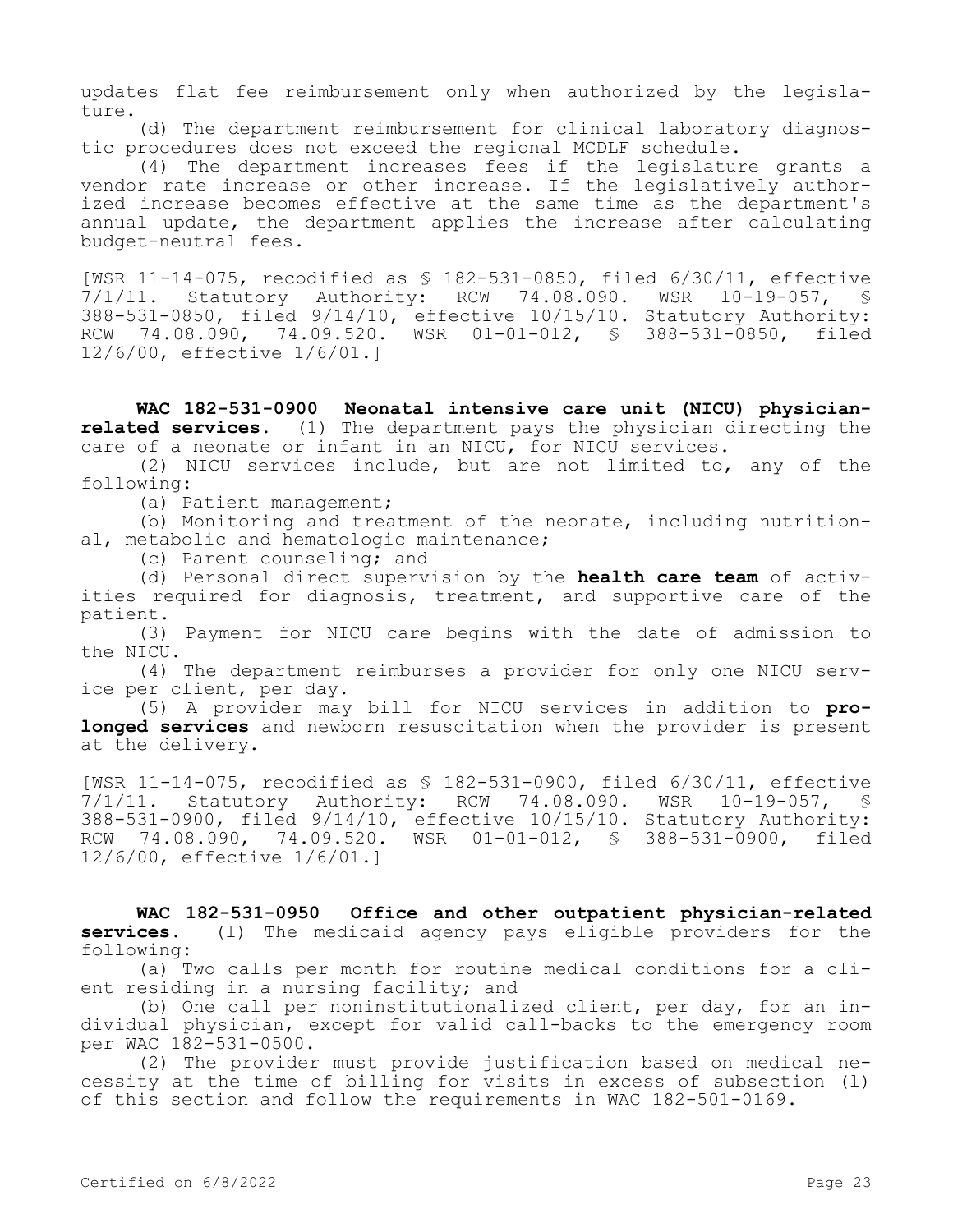updates flat fee reimbursement only when authorized by the legislature.

(d) The department reimbursement for clinical laboratory diagnostic procedures does not exceed the regional MCDLF schedule.

(4) The department increases fees if the legislature grants a vendor rate increase or other increase. If the legislatively authorized increase becomes effective at the same time as the department's annual update, the department applies the increase after calculating budget-neutral fees.

[WSR 11-14-075, recodified as § 182-531-0850, filed 6/30/11, effective 7/1/11. Statutory Authority: RCW 74.08.090. WSR 10-19-057, § 388-531-0850, filed 9/14/10, effective 10/15/10. Statutory Authority: RCW 74.08.090, 74.09.520. WSR 01-01-012, § 388-531-0850, filed 12/6/00, effective 1/6/01.]

**WAC 182-531-0900 Neonatal intensive care unit (NICU) physician-related services.** (1) The department pays the physician directing the care of a neonate or infant in an NICU, for NICU services.

(2) NICU services include, but are not limited to, any of the following:

(a) Patient management;

(b) Monitoring and treatment of the neonate, including nutritional, metabolic and hematologic maintenance;

(c) Parent counseling; and

(d) Personal direct supervision by the **health care team** of activities required for diagnosis, treatment, and supportive care of the patient.

(3) Payment for NICU care begins with the date of admission to the NICU.

(4) The department reimburses a provider for only one NICU service per client, per day.

(5) A provider may bill for NICU services in addition to **prolonged services** and newborn resuscitation when the provider is present at the delivery.

[WSR 11-14-075, recodified as § 182-531-0900, filed 6/30/11, effective 7/1/11. Statutory Authority: RCW 74.08.090. WSR 10-19-057, § 388-531-0900, filed 9/14/10, effective 10/15/10. Statutory Authority: RCW 74.08.090, 74.09.520. WSR 01-01-012, § 388-531-0900, filed 12/6/00, effective 1/6/01.]

**WAC 182-531-0950 Office and other outpatient physician-related services.** (1) The medicaid agency pays eligible providers for the following:

(a) Two calls per month for routine medical conditions for a client residing in a nursing facility; and

(b) One call per noninstitutionalized client, per day, for an individual physician, except for valid call-backs to the emergency room per WAC 182-531-0500.

(2) The provider must provide justification based on medical necessity at the time of billing for visits in excess of subsection (1) of this section and follow the requirements in WAC 182-501-0169.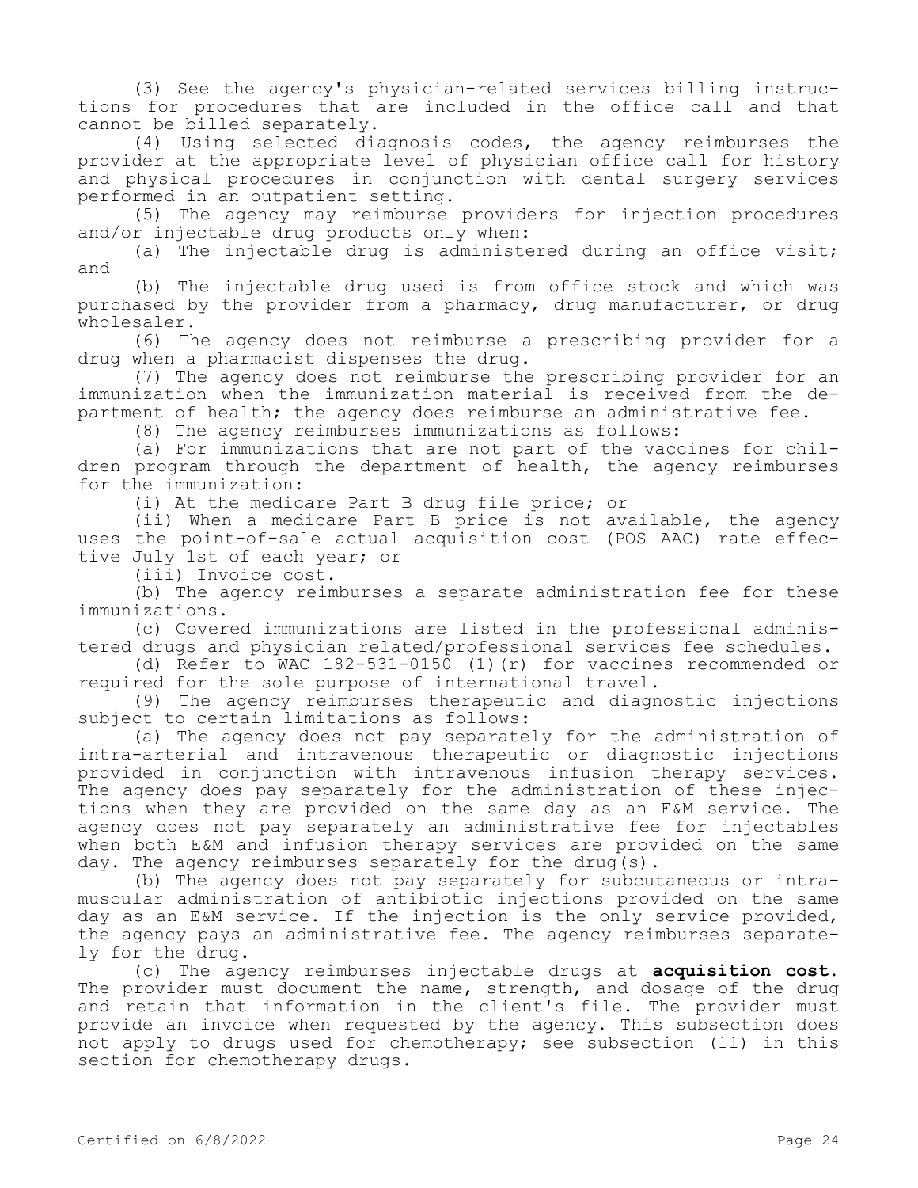(3) See the agency's physician-related services billing instructions for procedures that are included in the office call and that cannot be billed separately.

(4) Using selected diagnosis codes, the agency reimburses the provider at the appropriate level of physician office call for history and physical procedures in conjunction with dental surgery services performed in an outpatient setting.

(5) The agency may reimburse providers for injection procedures and/or injectable drug products only when:

(a) The injectable drug is administered during an office visit; and

(b) The injectable drug used is from office stock and which was purchased by the provider from a pharmacy, drug manufacturer, or drug wholesaler.

(6) The agency does not reimburse a prescribing provider for a drug when a pharmacist dispenses the drug.

(7) The agency does not reimburse the prescribing provider for an immunization when the immunization material is received from the department of health; the agency does reimburse an administrative fee.

(8) The agency reimburses immunizations as follows:

(a) For immunizations that are not part of the vaccines for children program through the department of health, the agency reimburses for the immunization:

(i) At the medicare Part B drug file price; or

(ii) When a medicare Part B price is not available, the agency uses the point-of-sale actual acquisition cost (POS AAC) rate effective July 1st of each year; or

(iii) Invoice cost.

(b) The agency reimburses a separate administration fee for these immunizations.

(c) Covered immunizations are listed in the professional administered drugs and physician related/professional services fee schedules.

(d) Refer to WAC 182-531-0150 (1)(r) for vaccines recommended or required for the sole purpose of international travel.

(9) The agency reimburses therapeutic and diagnostic injections subject to certain limitations as follows:

(a) The agency does not pay separately for the administration of intra-arterial and intravenous therapeutic or diagnostic injections provided in conjunction with intravenous infusion therapy services. The agency does pay separately for the administration of these injections when they are provided on the same day as an E&M service. The agency does not pay separately an administrative fee for injectables when both E&M and infusion therapy services are provided on the same day. The agency reimburses separately for the drug(s).

(b) The agency does not pay separately for subcutaneous or intramuscular administration of antibiotic injections provided on the same day as an E&M service. If the injection is the only service provided, the agency pays an administrative fee. The agency reimburses separately for the drug.

(c) The agency reimburses injectable drugs at **acquisition cost.** The provider must document the name, strength, and dosage of the drug and retain that information in the client's file. The provider must provide an invoice when requested by the agency. This subsection does not apply to drugs used for chemotherapy; see subsection (11) in this section for chemotherapy drugs.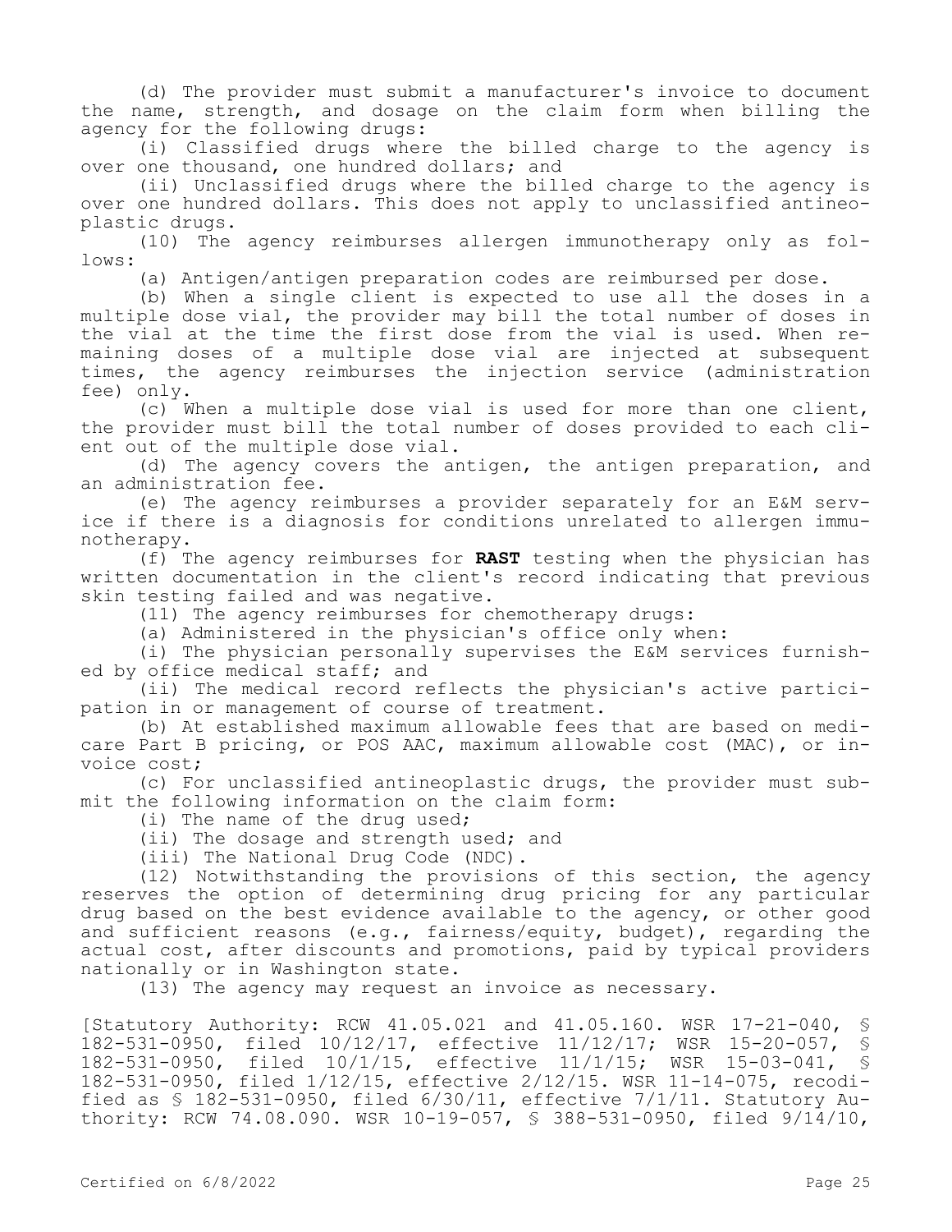(d) The provider must submit a manufacturer's invoice to document the name, strength, and dosage on the claim form when billing the agency for the following drugs:

(i) Classified drugs where the billed charge to the agency is over one thousand, one hundred dollars; and

(ii) Unclassified drugs where the billed charge to the agency is over one hundred dollars. This does not apply to unclassified antineoplastic drugs.

(10) The agency reimburses allergen immunotherapy only as follows:

(a) Antigen/antigen preparation codes are reimbursed per dose.

(b) When a single client is expected to use all the doses in a multiple dose vial, the provider may bill the total number of doses in the vial at the time the first dose from the vial is used. When remaining doses of a multiple dose vial are injected at subsequent times, the agency reimburses the injection service (administration fee) only.

(c) When a multiple dose vial is used for more than one client, the provider must bill the total number of doses provided to each client out of the multiple dose vial.

(d) The agency covers the antigen, the antigen preparation, and an administration fee.

(e) The agency reimburses a provider separately for an E&M service if there is a diagnosis for conditions unrelated to allergen immunotherapy.

(f) The agency reimburses for **RAST** testing when the physician has written documentation in the client's record indicating that previous skin testing failed and was negative.

(11) The agency reimburses for chemotherapy drugs:

(a) Administered in the physician's office only when:

(i) The physician personally supervises the E&M services furnished by office medical staff; and

(ii) The medical record reflects the physician's active participation in or management of course of treatment.

(b) At established maximum allowable fees that are based on medicare Part B pricing, or POS AAC, maximum allowable cost (MAC), or invoice cost;

(c) For unclassified antineoplastic drugs, the provider must submit the following information on the claim form:

(i) The name of the drug used;

(ii) The dosage and strength used; and

(iii) The National Drug Code (NDC).

(12) Notwithstanding the provisions of this section, the agency reserves the option of determining drug pricing for any particular drug based on the best evidence available to the agency, or other good and sufficient reasons (e.g., fairness/equity, budget), regarding the actual cost, after discounts and promotions, paid by typical providers nationally or in Washington state.

(13) The agency may request an invoice as necessary.

[Statutory Authority: RCW 41.05.021 and 41.05.160. WSR 17-21-040, § 182-531-0950, filed 10/12/17, effective 11/12/17; WSR 15-20-057, § 182-531-0950, filed 10/1/15, effective 11/1/15; WSR 15-03-041, § 182-531-0950, filed 1/12/15, effective 2/12/15. WSR 11-14-075, recodified as § 182-531-0950, filed 6/30/11, effective 7/1/11. Statutory Authority: RCW 74.08.090. WSR 10-19-057, § 388-531-0950, filed 9/14/10,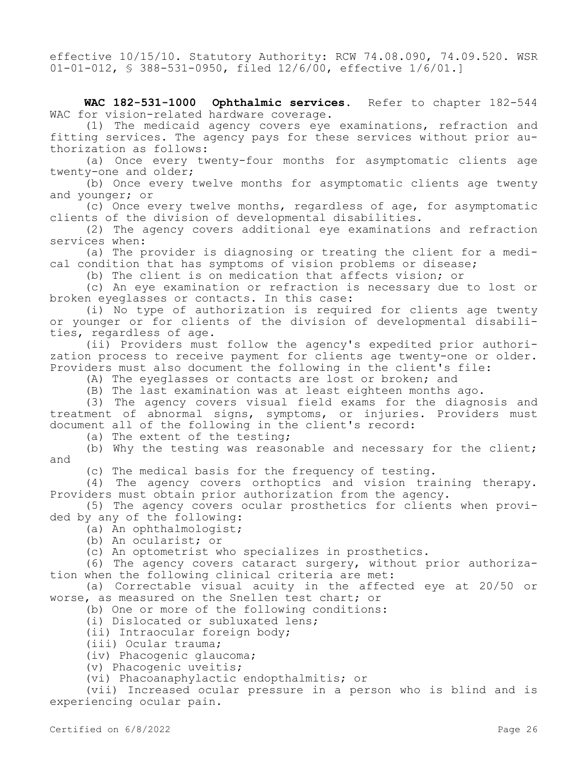effective 10/15/10. Statutory Authority: RCW 74.08.090, 74.09.520. WSR 01-01-012, § 388-531-0950, filed 12/6/00, effective 1/6/01.]

**WAC 182-531-1000 Ophthalmic services.** Refer to chapter 182-544 WAC for vision-related hardware coverage.

(1) The medicaid agency covers eye examinations, refraction and fitting services. The agency pays for these services without prior authorization as follows:

(a) Once every twenty-four months for asymptomatic clients age twenty-one and older;

(b) Once every twelve months for asymptomatic clients age twenty and younger; or

(c) Once every twelve months, regardless of age, for asymptomatic clients of the division of developmental disabilities.

(2) The agency covers additional eye examinations and refraction services when:

(a) The provider is diagnosing or treating the client for a medical condition that has symptoms of vision problems or disease;

(b) The client is on medication that affects vision; or

(c) An eye examination or refraction is necessary due to lost or broken eyeglasses or contacts. In this case:

(i) No type of authorization is required for clients age twenty or younger or for clients of the division of developmental disabilities, regardless of age.

(ii) Providers must follow the agency's expedited prior authorization process to receive payment for clients age twenty-one or older. Providers must also document the following in the client's file:

(A) The eyeglasses or contacts are lost or broken; and

(B) The last examination was at least eighteen months ago.

(3) The agency covers visual field exams for the diagnosis and treatment of abnormal signs, symptoms, or injuries. Providers must document all of the following in the client's record:

(a) The extent of the testing;

(b) Why the testing was reasonable and necessary for the client; and

(c) The medical basis for the frequency of testing.

(4) The agency covers orthoptics and vision training therapy. Providers must obtain prior authorization from the agency.

(5) The agency covers ocular prosthetics for clients when provided by any of the following:

(a) An ophthalmologist;

(b) An ocularist; or

(c) An optometrist who specializes in prosthetics.

(6) The agency covers cataract surgery, without prior authorization when the following clinical criteria are met:

(a) Correctable visual acuity in the affected eye at 20/50 or worse, as measured on the Snellen test chart; or

(b) One or more of the following conditions:

(i) Dislocated or subluxated lens;

(ii) Intraocular foreign body;

(iii) Ocular trauma;

(iv) Phacogenic glaucoma;

(v) Phacogenic uveitis;

(vi) Phacoanaphylactic endopthalmitis; or

(vii) Increased ocular pressure in a person who is blind and is experiencing ocular pain.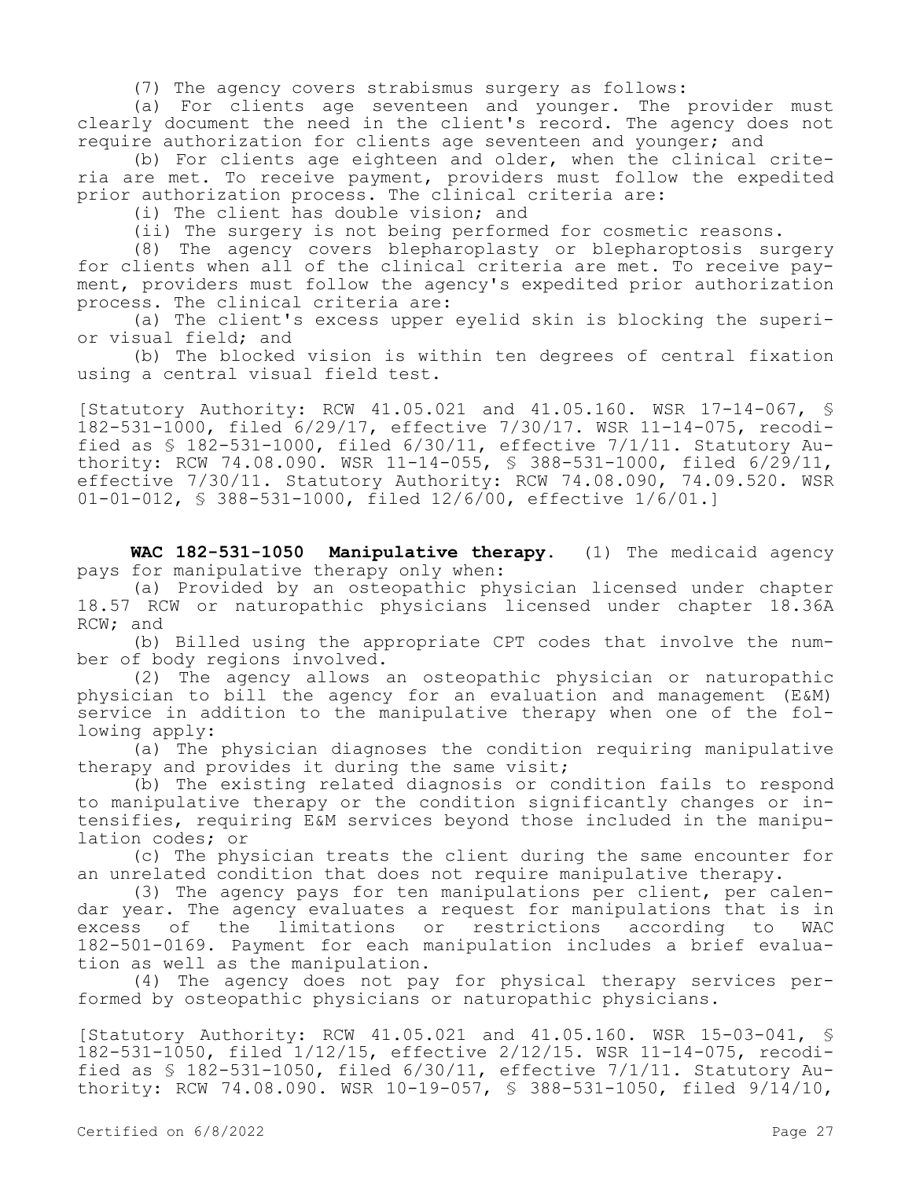(7) The agency covers strabismus surgery as follows:

(a) For clients age seventeen and younger. The provider must clearly document the need in the client's record. The agency does not require authorization for clients age seventeen and younger; and

(b) For clients age eighteen and older, when the clinical criteria are met. To receive payment, providers must follow the expedited prior authorization process. The clinical criteria are:

(i) The client has double vision; and

(ii) The surgery is not being performed for cosmetic reasons.

(8) The agency covers blepharoplasty or blepharoptosis surgery for clients when all of the clinical criteria are met. To receive payment, providers must follow the agency's expedited prior authorization process. The clinical criteria are:

(a) The client's excess upper eyelid skin is blocking the superior visual field; and

(b) The blocked vision is within ten degrees of central fixation using a central visual field test.

[Statutory Authority: RCW 41.05.021 and 41.05.160. WSR 17-14-067, § 182-531-1000, filed 6/29/17, effective 7/30/17. WSR 11-14-075, recodified as § 182-531-1000, filed 6/30/11, effective 7/1/11. Statutory Authority: RCW 74.08.090. WSR 11-14-055, § 388-531-1000, filed 6/29/11, effective 7/30/11. Statutory Authority: RCW 74.08.090, 74.09.520. WSR 01-01-012, § 388-531-1000, filed 12/6/00, effective 1/6/01.]

**WAC 182-531-1050 Manipulative therapy.** (1) The medicaid agency pays for manipulative therapy only when:

(a) Provided by an osteopathic physician licensed under chapter 18.57 RCW or naturopathic physicians licensed under chapter 18.36A RCW; and

(b) Billed using the appropriate CPT codes that involve the number of body regions involved.

(2) The agency allows an osteopathic physician or naturopathic physician to bill the agency for an evaluation and management (E&M) service in addition to the manipulative therapy when one of the following apply:

(a) The physician diagnoses the condition requiring manipulative therapy and provides it during the same visit;

(b) The existing related diagnosis or condition fails to respond to manipulative therapy or the condition significantly changes or intensifies, requiring E&M services beyond those included in the manipulation codes; or

(c) The physician treats the client during the same encounter for an unrelated condition that does not require manipulative therapy.

(3) The agency pays for ten manipulations per client, per calendar year. The agency evaluates a request for manipulations that is in excess of the limitations or restrictions according to WAC 182-501-0169. Payment for each manipulation includes a brief evaluation as well as the manipulation.

(4) The agency does not pay for physical therapy services performed by osteopathic physicians or naturopathic physicians.

[Statutory Authority: RCW 41.05.021 and 41.05.160. WSR 15-03-041, § 182-531-1050, filed 1/12/15, effective 2/12/15. WSR 11-14-075, recodified as § 182-531-1050, filed 6/30/11, effective 7/1/11. Statutory Authority: RCW 74.08.090. WSR 10-19-057, § 388-531-1050, filed 9/14/10,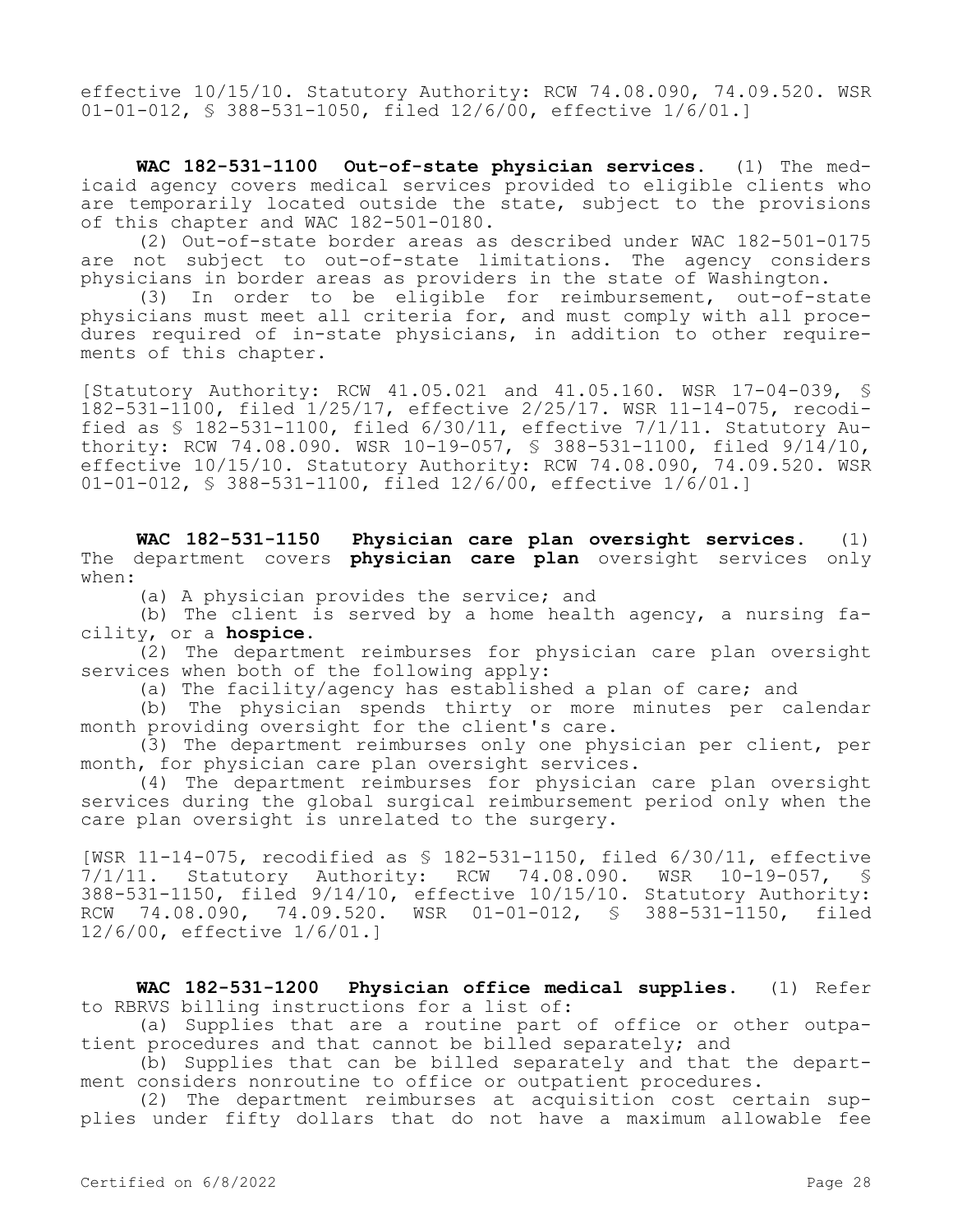effective 10/15/10. Statutory Authority: RCW 74.08.090, 74.09.520. WSR 01-01-012, § 388-531-1050, filed 12/6/00, effective 1/6/01.]

**WAC 182-531-1100 Out-of-state physician services.** (1) The medicaid agency covers medical services provided to eligible clients who are temporarily located outside the state, subject to the provisions of this chapter and WAC 182-501-0180.

(2) Out-of-state border areas as described under WAC 182-501-0175 are not subject to out-of-state limitations. The agency considers physicians in border areas as providers in the state of Washington.

(3) In order to be eligible for reimbursement, out-of-state physicians must meet all criteria for, and must comply with all procedures required of in-state physicians, in addition to other requirements of this chapter.

[Statutory Authority: RCW 41.05.021 and 41.05.160. WSR 17-04-039, § 182-531-1100, filed 1/25/17, effective 2/25/17. WSR 11-14-075, recodified as § 182-531-1100, filed 6/30/11, effective 7/1/11. Statutory Authority: RCW 74.08.090. WSR 10-19-057, § 388-531-1100, filed 9/14/10, effective 10/15/10. Statutory Authority: RCW 74.08.090, 74.09.520. WSR 01-01-012, § 388-531-1100, filed 12/6/00, effective 1/6/01.]

**WAC 182-531-1150 Physician care plan oversight services.** (1) The department covers **physician care plan** oversight services only when:

(a) A physician provides the service; and

(b) The client is served by a home health agency, a nursing facility, or a **hospice**.

(2) The department reimburses for physician care plan oversight services when both of the following apply:

(a) The facility/agency has established a plan of care; and

(b) The physician spends thirty or more minutes per calendar month providing oversight for the client's care.

(3) The department reimburses only one physician per client, per month, for physician care plan oversight services.

(4) The department reimburses for physician care plan oversight services during the global surgical reimbursement period only when the care plan oversight is unrelated to the surgery.

[WSR 11-14-075, recodified as § 182-531-1150, filed 6/30/11, effective 7/1/11. Statutory Authority: RCW 74.08.090. WSR 10-19-057, § 388-531-1150, filed 9/14/10, effective 10/15/10. Statutory Authority: RCW 74.08.090, 74.09.520. WSR 01-01-012, § 388-531-1150, filed 12/6/00, effective 1/6/01.]

**WAC 182-531-1200 Physician office medical supplies.** (1) Refer to RBRVS billing instructions for a list of:

(a) Supplies that are a routine part of office or other outpatient procedures and that cannot be billed separately; and

(b) Supplies that can be billed separately and that the department considers nonroutine to office or outpatient procedures.

(2) The department reimburses at acquisition cost certain supplies under fifty dollars that do not have a maximum allowable fee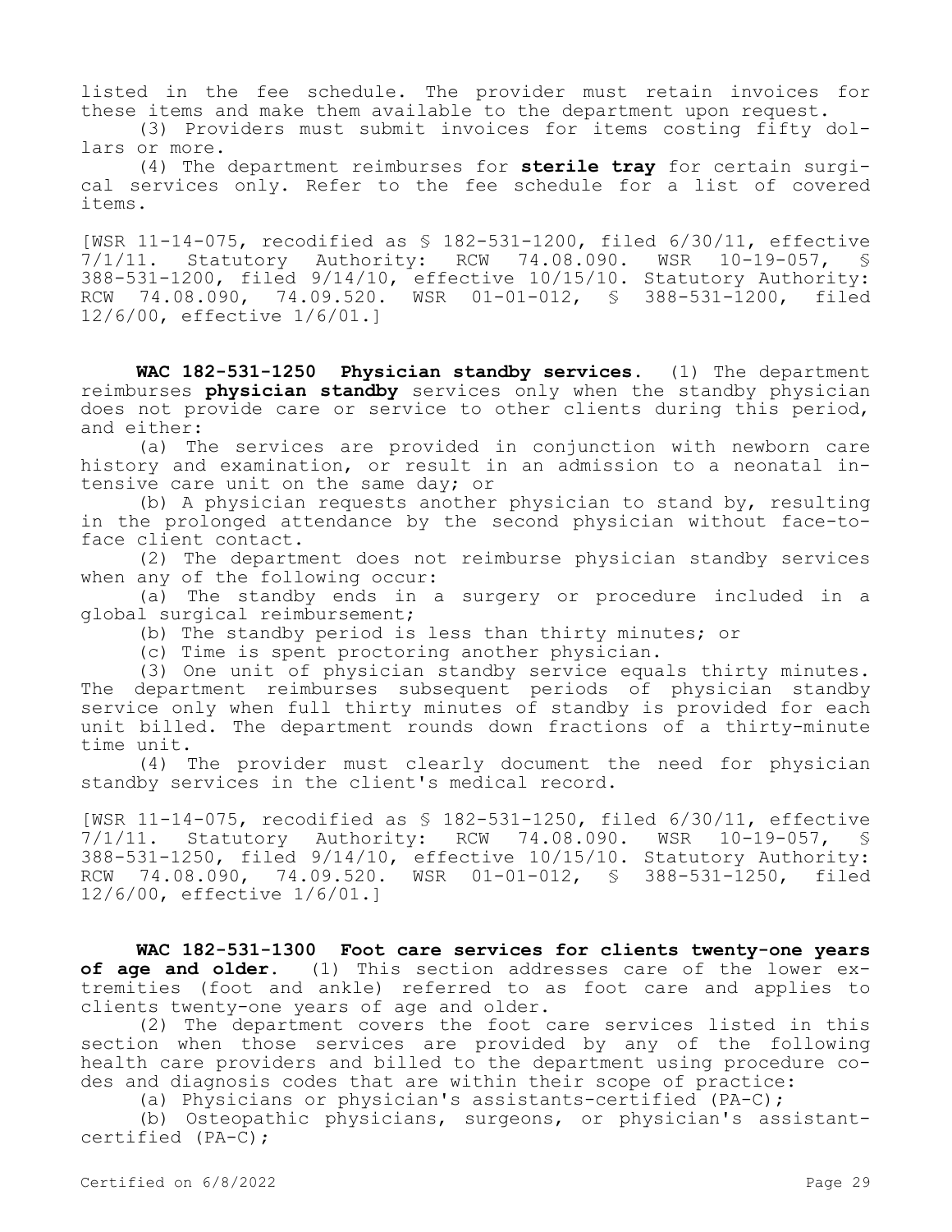listed in the fee schedule. The provider must retain invoices for these items and make them available to the department upon request.

(3) Providers must submit invoices for items costing fifty dollars or more.

(4) The department reimburses for **sterile tray** for certain surgical services only. Refer to the fee schedule for a list of covered items.

[WSR 11-14-075, recodified as § 182-531-1200, filed 6/30/11, effective 7/1/11. Statutory Authority: RCW 74.08.090. WSR 10-19-057, § 388-531-1200, filed 9/14/10, effective 10/15/10. Statutory Authority: RCW 74.08.090, 74.09.520. WSR 01-01-012, § 388-531-1200, filed 12/6/00, effective 1/6/01.]

**WAC 182-531-1250 Physician standby services.** (1) The department reimburses **physician standby** services only when the standby physician does not provide care or service to other clients during this period, and either:

(a) The services are provided in conjunction with newborn care history and examination, or result in an admission to a neonatal intensive care unit on the same day; or

(b) A physician requests another physician to stand by, resulting in the prolonged attendance by the second physician without face-to-face client contact.

(2) The department does not reimburse physician standby services when any of the following occur:

(a) The standby ends in a surgery or procedure included in a global surgical reimbursement;

(b) The standby period is less than thirty minutes; or

(c) Time is spent proctoring another physician.

(3) One unit of physician standby service equals thirty minutes. The department reimburses subsequent periods of physician standby service only when full thirty minutes of standby is provided for each unit billed. The department rounds down fractions of a thirty-minute time unit.

(4) The provider must clearly document the need for physician standby services in the client's medical record.

[WSR 11-14-075, recodified as § 182-531-1250, filed 6/30/11, effective 7/1/11. Statutory Authority: RCW 74.08.090. WSR 10-19-057, § 388-531-1250, filed 9/14/10, effective 10/15/10. Statutory Authority: RCW 74.08.090, 74.09.520. WSR 01-01-012, § 388-531-1250, filed 12/6/00, effective 1/6/01.]

**WAC 182-531-1300 Foot care services for clients twenty-one years of age and older.** (1) This section addresses care of the lower extremities (foot and ankle) referred to as foot care and applies to clients twenty-one years of age and older.

(2) The department covers the foot care services listed in this section when those services are provided by any of the following health care providers and billed to the department using procedure codes and diagnosis codes that are within their scope of practice:

(a) Physicians or physician's assistants-certified (PA-C);

(b) Osteopathic physicians, surgeons, or physician's assistant-certified (PA-C);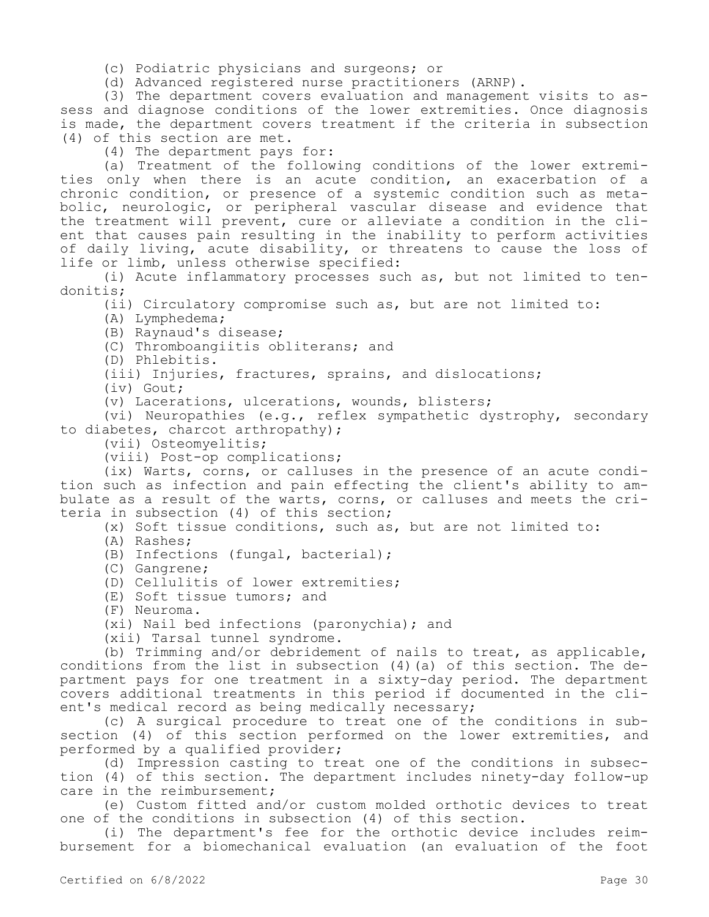(c) Podiatric physicians and surgeons; or

(d) Advanced registered nurse practitioners (ARNP).

(3) The department covers evaluation and management visits to assess and diagnose conditions of the lower extremities. Once diagnosis is made, the department covers treatment if the criteria in subsection (4) of this section are met.

(4) The department pays for:

(a) Treatment of the following conditions of the lower extremities only when there is an acute condition, an exacerbation of a chronic condition, or presence of a systemic condition such as metabolic, neurologic, or peripheral vascular disease and evidence that the treatment will prevent, cure or alleviate a condition in the client that causes pain resulting in the inability to perform activities of daily living, acute disability, or threatens to cause the loss of life or limb, unless otherwise specified:

(i) Acute inflammatory processes such as, but not limited to tendonitis;

(ii) Circulatory compromise such as, but are not limited to:

(A) Lymphedema;

(B) Raynaud's disease;

(C) Thromboangiitis obliterans; and

(D) Phlebitis.

(iii) Injuries, fractures, sprains, and dislocations;

(iv) Gout;

(v) Lacerations, ulcerations, wounds, blisters;

(vi) Neuropathies (e.g., reflex sympathetic dystrophy, secondary to diabetes, charcot arthropathy);

(vii) Osteomyelitis;

(viii) Post-op complications;

(ix) Warts, corns, or calluses in the presence of an acute condition such as infection and pain effecting the client's ability to ambulate as a result of the warts, corns, or calluses and meets the criteria in subsection (4) of this section;

(x) Soft tissue conditions, such as, but are not limited to:

(A) Rashes;

(B) Infections (fungal, bacterial);

(C) Gangrene;

(D) Cellulitis of lower extremities;

(E) Soft tissue tumors; and

(F) Neuroma.

(xi) Nail bed infections (paronychia); and

(xii) Tarsal tunnel syndrome.

(b) Trimming and/or debridement of nails to treat, as applicable, conditions from the list in subsection (4)(a) of this section. The department pays for one treatment in a sixty-day period. The department covers additional treatments in this period if documented in the client's medical record as being medically necessary;

(c) A surgical procedure to treat one of the conditions in subsection (4) of this section performed on the lower extremities, and performed by a qualified provider;

(d) Impression casting to treat one of the conditions in subsection (4) of this section. The department includes ninety-day follow-up care in the reimbursement;

(e) Custom fitted and/or custom molded orthotic devices to treat one of the conditions in subsection (4) of this section.

(i) The department's fee for the orthotic device includes reimbursement for a biomechanical evaluation (an evaluation of the foot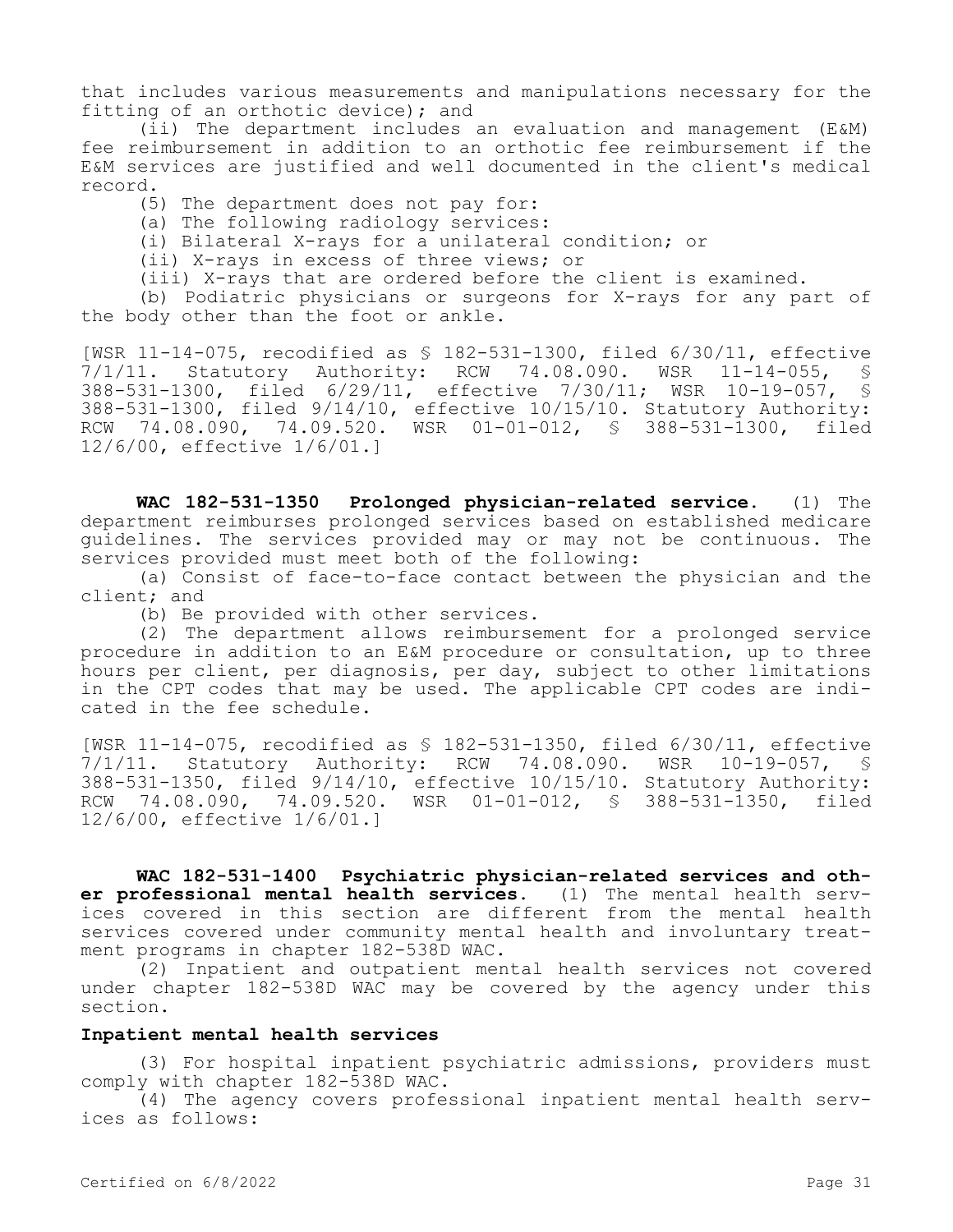that includes various measurements and manipulations necessary for the fitting of an orthotic device); and

(ii) The department includes an evaluation and management (E&M) fee reimbursement in addition to an orthotic fee reimbursement if the E&M services are justified and well documented in the client's medical record.

(5) The department does not pay for:

(a) The following radiology services:

(i) Bilateral X-rays for a unilateral condition; or

(ii) X-rays in excess of three views; or

(iii) X-rays that are ordered before the client is examined.

(b) Podiatric physicians or surgeons for X-rays for any part of the body other than the foot or ankle.

[WSR 11-14-075, recodified as § 182-531-1300, filed 6/30/11, effective 7/1/11. Statutory Authority: RCW 74.08.090. WSR 11-14-055, § 388-531-1300, filed 6/29/11, effective 7/30/11; WSR 10-19-057, § 388-531-1300, filed 9/14/10, effective 10/15/10. Statutory Authority: RCW 74.08.090, 74.09.520. WSR 01-01-012, § 388-531-1300, filed 12/6/00, effective 1/6/01.]

**WAC 182-531-1350 Prolonged physician-related service.** (1) The department reimburses prolonged services based on established medicare guidelines. The services provided may or may not be continuous. The services provided must meet both of the following:

(a) Consist of face-to-face contact between the physician and the client; and

(b) Be provided with other services.

(2) The department allows reimbursement for a prolonged service procedure in addition to an E&M procedure or consultation, up to three hours per client, per diagnosis, per day, subject to other limitations in the CPT codes that may be used. The applicable CPT codes are indicated in the fee schedule.

[WSR 11-14-075, recodified as § 182-531-1350, filed 6/30/11, effective 7/1/11. Statutory Authority: RCW 74.08.090. WSR 10-19-057, § 388-531-1350, filed 9/14/10, effective 10/15/10. Statutory Authority: RCW 74.08.090, 74.09.520. WSR 01-01-012, § 388-531-1350, filed 12/6/00, effective 1/6/01.]

**WAC 182-531-1400 Psychiatric physician-related services and other professional mental health services.** (1) The mental health services covered in this section are different from the mental health services covered under community mental health and involuntary treatment programs in chapter 182-538D WAC.

(2) Inpatient and outpatient mental health services not covered under chapter 182-538D WAC may be covered by the agency under this section.

**Inpatient mental health services**

(3) For hospital inpatient psychiatric admissions, providers must comply with chapter 182-538D WAC.

(4) The agency covers professional inpatient mental health services as follows: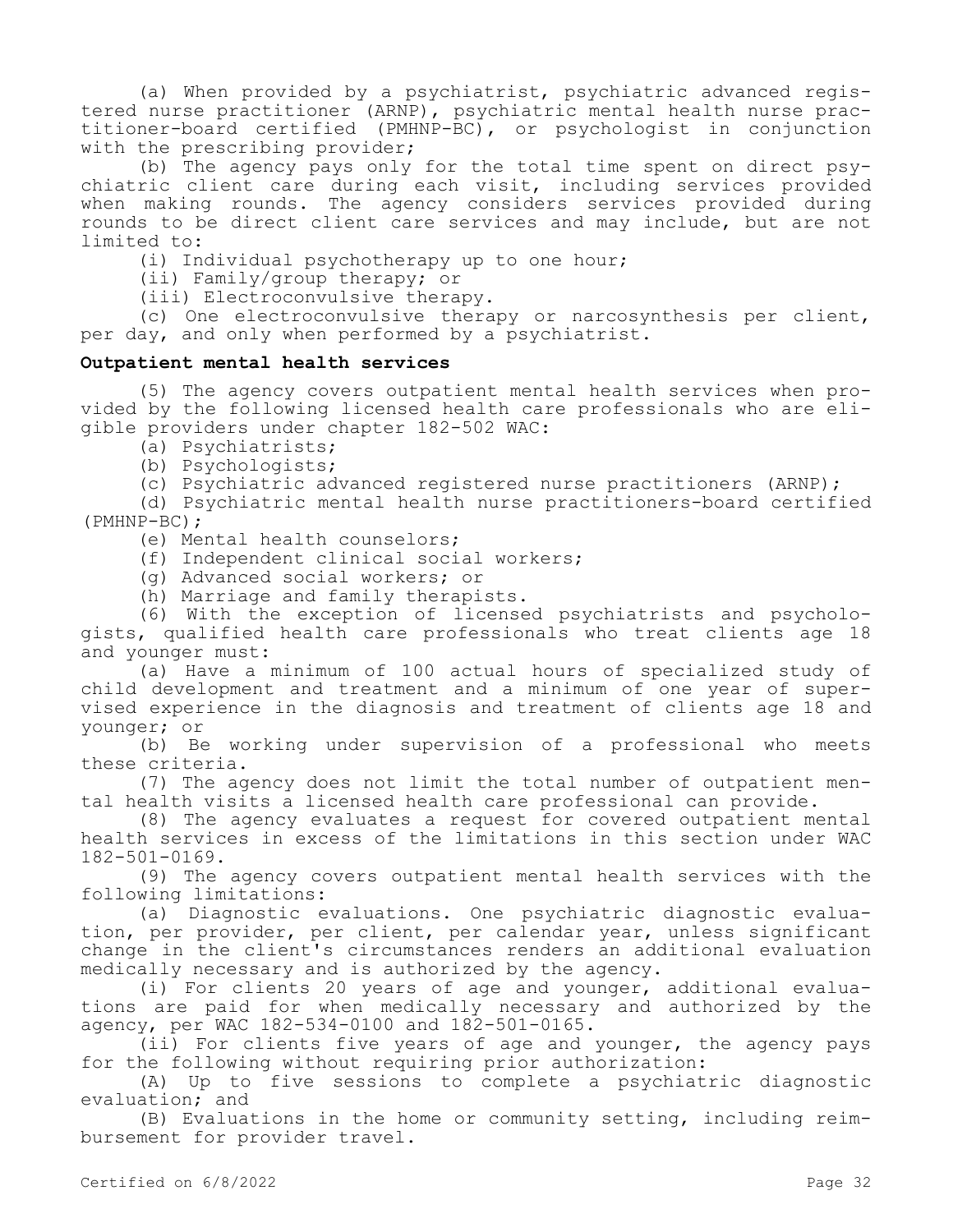(a) When provided by a psychiatrist, psychiatric advanced registered nurse practitioner (ARNP), psychiatric mental health nurse practitioner-board certified (PMHNP-BC), or psychologist in conjunction with the prescribing provider;

(b) The agency pays only for the total time spent on direct psychiatric client care during each visit, including services provided when making rounds. The agency considers services provided during rounds to be direct client care services and may include, but are not limited to:

(i) Individual psychotherapy up to one hour;

(ii) Family/group therapy; or

(iii) Electroconvulsive therapy.

(c) One electroconvulsive therapy or narcosynthesis per client, per day, and only when performed by a psychiatrist.

**Outpatient mental health services**

(5) The agency covers outpatient mental health services when provided by the following licensed health care professionals who are eligible providers under chapter 182-502 WAC:

(a) Psychiatrists;

(b) Psychologists;

(c) Psychiatric advanced registered nurse practitioners (ARNP);

(d) Psychiatric mental health nurse practitioners-board certified (PMHNP-BC);

(e) Mental health counselors;

(f) Independent clinical social workers;

(g) Advanced social workers; or

(h) Marriage and family therapists.

(6) With the exception of licensed psychiatrists and psychologists, qualified health care professionals who treat clients age 18 and younger must:

(a) Have a minimum of 100 actual hours of specialized study of child development and treatment and a minimum of one year of supervised experience in the diagnosis and treatment of clients age 18 and younger; or

(b) Be working under supervision of a professional who meets these criteria.

(7) The agency does not limit the total number of outpatient mental health visits a licensed health care professional can provide.

(8) The agency evaluates a request for covered outpatient mental health services in excess of the limitations in this section under WAC 182-501-0169.

(9) The agency covers outpatient mental health services with the following limitations:

(a) Diagnostic evaluations. One psychiatric diagnostic evaluation, per provider, per client, per calendar year, unless significant change in the client's circumstances renders an additional evaluation medically necessary and is authorized by the agency.

(i) For clients 20 years of age and younger, additional evaluations are paid for when medically necessary and authorized by the agency, per WAC 182-534-0100 and 182-501-0165.

(ii) For clients five years of age and younger, the agency pays for the following without requiring prior authorization:

(A) Up to five sessions to complete a psychiatric diagnostic evaluation; and

(B) Evaluations in the home or community setting, including reimbursement for provider travel.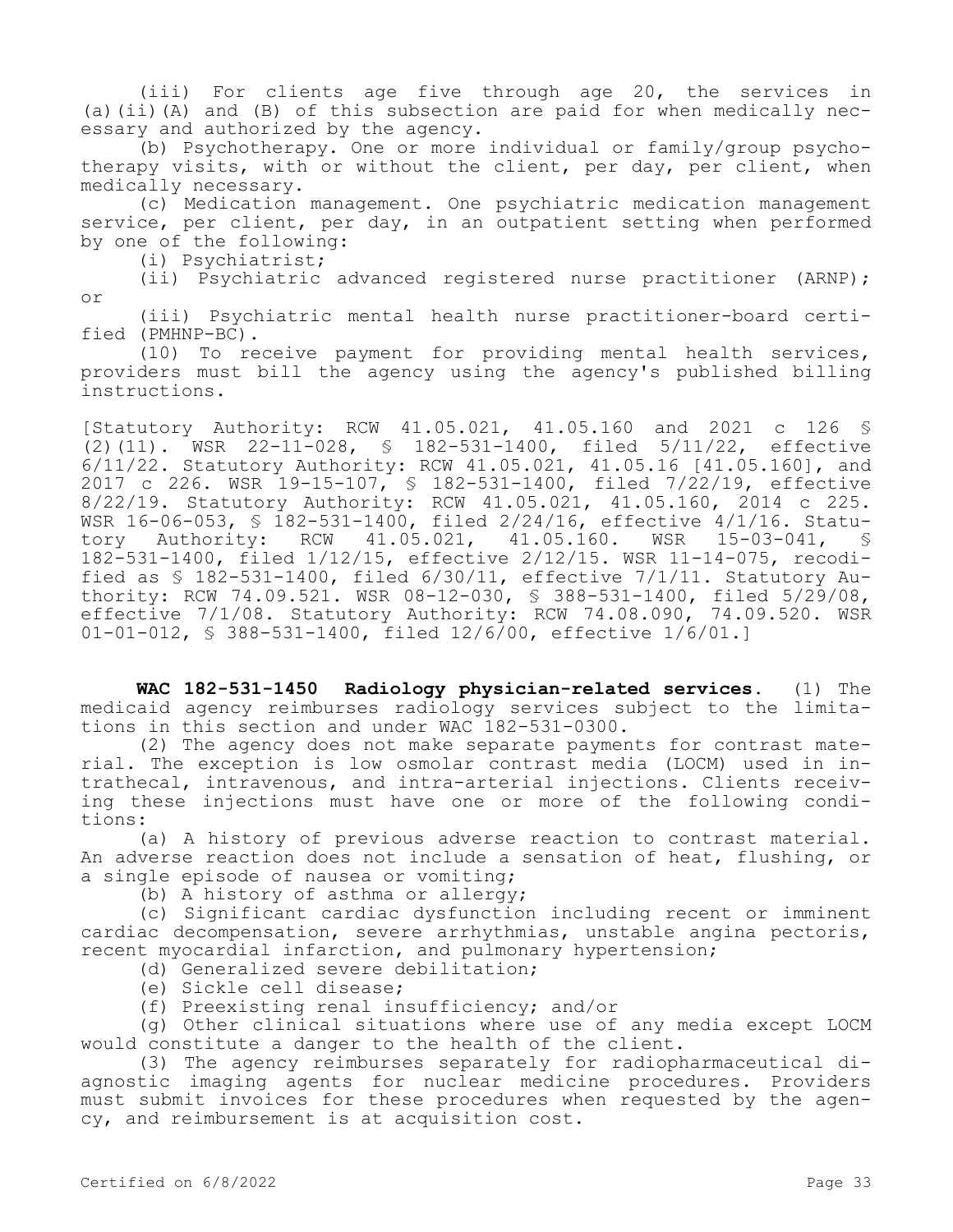(iii) For clients age five through age 20, the services in (a)(ii)(A) and (B) of this subsection are paid for when medically necessary and authorized by the agency.

(b) Psychotherapy. One or more individual or family/group psychotherapy visits, with or without the client, per day, per client, when medically necessary.

(c) Medication management. One psychiatric medication management service, per client, per day, in an outpatient setting when performed by one of the following:

(i) Psychiatrist;

(ii) Psychiatric advanced registered nurse practitioner (ARNP); or

(iii) Psychiatric mental health nurse practitioner-board certified (PMHNP-BC).

(10) To receive payment for providing mental health services, providers must bill the agency using the agency's published billing instructions.

[Statutory Authority: RCW 41.05.021, 41.05.160 and 2021 c 126 § (2)(11). WSR 22-11-028, § 182-531-1400, filed 5/11/22, effective 6/11/22. Statutory Authority: RCW 41.05.021, 41.05.16 [41.05.160], and 2017 c 226. WSR 19-15-107, § 182-531-1400, filed 7/22/19, effective 8/22/19. Statutory Authority: RCW 41.05.021, 41.05.160, 2014 c 225. WSR 16-06-053, § 182-531-1400, filed 2/24/16, effective 4/1/16. Statutory Authority: RCW 41.05.021, 41.05.160. WSR 15-03-041, § 182-531-1400, filed 1/12/15, effective 2/12/15. WSR 11-14-075, recodified as § 182-531-1400, filed 6/30/11, effective 7/1/11. Statutory Authority: RCW 74.09.521. WSR 08-12-030, § 388-531-1400, filed 5/29/08, effective 7/1/08. Statutory Authority: RCW 74.08.090, 74.09.520. WSR 01-01-012, § 388-531-1400, filed 12/6/00, effective 1/6/01.]

**WAC 182-531-1450 Radiology physician-related services.** (1) The medicaid agency reimburses radiology services subject to the limitations in this section and under WAC 182-531-0300.

(2) The agency does not make separate payments for contrast material. The exception is low osmolar contrast media (LOCM) used in intrathecal, intravenous, and intra-arterial injections. Clients receiving these injections must have one or more of the following conditions:

(a) A history of previous adverse reaction to contrast material. An adverse reaction does not include a sensation of heat, flushing, or a single episode of nausea or vomiting;

(b) A history of asthma or allergy;

(c) Significant cardiac dysfunction including recent or imminent cardiac decompensation, severe arrhythmias, unstable angina pectoris, recent myocardial infarction, and pulmonary hypertension;

(d) Generalized severe debilitation;

(e) Sickle cell disease;

(f) Preexisting renal insufficiency; and/or

(g) Other clinical situations where use of any media except LOCM would constitute a danger to the health of the client.

(3) The agency reimburses separately for radiopharmaceutical diagnostic imaging agents for nuclear medicine procedures. Providers must submit invoices for these procedures when requested by the agency, and reimbursement is at acquisition cost.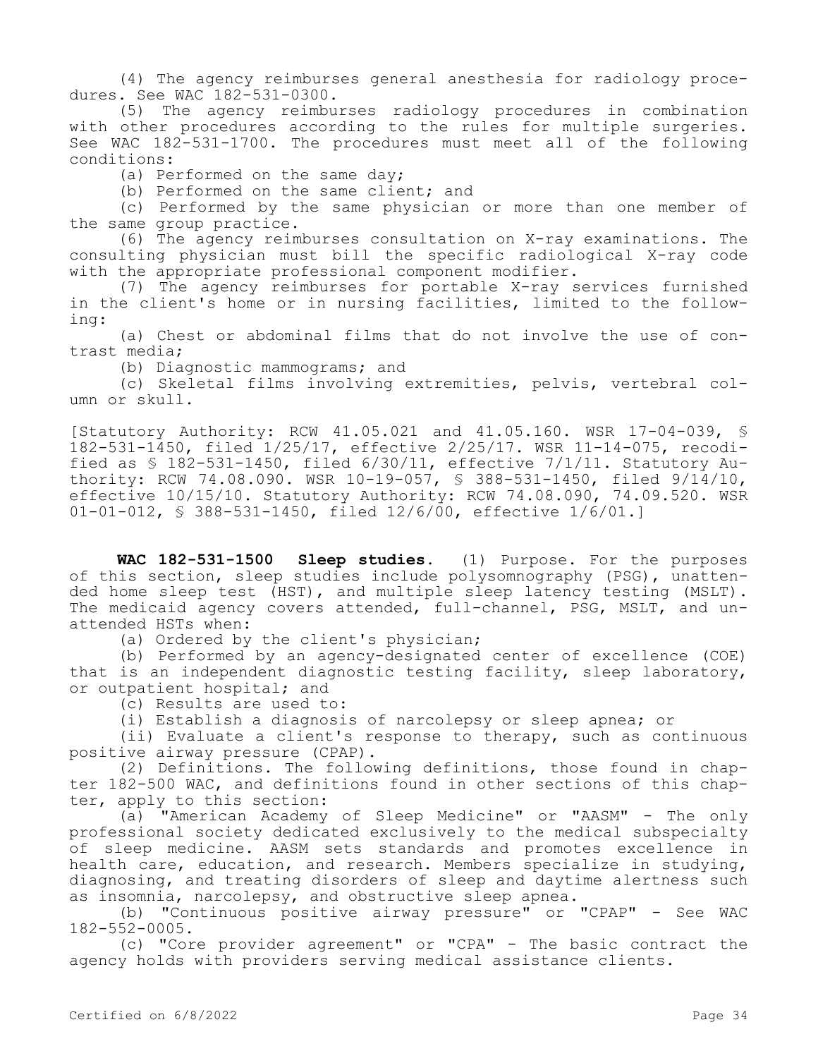(4) The agency reimburses general anesthesia for radiology procedures. See WAC 182-531-0300.

(5) The agency reimburses radiology procedures in combination with other procedures according to the rules for multiple surgeries. See WAC 182-531-1700. The procedures must meet all of the following conditions:

(a) Performed on the same day;

(b) Performed on the same client; and

(c) Performed by the same physician or more than one member of the same group practice.

(6) The agency reimburses consultation on X-ray examinations. The consulting physician must bill the specific radiological X-ray code with the appropriate professional component modifier.

(7) The agency reimburses for portable X-ray services furnished in the client's home or in nursing facilities, limited to the following:

(a) Chest or abdominal films that do not involve the use of contrast media;

(b) Diagnostic mammograms; and

(c) Skeletal films involving extremities, pelvis, vertebral column or skull.

[Statutory Authority: RCW 41.05.021 and 41.05.160. WSR 17-04-039, § 182-531-1450, filed 1/25/17, effective 2/25/17. WSR 11-14-075, recodified as § 182-531-1450, filed 6/30/11, effective 7/1/11. Statutory Authority: RCW 74.08.090. WSR 10-19-057, § 388-531-1450, filed 9/14/10, effective 10/15/10. Statutory Authority: RCW 74.08.090, 74.09.520. WSR 01-01-012, § 388-531-1450, filed 12/6/00, effective 1/6/01.]

**WAC 182-531-1500 Sleep studies.** (1) Purpose. For the purposes of this section, sleep studies include polysomnography (PSG), unattended home sleep test (HST), and multiple sleep latency testing (MSLT). The medicaid agency covers attended, full-channel, PSG, MSLT, and unattended HSTs when:

(a) Ordered by the client's physician;

(b) Performed by an agency-designated center of excellence (COE) that is an independent diagnostic testing facility, sleep laboratory, or outpatient hospital; and

(c) Results are used to:

(i) Establish a diagnosis of narcolepsy or sleep apnea; or

(ii) Evaluate a client's response to therapy, such as continuous positive airway pressure (CPAP).

(2) Definitions. The following definitions, those found in chapter 182-500 WAC, and definitions found in other sections of this chapter, apply to this section:

(a) "American Academy of Sleep Medicine" or "AASM" - The only professional society dedicated exclusively to the medical subspecialty of sleep medicine. AASM sets standards and promotes excellence in health care, education, and research. Members specialize in studying, diagnosing, and treating disorders of sleep and daytime alertness such as insomnia, narcolepsy, and obstructive sleep apnea.

(b) "Continuous positive airway pressure" or "CPAP" - See WAC 182-552-0005.

(c) "Core provider agreement" or "CPA" - The basic contract the agency holds with providers serving medical assistance clients.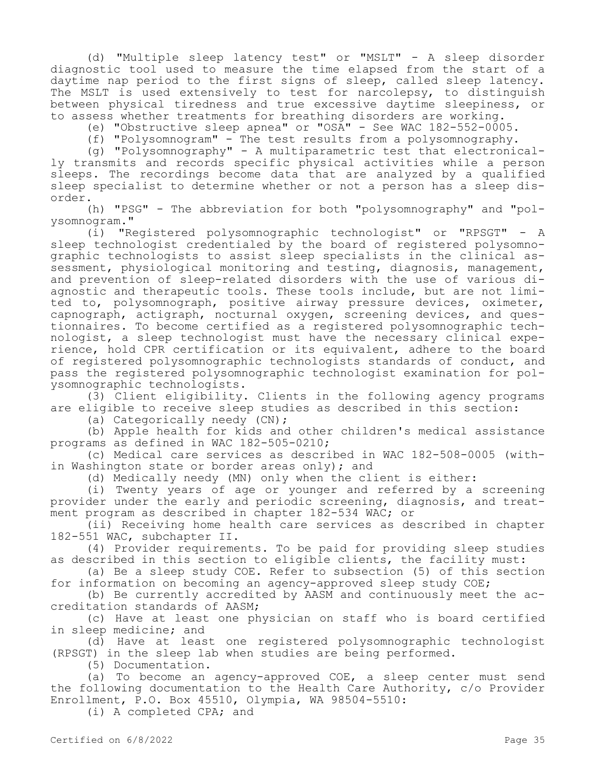(d) "Multiple sleep latency test" or "MSLT" - A sleep disorder diagnostic tool used to measure the time elapsed from the start of a daytime nap period to the first signs of sleep, called sleep latency. The MSLT is used extensively to test for narcolepsy, to distinguish between physical tiredness and true excessive daytime sleepiness, or to assess whether treatments for breathing disorders are working.

(e) "Obstructive sleep apnea" or "OSA" - See WAC 182-552-0005.

(f) "Polysomnogram" - The test results from a polysomnography.

(g) "Polysomnography" - A multiparametric test that electronically transmits and records specific physical activities while a person sleeps. The recordings become data that are analyzed by a qualified sleep specialist to determine whether or not a person has a sleep disorder.

(h) "PSG" - The abbreviation for both "polysomnography" and "polysomnogram."

(i) "Registered polysomnographic technologist" or "RPSGT" - A sleep technologist credentialed by the board of registered polysomnographic technologists to assist sleep specialists in the clinical assessment, physiological monitoring and testing, diagnosis, management, and prevention of sleep-related disorders with the use of various diagnostic and therapeutic tools. These tools include, but are not limited to, polysomnograph, positive airway pressure devices, oximeter, capnograph, actigraph, nocturnal oxygen, screening devices, and questionnaires. To become certified as a registered polysomnographic technologist, a sleep technologist must have the necessary clinical experience, hold CPR certification or its equivalent, adhere to the board of registered polysomnographic technologists standards of conduct, and pass the registered polysomnographic technologist examination for polysomnographic technologists.

(3) Client eligibility. Clients in the following agency programs are eligible to receive sleep studies as described in this section:

(a) Categorically needy (CN);

(b) Apple health for kids and other children's medical assistance programs as defined in WAC 182-505-0210;

(c) Medical care services as described in WAC 182-508-0005 (within Washington state or border areas only); and

(d) Medically needy (MN) only when the client is either:

(i) Twenty years of age or younger and referred by a screening provider under the early and periodic screening, diagnosis, and treatment program as described in chapter 182-534 WAC; or

(ii) Receiving home health care services as described in chapter 182-551 WAC, subchapter II.

(4) Provider requirements. To be paid for providing sleep studies as described in this section to eligible clients, the facility must:

(a) Be a sleep study COE. Refer to subsection (5) of this section for information on becoming an agency-approved sleep study COE;

(b) Be currently accredited by AASM and continuously meet the accreditation standards of AASM;

(c) Have at least one physician on staff who is board certified in sleep medicine; and

(d) Have at least one registered polysomnographic technologist (RPSGT) in the sleep lab when studies are being performed.

(5) Documentation.

(a) To become an agency-approved COE, a sleep center must send the following documentation to the Health Care Authority, c/o Provider Enrollment, P.O. Box 45510, Olympia, WA 98504-5510:

(i) A completed CPA; and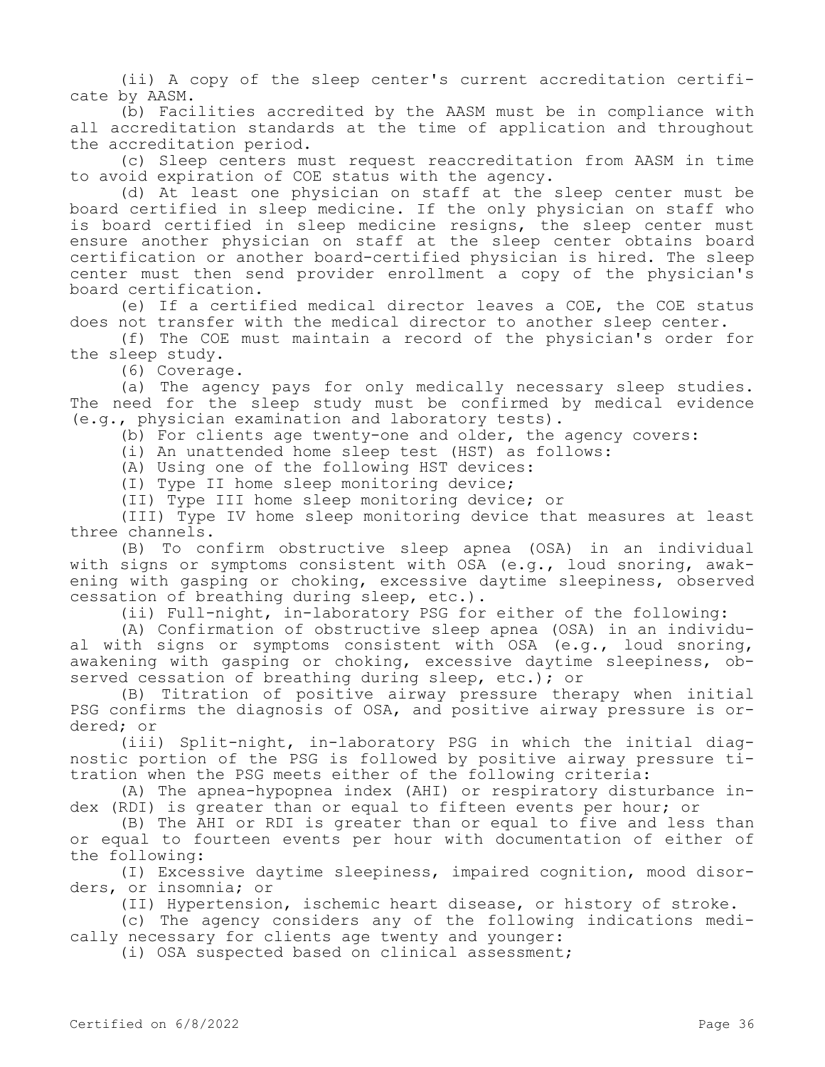(ii) A copy of the sleep center's current accreditation certificate by AASM.

(b) Facilities accredited by the AASM must be in compliance with all accreditation standards at the time of application and throughout the accreditation period.

(c) Sleep centers must request reaccreditation from AASM in time to avoid expiration of COE status with the agency.

(d) At least one physician on staff at the sleep center must be board certified in sleep medicine. If the only physician on staff who is board certified in sleep medicine resigns, the sleep center must ensure another physician on staff at the sleep center obtains board certification or another board-certified physician is hired. The sleep center must then send provider enrollment a copy of the physician's board certification.

(e) If a certified medical director leaves a COE, the COE status does not transfer with the medical director to another sleep center.

(f) The COE must maintain a record of the physician's order for the sleep study.

(6) Coverage.

(a) The agency pays for only medically necessary sleep studies. The need for the sleep study must be confirmed by medical evidence (e.g., physician examination and laboratory tests).

(b) For clients age twenty-one and older, the agency covers:

(i) An unattended home sleep test (HST) as follows:

(A) Using one of the following HST devices:

(I) Type II home sleep monitoring device;

(II) Type III home sleep monitoring device; or

(III) Type IV home sleep monitoring device that measures at least three channels.

(B) To confirm obstructive sleep apnea (OSA) in an individual with signs or symptoms consistent with OSA (e.g., loud snoring, awakening with gasping or choking, excessive daytime sleepiness, observed cessation of breathing during sleep, etc.).

(ii) Full-night, in-laboratory PSG for either of the following:

(A) Confirmation of obstructive sleep apnea (OSA) in an individual with signs or symptoms consistent with OSA (e.g., loud snoring, awakening with gasping or choking, excessive daytime sleepiness, observed cessation of breathing during sleep, etc.); or

(B) Titration of positive airway pressure therapy when initial PSG confirms the diagnosis of OSA, and positive airway pressure is ordered; or

(iii) Split-night, in-laboratory PSG in which the initial diagnostic portion of the PSG is followed by positive airway pressure titration when the PSG meets either of the following criteria:

(A) The apnea-hypopnea index (AHI) or respiratory disturbance index (RDI) is greater than or equal to fifteen events per hour; or

(B) The AHI or RDI is greater than or equal to five and less than or equal to fourteen events per hour with documentation of either of the following:

(I) Excessive daytime sleepiness, impaired cognition, mood disorders, or insomnia; or

(II) Hypertension, ischemic heart disease, or history of stroke.

(c) The agency considers any of the following indications medically necessary for clients age twenty and younger:

(i) OSA suspected based on clinical assessment;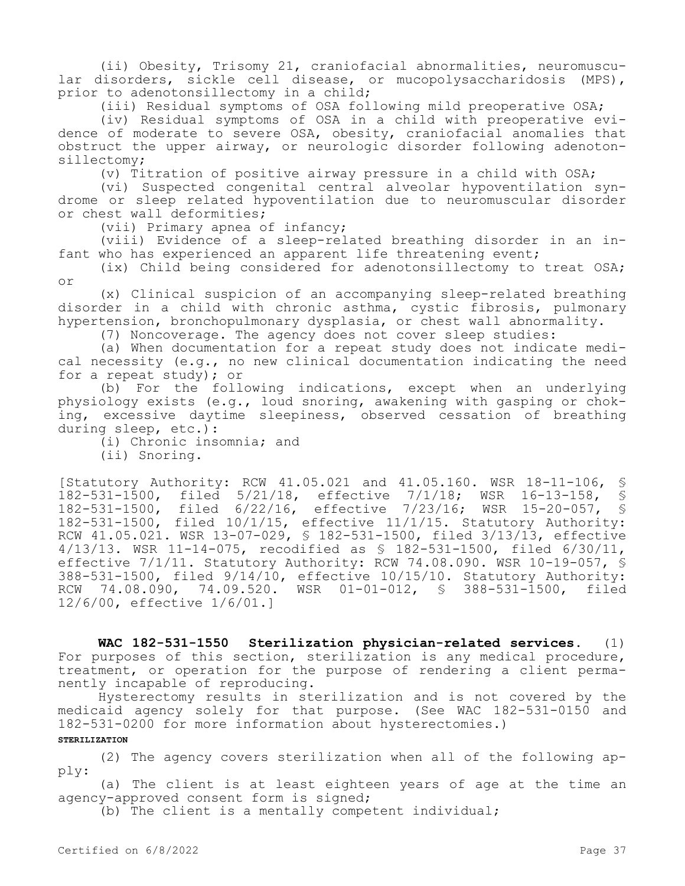(ii) Obesity, Trisomy 21, craniofacial abnormalities, neuromuscular disorders, sickle cell disease, or mucopolysaccharidosis (MPS), prior to adenotonsillectomy in a child;

(iii) Residual symptoms of OSA following mild preoperative OSA;

(iv) Residual symptoms of OSA in a child with preoperative evidence of moderate to severe OSA, obesity, craniofacial anomalies that obstruct the upper airway, or neurologic disorder following adenotonsillectomy;

(v) Titration of positive airway pressure in a child with OSA;

(vi) Suspected congenital central alveolar hypoventilation syndrome or sleep related hypoventilation due to neuromuscular disorder or chest wall deformities;

(vii) Primary apnea of infancy;

(viii) Evidence of a sleep-related breathing disorder in an infant who has experienced an apparent life threatening event;

(ix) Child being considered for adenotonsillectomy to treat OSA; or

(x) Clinical suspicion of an accompanying sleep-related breathing disorder in a child with chronic asthma, cystic fibrosis, pulmonary hypertension, bronchopulmonary dysplasia, or chest wall abnormality.

(7) Noncoverage. The agency does not cover sleep studies:

(a) When documentation for a repeat study does not indicate medical necessity (e.g., no new clinical documentation indicating the need for a repeat study); or

(b) For the following indications, except when an underlying physiology exists (e.g., loud snoring, awakening with gasping or choking, excessive daytime sleepiness, observed cessation of breathing during sleep, etc.):

(i) Chronic insomnia; and

(ii) Snoring.

[Statutory Authority: RCW 41.05.021 and 41.05.160. WSR 18-11-106, § 182-531-1500, filed 5/21/18, effective 7/1/18; WSR 16-13-158, § 182-531-1500, filed 6/22/16, effective 7/23/16; WSR 15-20-057, § 182-531-1500, filed 10/1/15, effective 11/1/15. Statutory Authority: RCW 41.05.021. WSR 13-07-029, § 182-531-1500, filed 3/13/13, effective 4/13/13. WSR 11-14-075, recodified as § 182-531-1500, filed 6/30/11, effective 7/1/11. Statutory Authority: RCW 74.08.090. WSR 10-19-057, § 388-531-1500, filed 9/14/10, effective 10/15/10. Statutory Authority: RCW 74.08.090, 74.09.520. WSR 01-01-012, § 388-531-1500, filed 12/6/00, effective 1/6/01.]

**WAC 182-531-1550 Sterilization physician-related services.** (1) For purposes of this section, sterilization is any medical procedure, treatment, or operation for the purpose of rendering a client permanently incapable of reproducing.

Hysterectomy results in sterilization and is not covered by the medicaid agency solely for that purpose. (See WAC 182-531-0150 and 182-531-0200 for more information about hysterectomies.)

**STERILIZATION**

(2) The agency covers sterilization when all of the following apply:

(a) The client is at least eighteen years of age at the time an agency-approved consent form is signed;

(b) The client is a mentally competent individual;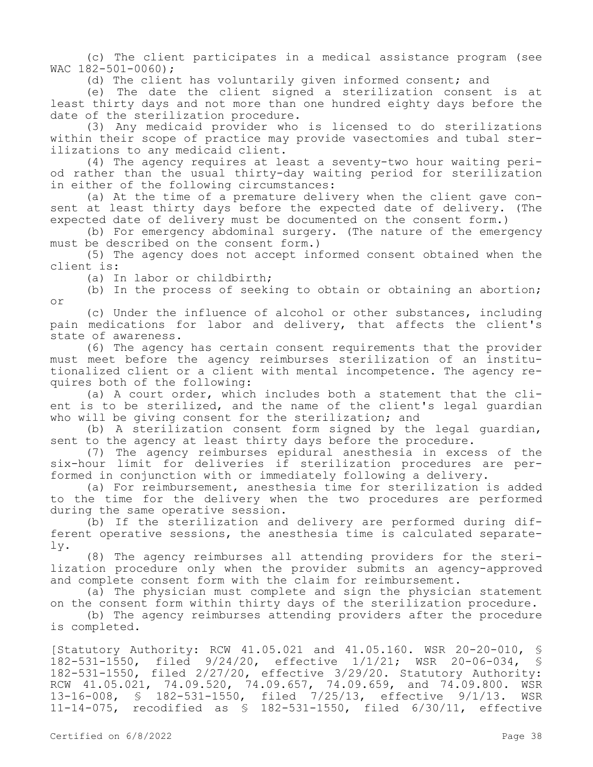(c) The client participates in a medical assistance program (see WAC 182-501-0060);

(d) The client has voluntarily given informed consent; and

(e) The date the client signed a sterilization consent is at least thirty days and not more than one hundred eighty days before the date of the sterilization procedure.

(3) Any medicaid provider who is licensed to do sterilizations within their scope of practice may provide vasectomies and tubal sterilizations to any medicaid client.

(4) The agency requires at least a seventy-two hour waiting period rather than the usual thirty-day waiting period for sterilization in either of the following circumstances:

(a) At the time of a premature delivery when the client gave consent at least thirty days before the expected date of delivery. (The expected date of delivery must be documented on the consent form.)

(b) For emergency abdominal surgery. (The nature of the emergency must be described on the consent form.)

(5) The agency does not accept informed consent obtained when the client is:

(a) In labor or childbirth;

(b) In the process of seeking to obtain or obtaining an abortion; or

(c) Under the influence of alcohol or other substances, including pain medications for labor and delivery, that affects the client's state of awareness.

(6) The agency has certain consent requirements that the provider must meet before the agency reimburses sterilization of an institutionalized client or a client with mental incompetence. The agency requires both of the following:

(a) A court order, which includes both a statement that the client is to be sterilized, and the name of the client's legal guardian who will be giving consent for the sterilization; and

(b) A sterilization consent form signed by the legal guardian, sent to the agency at least thirty days before the procedure.

(7) The agency reimburses epidural anesthesia in excess of the six-hour limit for deliveries if sterilization procedures are performed in conjunction with or immediately following a delivery.

(a) For reimbursement, anesthesia time for sterilization is added to the time for the delivery when the two procedures are performed during the same operative session.

(b) If the sterilization and delivery are performed during different operative sessions, the anesthesia time is calculated separately.

(8) The agency reimburses all attending providers for the sterilization procedure only when the provider submits an agency-approved and complete consent form with the claim for reimbursement.

(a) The physician must complete and sign the physician statement on the consent form within thirty days of the sterilization procedure.

(b) The agency reimburses attending providers after the procedure is completed.

[Statutory Authority: RCW 41.05.021 and 41.05.160. WSR 20-20-010, § 182-531-1550, filed 9/24/20, effective 1/1/21; WSR 20-06-034, § 182-531-1550, filed 2/27/20, effective 3/29/20. Statutory Authority: RCW 41.05.021, 74.09.520, 74.09.657, 74.09.659, and 74.09.800. WSR 13-16-008, § 182-531-1550, filed 7/25/13, effective 9/1/13. WSR 11-14-075, recodified as § 182-531-1550, filed 6/30/11, effective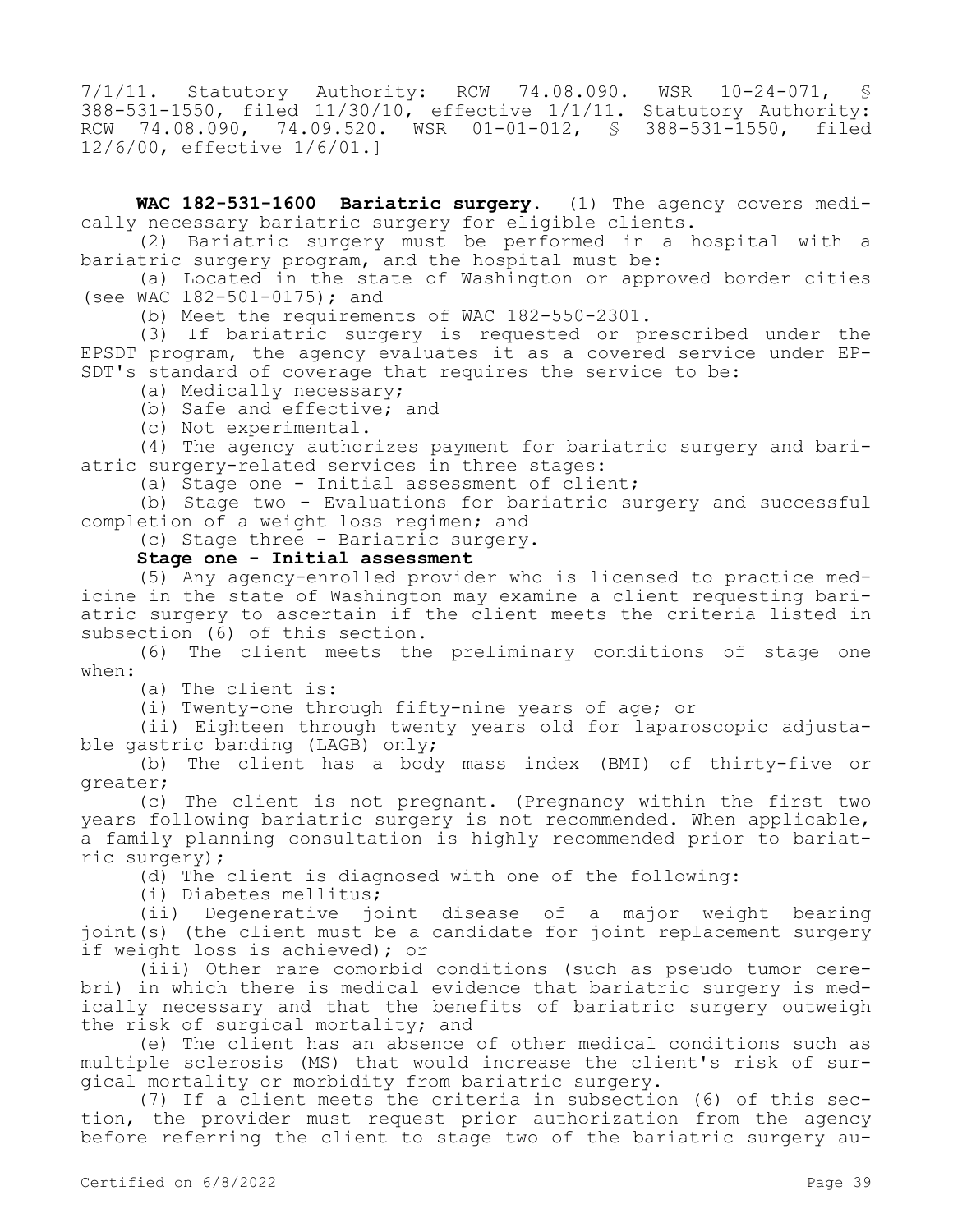7/1/11. Statutory Authority: RCW 74.08.090. WSR 10-24-071, § 388-531-1550, filed 11/30/10, effective 1/1/11. Statutory Authority: RCW 74.08.090, 74.09.520. WSR 01-01-012, § 388-531-1550, filed 12/6/00, effective 1/6/01.]

**WAC 182-531-1600 Bariatric surgery.** (1) The agency covers medically necessary bariatric surgery for eligible clients.

(2) Bariatric surgery must be performed in a hospital with a bariatric surgery program, and the hospital must be:

(a) Located in the state of Washington or approved border cities (see WAC 182-501-0175); and

(b) Meet the requirements of WAC 182-550-2301.

(3) If bariatric surgery is requested or prescribed under the EPSDT program, the agency evaluates it as a covered service under EPSDT's standard of coverage that requires the service to be:

(a) Medically necessary;

(b) Safe and effective; and

(c) Not experimental.

(4) The agency authorizes payment for bariatric surgery and bariatric surgery-related services in three stages:

(a) Stage one - Initial assessment of client;

(b) Stage two - Evaluations for bariatric surgery and successful completion of a weight loss regimen; and

(c) Stage three - Bariatric surgery.

**Stage one - Initial assessment**

(5) Any agency-enrolled provider who is licensed to practice medicine in the state of Washington may examine a client requesting bariatric surgery to ascertain if the client meets the criteria listed in subsection (6) of this section.

(6) The client meets the preliminary conditions of stage one when:

(a) The client is:

(i) Twenty-one through fifty-nine years of age; or

(ii) Eighteen through twenty years old for laparoscopic adjustable gastric banding (LAGB) only;

(b) The client has a body mass index (BMI) of thirty-five or greater;

(c) The client is not pregnant. (Pregnancy within the first two years following bariatric surgery is not recommended. When applicable, a family planning consultation is highly recommended prior to bariatric surgery);

(d) The client is diagnosed with one of the following:

(i) Diabetes mellitus;

(ii) Degenerative joint disease of a major weight bearing joint(s) (the client must be a candidate for joint replacement surgery if weight loss is achieved); or

(iii) Other rare comorbid conditions (such as pseudo tumor cerebri) in which there is medical evidence that bariatric surgery is medically necessary and that the benefits of bariatric surgery outweigh the risk of surgical mortality; and

(e) The client has an absence of other medical conditions such as multiple sclerosis (MS) that would increase the client's risk of surgical mortality or morbidity from bariatric surgery.

(7) If a client meets the criteria in subsection (6) of this section, the provider must request prior authorization from the agency before referring the client to stage two of the bariatric surgery au-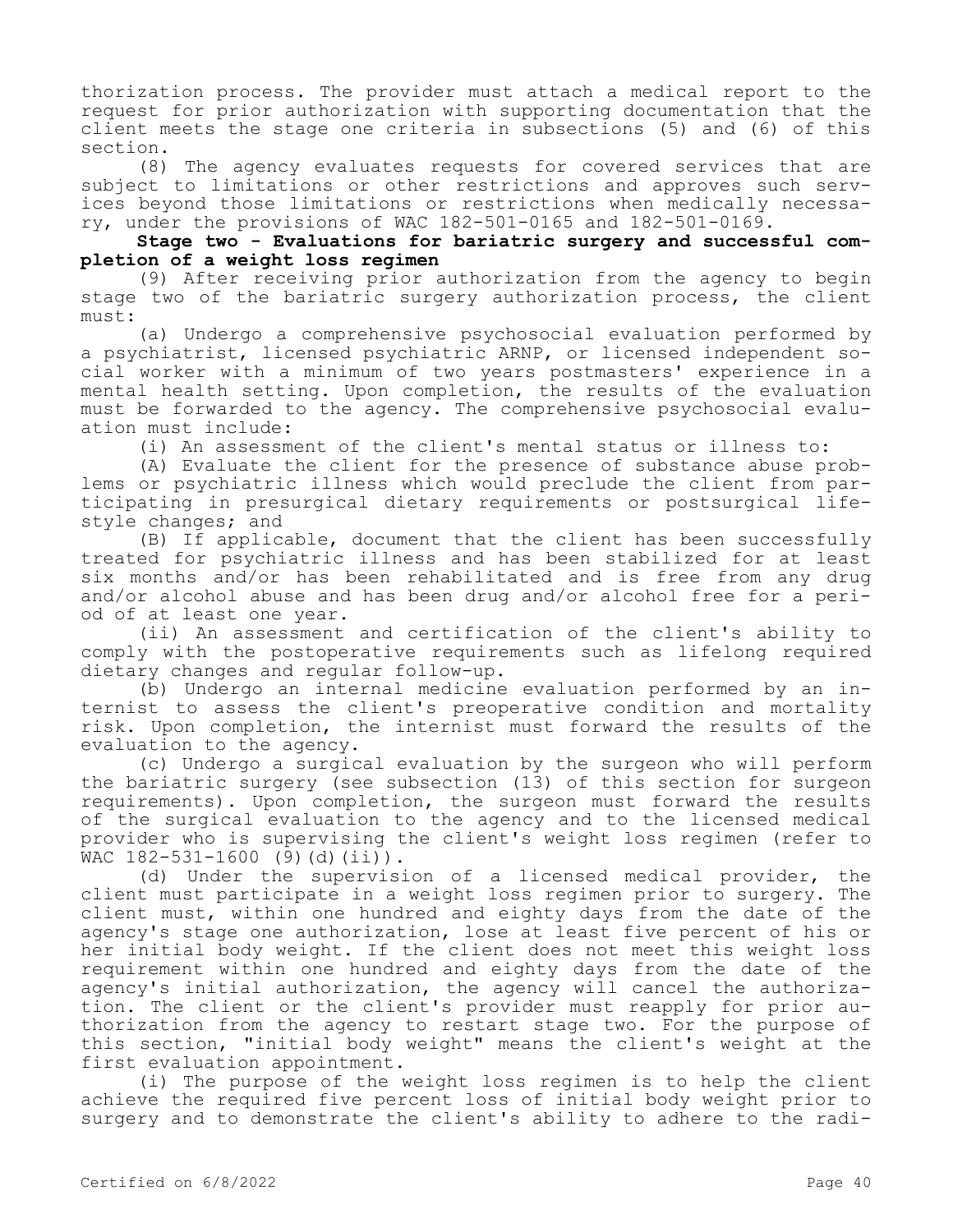thorization process. The provider must attach a medical report to the request for prior authorization with supporting documentation that the client meets the stage one criteria in subsections (5) and (6) of this section.

(8) The agency evaluates requests for covered services that are subject to limitations or other restrictions and approves such services beyond those limitations or restrictions when medically necessary, under the provisions of WAC 182-501-0165 and 182-501-0169.

**Stage two - Evaluations for bariatric surgery and successful completion of a weight loss regimen**

(9) After receiving prior authorization from the agency to begin stage two of the bariatric surgery authorization process, the client must:

(a) Undergo a comprehensive psychosocial evaluation performed by a psychiatrist, licensed psychiatric ARNP, or licensed independent social worker with a minimum of two years postmasters' experience in a mental health setting. Upon completion, the results of the evaluation must be forwarded to the agency. The comprehensive psychosocial evaluation must include:

(i) An assessment of the client's mental status or illness to:

(A) Evaluate the client for the presence of substance abuse problems or psychiatric illness which would preclude the client from participating in presurgical dietary requirements or postsurgical lifestyle changes; and

(B) If applicable, document that the client has been successfully treated for psychiatric illness and has been stabilized for at least six months and/or has been rehabilitated and is free from any drug and/or alcohol abuse and has been drug and/or alcohol free for a period of at least one year.

(ii) An assessment and certification of the client's ability to comply with the postoperative requirements such as lifelong required dietary changes and regular follow-up.

(b) Undergo an internal medicine evaluation performed by an internist to assess the client's preoperative condition and mortality risk. Upon completion, the internist must forward the results of the evaluation to the agency.

(c) Undergo a surgical evaluation by the surgeon who will perform the bariatric surgery (see subsection (13) of this section for surgeon requirements). Upon completion, the surgeon must forward the results of the surgical evaluation to the agency and to the licensed medical provider who is supervising the client's weight loss regimen (refer to WAC 182-531-1600 (9)(d)(ii)).

(d) Under the supervision of a licensed medical provider, the client must participate in a weight loss regimen prior to surgery. The client must, within one hundred and eighty days from the date of the agency's stage one authorization, lose at least five percent of his or her initial body weight. If the client does not meet this weight loss requirement within one hundred and eighty days from the date of the agency's initial authorization, the agency will cancel the authorization. The client or the client's provider must reapply for prior authorization from the agency to restart stage two. For the purpose of this section, "initial body weight" means the client's weight at the first evaluation appointment.

(i) The purpose of the weight loss regimen is to help the client achieve the required five percent loss of initial body weight prior to surgery and to demonstrate the client's ability to adhere to the radi-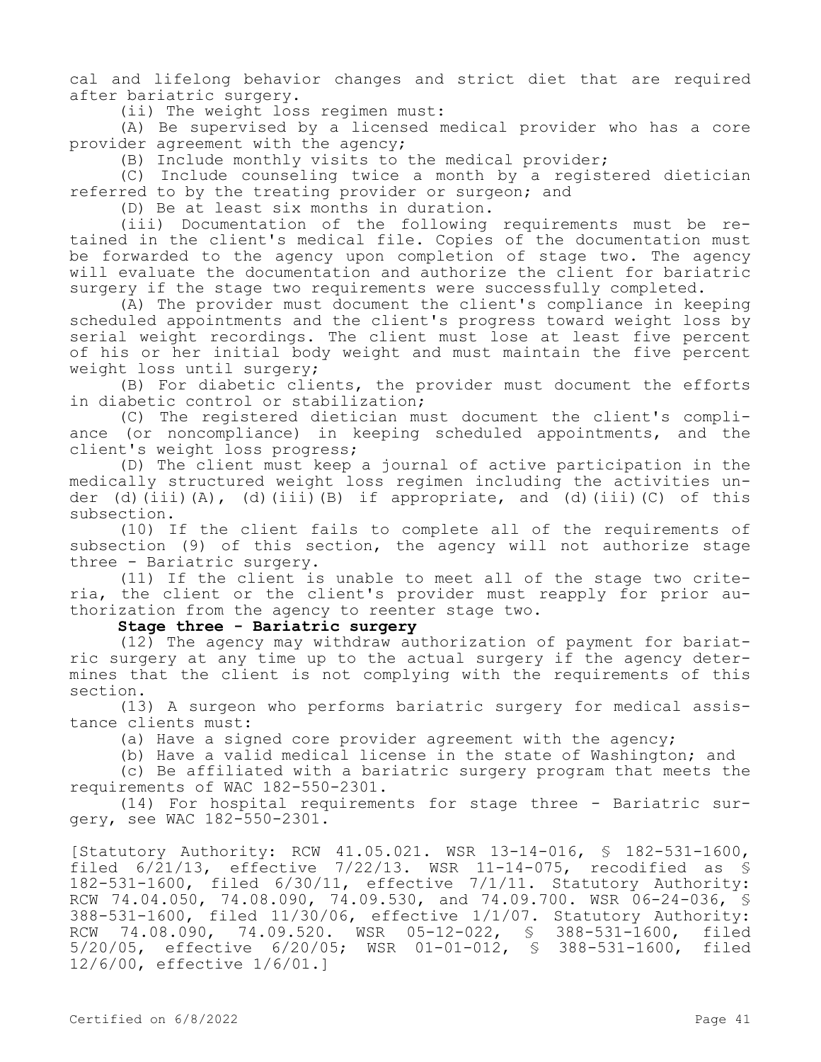cal and lifelong behavior changes and strict diet that are required after bariatric surgery.

(ii) The weight loss regimen must:

(A) Be supervised by a licensed medical provider who has a core provider agreement with the agency;

(B) Include monthly visits to the medical provider;

(C) Include counseling twice a month by a registered dietician referred to by the treating provider or surgeon; and

(D) Be at least six months in duration.

(iii) Documentation of the following requirements must be retained in the client's medical file. Copies of the documentation must be forwarded to the agency upon completion of stage two. The agency will evaluate the documentation and authorize the client for bariatric surgery if the stage two requirements were successfully completed.

(A) The provider must document the client's compliance in keeping scheduled appointments and the client's progress toward weight loss by serial weight recordings. The client must lose at least five percent of his or her initial body weight and must maintain the five percent weight loss until surgery;

(B) For diabetic clients, the provider must document the efforts in diabetic control or stabilization;

(C) The registered dietician must document the client's compliance (or noncompliance) in keeping scheduled appointments, and the client's weight loss progress;

(D) The client must keep a journal of active participation in the medically structured weight loss regimen including the activities under (d)(iii)(A), (d)(iii)(B) if appropriate, and (d)(iii)(C) of this subsection.

(10) If the client fails to complete all of the requirements of subsection (9) of this section, the agency will not authorize stage three - Bariatric surgery.

(11) If the client is unable to meet all of the stage two criteria, the client or the client's provider must reapply for prior authorization from the agency to reenter stage two.

**Stage three - Bariatric surgery**

(12) The agency may withdraw authorization of payment for bariatric surgery at any time up to the actual surgery if the agency determines that the client is not complying with the requirements of this section.

(13) A surgeon who performs bariatric surgery for medical assistance clients must:

(a) Have a signed core provider agreement with the agency;

(b) Have a valid medical license in the state of Washington; and

(c) Be affiliated with a bariatric surgery program that meets the requirements of WAC 182-550-2301.

(14) For hospital requirements for stage three - Bariatric surgery, see WAC 182-550-2301.

[Statutory Authority: RCW 41.05.021. WSR 13-14-016, § 182-531-1600, filed 6/21/13, effective 7/22/13. WSR 11-14-075, recodified as § 182-531-1600, filed 6/30/11, effective 7/1/11. Statutory Authority: RCW 74.04.050, 74.08.090, 74.09.530, and 74.09.700. WSR 06-24-036, § 388-531-1600, filed 11/30/06, effective 1/1/07. Statutory Authority: RCW 74.08.090, 74.09.520. WSR 05-12-022, § 388-531-1600, filed 5/20/05, effective 6/20/05; WSR 01-01-012, § 388-531-1600, filed 12/6/00, effective 1/6/01.]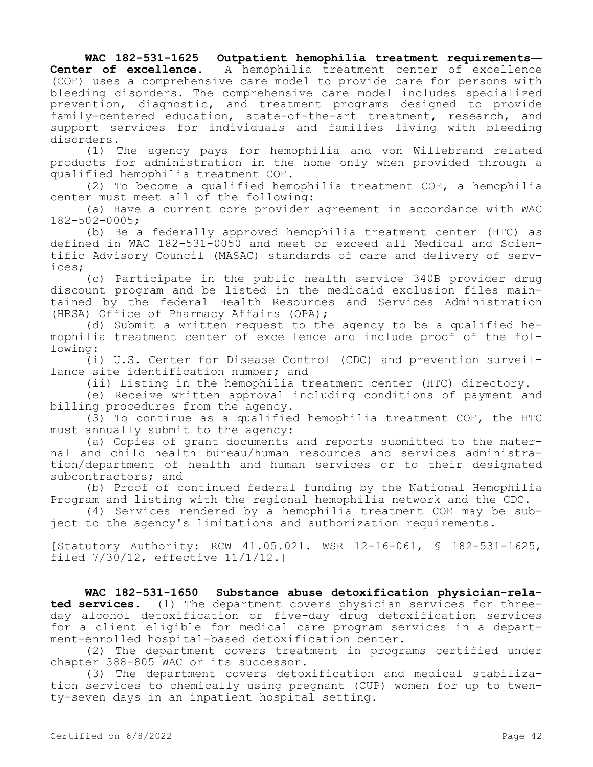**WAC 182-531-1625 Outpatient hemophilia treatment requirements—Center of excellence.** A hemophilia treatment center of excellence (COE) uses a comprehensive care model to provide care for persons with bleeding disorders. The comprehensive care model includes specialized prevention, diagnostic, and treatment programs designed to provide family-centered education, state-of-the-art treatment, research, and support services for individuals and families living with bleeding disorders.

(1) The agency pays for hemophilia and von Willebrand related products for administration in the home only when provided through a qualified hemophilia treatment COE.

(2) To become a qualified hemophilia treatment COE, a hemophilia center must meet all of the following:

(a) Have a current core provider agreement in accordance with WAC 182-502-0005;

(b) Be a federally approved hemophilia treatment center (HTC) as defined in WAC 182-531-0050 and meet or exceed all Medical and Scientific Advisory Council (MASAC) standards of care and delivery of services;

(c) Participate in the public health service 340B provider drug discount program and be listed in the medicaid exclusion files maintained by the federal Health Resources and Services Administration (HRSA) Office of Pharmacy Affairs (OPA);

(d) Submit a written request to the agency to be a qualified hemophilia treatment center of excellence and include proof of the following:

(i) U.S. Center for Disease Control (CDC) and prevention surveillance site identification number; and

(ii) Listing in the hemophilia treatment center (HTC) directory.

(e) Receive written approval including conditions of payment and billing procedures from the agency.

(3) To continue as a qualified hemophilia treatment COE, the HTC must annually submit to the agency:

(a) Copies of grant documents and reports submitted to the maternal and child health bureau/human resources and services administration/department of health and human services or to their designated subcontractors; and

(b) Proof of continued federal funding by the National Hemophilia Program and listing with the regional hemophilia network and the CDC.

(4) Services rendered by a hemophilia treatment COE may be subject to the agency's limitations and authorization requirements.

[Statutory Authority: RCW 41.05.021. WSR 12-16-061, § 182-531-1625, filed 7/30/12, effective 11/1/12.]

**WAC 182-531-1650 Substance abuse detoxification physician-related services.** (1) The department covers physician services for three-day alcohol detoxification or five-day drug detoxification services for a client eligible for medical care program services in a department-enrolled hospital-based detoxification center.

(2) The department covers treatment in programs certified under chapter 388-805 WAC or its successor.

(3) The department covers detoxification and medical stabilization services to chemically using pregnant (CUP) women for up to twenty-seven days in an inpatient hospital setting.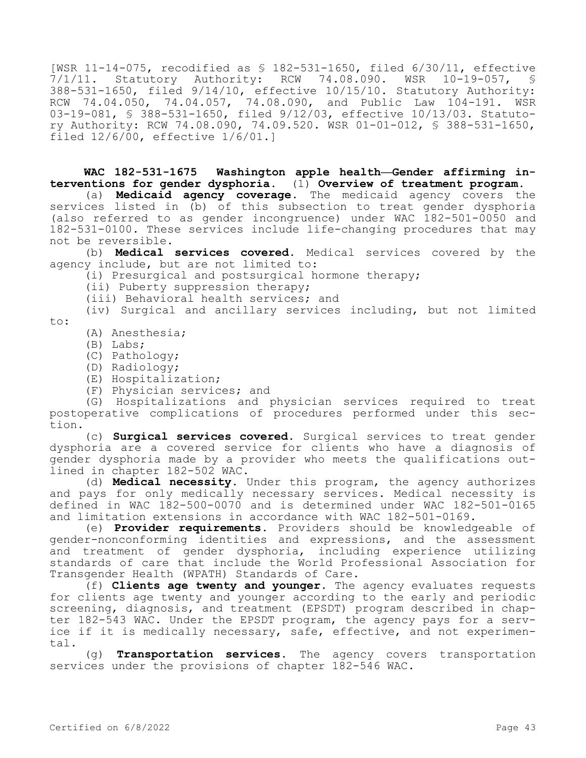[WSR 11-14-075, recodified as § 182-531-1650, filed 6/30/11, effective 7/1/11. Statutory Authority: RCW 74.08.090. WSR 10-19-057, § 388-531-1650, filed 9/14/10, effective 10/15/10. Statutory Authority: RCW 74.04.050, 74.04.057, 74.08.090, and Public Law 104-191. WSR 03-19-081, § 388-531-1650, filed 9/12/03, effective 10/13/03. Statutory Authority: RCW 74.08.090, 74.09.520. WSR 01-01-012, § 388-531-1650, filed 12/6/00, effective 1/6/01.]

**WAC 182-531-1675 Washington apple health—Gender affirming interventions for gender dysphoria.** (1) **Overview of treatment program.**

(a) **Medicaid agency coverage.** The medicaid agency covers the services listed in (b) of this subsection to treat gender dysphoria (also referred to as gender incongruence) under WAC 182-501-0050 and 182-531-0100. These services include life-changing procedures that may not be reversible.

(b) **Medical services covered.** Medical services covered by the agency include, but are not limited to:

(i) Presurgical and postsurgical hormone therapy;

(ii) Puberty suppression therapy;

(iii) Behavioral health services; and

(iv) Surgical and ancillary services including, but not limited to:

(A) Anesthesia;

(B) Labs;

(C) Pathology;

(D) Radiology;

(E) Hospitalization;

(F) Physician services; and

(G) Hospitalizations and physician services required to treat postoperative complications of procedures performed under this section.

(c) **Surgical services covered.** Surgical services to treat gender dysphoria are a covered service for clients who have a diagnosis of gender dysphoria made by a provider who meets the qualifications outlined in chapter 182-502 WAC.

(d) **Medical necessity.** Under this program, the agency authorizes and pays for only medically necessary services. Medical necessity is defined in WAC 182-500-0070 and is determined under WAC 182-501-0165 and limitation extensions in accordance with WAC 182-501-0169.

(e) **Provider requirements.** Providers should be knowledgeable of gender-nonconforming identities and expressions, and the assessment and treatment of gender dysphoria, including experience utilizing standards of care that include the World Professional Association for Transgender Health (WPATH) Standards of Care.

(f) **Clients age twenty and younger.** The agency evaluates requests for clients age twenty and younger according to the early and periodic screening, diagnosis, and treatment (EPSDT) program described in chapter 182-543 WAC. Under the EPSDT program, the agency pays for a service if it is medically necessary, safe, effective, and not experimental.

(g) **Transportation services.** The agency covers transportation services under the provisions of chapter 182-546 WAC.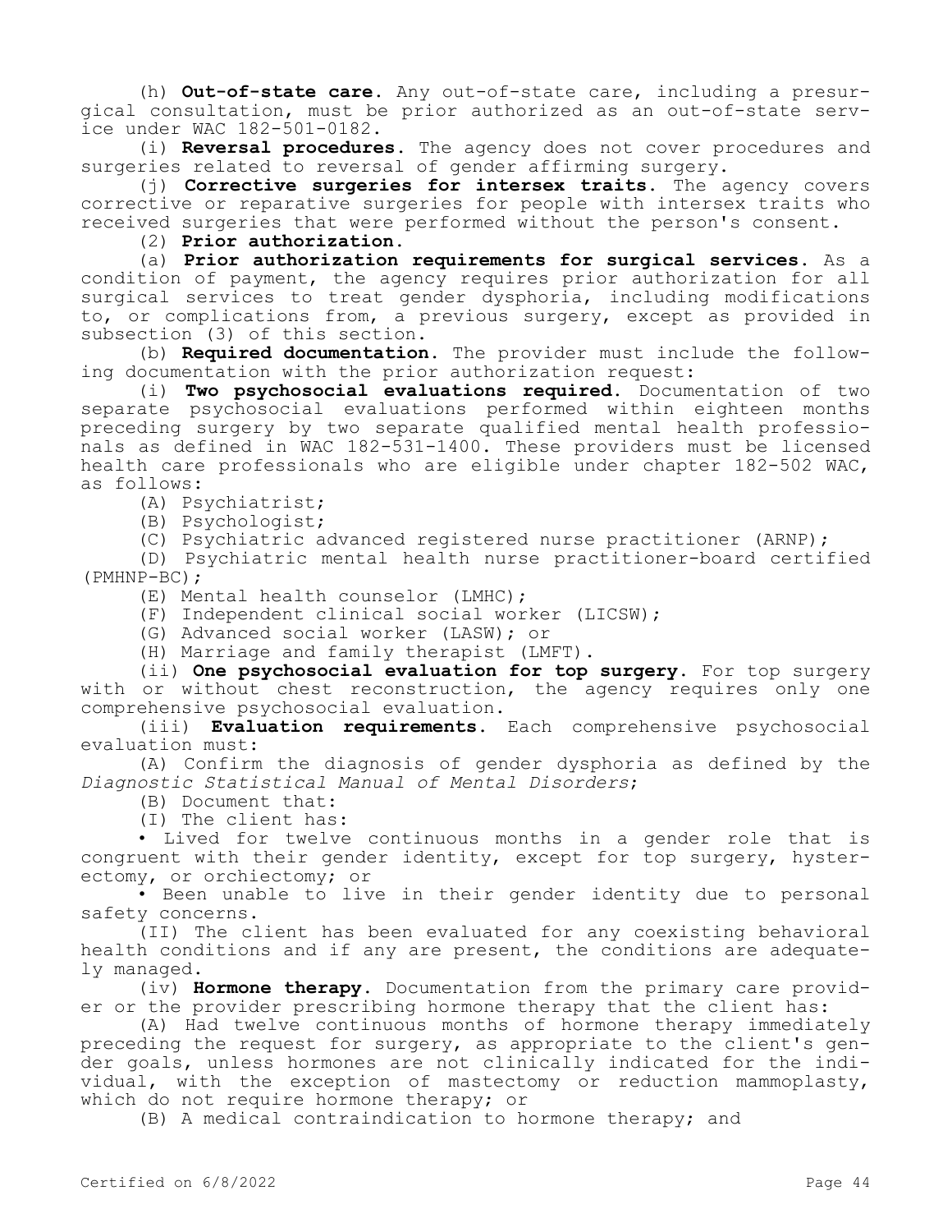(h) **Out-of-state care.** Any out-of-state care, including a presurgical consultation, must be prior authorized as an out-of-state service under WAC 182-501-0182.

(i) **Reversal procedures.** The agency does not cover procedures and surgeries related to reversal of gender affirming surgery.

(j) **Corrective surgeries for intersex traits.** The agency covers corrective or reparative surgeries for people with intersex traits who received surgeries that were performed without the person's consent.

(2) **Prior authorization.**

(a) **Prior authorization requirements for surgical services.** As a condition of payment, the agency requires prior authorization for all surgical services to treat gender dysphoria, including modifications to, or complications from, a previous surgery, except as provided in subsection (3) of this section.

(b) **Required documentation.** The provider must include the following documentation with the prior authorization request:

(i) **Two psychosocial evaluations required.** Documentation of two separate psychosocial evaluations performed within eighteen months preceding surgery by two separate qualified mental health professionals as defined in WAC 182-531-1400. These providers must be licensed health care professionals who are eligible under chapter 182-502 WAC, as follows:

(A) Psychiatrist;

(B) Psychologist;

(C) Psychiatric advanced registered nurse practitioner (ARNP);

(D) Psychiatric mental health nurse practitioner-board certified (PMHNP-BC);

(E) Mental health counselor (LMHC);

(F) Independent clinical social worker (LICSW);

(G) Advanced social worker (LASW); or

(H) Marriage and family therapist (LMFT).

(ii) **One psychosocial evaluation for top surgery.** For top surgery with or without chest reconstruction, the agency requires only one comprehensive psychosocial evaluation.

(iii) **Evaluation requirements.** Each comprehensive psychosocial evaluation must:

(A) Confirm the diagnosis of gender dysphoria as defined by the *Diagnostic Statistical Manual of Mental Disorders*;

(B) Document that:

(I) The client has:

• Lived for twelve continuous months in a gender role that is congruent with their gender identity, except for top surgery, hysterectomy, or orchiectomy; or

• Been unable to live in their gender identity due to personal safety concerns.

(II) The client has been evaluated for any coexisting behavioral health conditions and if any are present, the conditions are adequately managed.

(iv) **Hormone therapy.** Documentation from the primary care provider or the provider prescribing hormone therapy that the client has:

(A) Had twelve continuous months of hormone therapy immediately preceding the request for surgery, as appropriate to the client's gender goals, unless hormones are not clinically indicated for the individual, with the exception of mastectomy or reduction mammoplasty, which do not require hormone therapy; or

(B) A medical contraindication to hormone therapy; and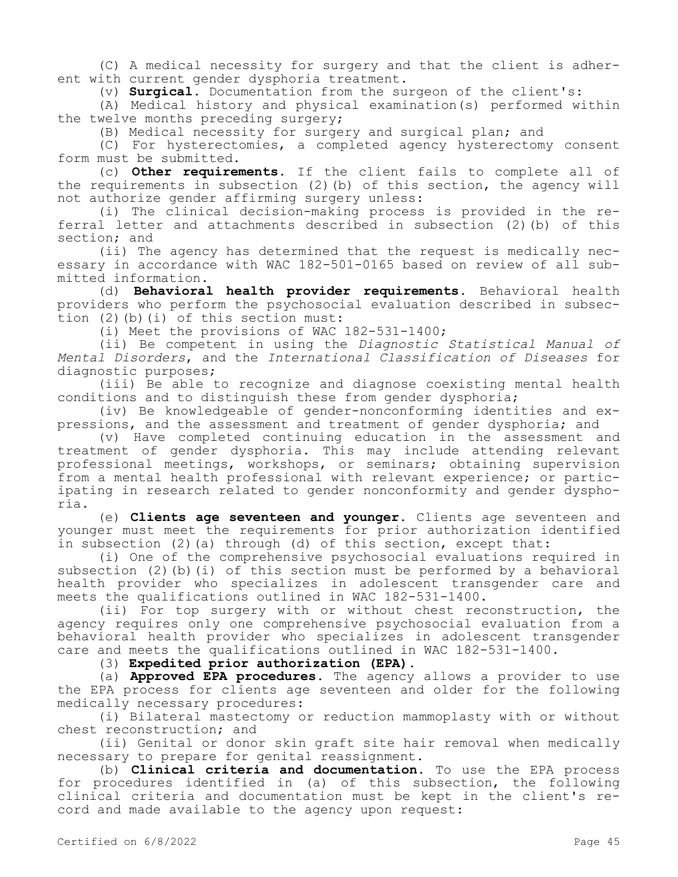(C) A medical necessity for surgery and that the client is adherent with current gender dysphoria treatment.

(v) **Surgical.** Documentation from the surgeon of the client's:

(A) Medical history and physical examination(s) performed within the twelve months preceding surgery;

(B) Medical necessity for surgery and surgical plan; and

(C) For hysterectomies, a completed agency hysterectomy consent form must be submitted.

(c) **Other requirements.** If the client fails to complete all of the requirements in subsection (2)(b) of this section, the agency will not authorize gender affirming surgery unless:

(i) The clinical decision-making process is provided in the referral letter and attachments described in subsection (2)(b) of this section; and

(ii) The agency has determined that the request is medically necessary in accordance with WAC 182-501-0165 based on review of all submitted information.

(d) **Behavioral health provider requirements.** Behavioral health providers who perform the psychosocial evaluation described in subsection (2)(b)(i) of this section must:

(i) Meet the provisions of WAC 182-531-1400;

(ii) Be competent in using the *Diagnostic Statistical Manual of Mental Disorders*, and the *International Classification of Diseases* for diagnostic purposes;

(iii) Be able to recognize and diagnose coexisting mental health conditions and to distinguish these from gender dysphoria;

(iv) Be knowledgeable of gender-nonconforming identities and expressions, and the assessment and treatment of gender dysphoria; and

(v) Have completed continuing education in the assessment and treatment of gender dysphoria. This may include attending relevant professional meetings, workshops, or seminars; obtaining supervision from a mental health professional with relevant experience; or participating in research related to gender nonconformity and gender dysphoria.

(e) **Clients age seventeen and younger.** Clients age seventeen and younger must meet the requirements for prior authorization identified in subsection (2)(a) through (d) of this section, except that:

(i) One of the comprehensive psychosocial evaluations required in subsection (2)(b)(i) of this section must be performed by a behavioral health provider who specializes in adolescent transgender care and meets the qualifications outlined in WAC 182-531-1400.

(ii) For top surgery with or without chest reconstruction, the agency requires only one comprehensive psychosocial evaluation from a behavioral health provider who specializes in adolescent transgender care and meets the qualifications outlined in WAC 182-531-1400.

(3) **Expedited prior authorization (EPA).**

(a) **Approved EPA procedures.** The agency allows a provider to use the EPA process for clients age seventeen and older for the following medically necessary procedures:

(i) Bilateral mastectomy or reduction mammoplasty with or without chest reconstruction; and

(ii) Genital or donor skin graft site hair removal when medically necessary to prepare for genital reassignment.

(b) **Clinical criteria and documentation.** To use the EPA process for procedures identified in (a) of this subsection, the following clinical criteria and documentation must be kept in the client's record and made available to the agency upon request: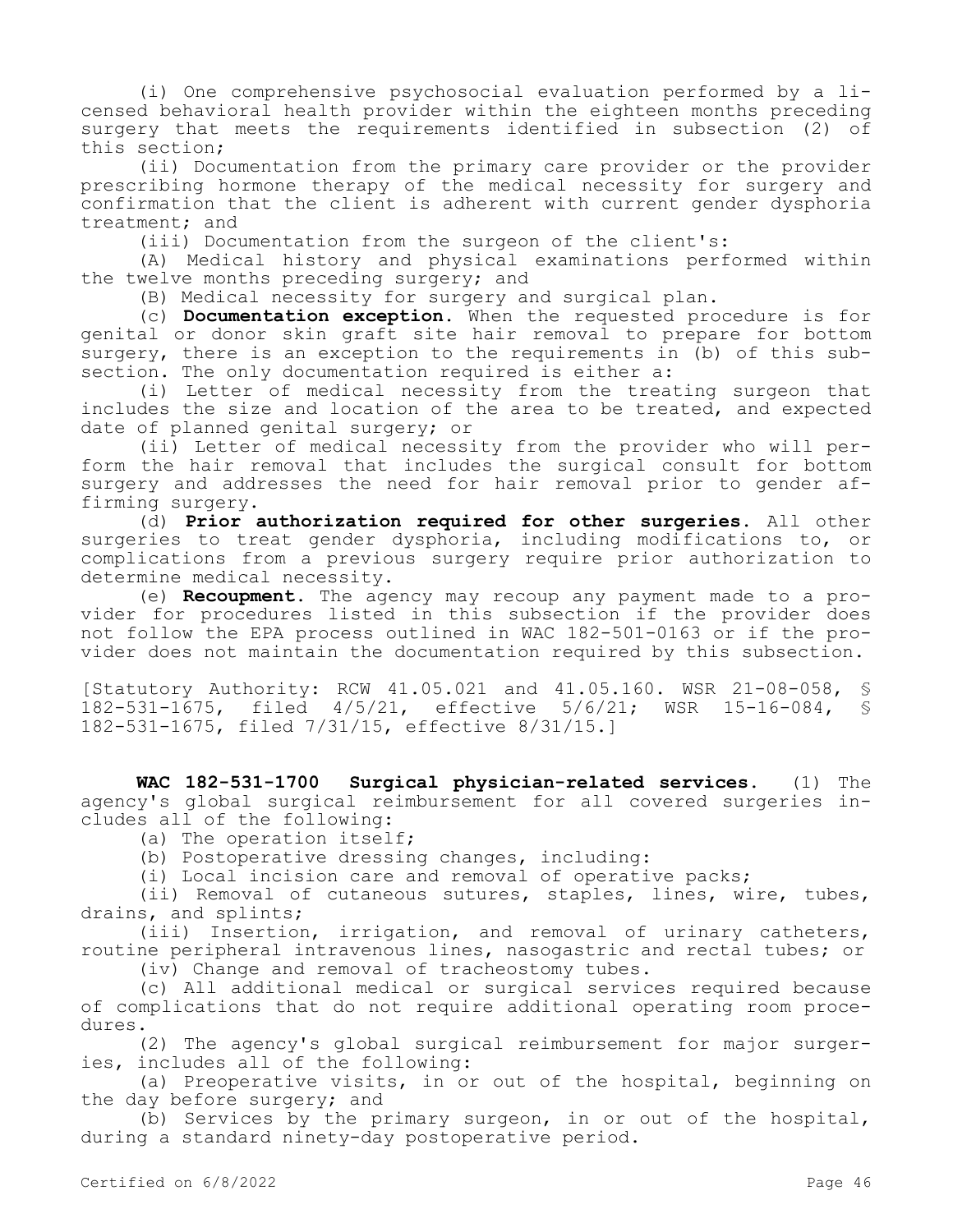(i) One comprehensive psychosocial evaluation performed by a licensed behavioral health provider within the eighteen months preceding surgery that meets the requirements identified in subsection (2) of this section;

(ii) Documentation from the primary care provider or the provider prescribing hormone therapy of the medical necessity for surgery and confirmation that the client is adherent with current gender dysphoria treatment; and

(iii) Documentation from the surgeon of the client's:

(A) Medical history and physical examinations performed within the twelve months preceding surgery; and

(B) Medical necessity for surgery and surgical plan.

(c) **Documentation exception.** When the requested procedure is for genital or donor skin graft site hair removal to prepare for bottom surgery, there is an exception to the requirements in (b) of this subsection. The only documentation required is either a:

(i) Letter of medical necessity from the treating surgeon that includes the size and location of the area to be treated, and expected date of planned genital surgery; or

(ii) Letter of medical necessity from the provider who will perform the hair removal that includes the surgical consult for bottom surgery and addresses the need for hair removal prior to gender affirming surgery.

(d) **Prior authorization required for other surgeries.** All other surgeries to treat gender dysphoria, including modifications to, or complications from a previous surgery require prior authorization to determine medical necessity.

(e) **Recoupment.** The agency may recoup any payment made to a provider for procedures listed in this subsection if the provider does not follow the EPA process outlined in WAC 182-501-0163 or if the provider does not maintain the documentation required by this subsection.

[Statutory Authority: RCW 41.05.021 and 41.05.160. WSR 21-08-058, § 182-531-1675, filed 4/5/21, effective 5/6/21; WSR 15-16-084, § 182-531-1675, filed 7/31/15, effective 8/31/15.]

**WAC 182-531-1700 Surgical physician-related services.** (1) The agency's global surgical reimbursement for all covered surgeries includes all of the following:

(a) The operation itself;

(b) Postoperative dressing changes, including:

(i) Local incision care and removal of operative packs;

(ii) Removal of cutaneous sutures, staples, lines, wire, tubes, drains, and splints;

(iii) Insertion, irrigation, and removal of urinary catheters, routine peripheral intravenous lines, nasogastric and rectal tubes; or

(iv) Change and removal of tracheostomy tubes.

(c) All additional medical or surgical services required because of complications that do not require additional operating room procedures.

(2) The agency's global surgical reimbursement for major surgeries, includes all of the following:

(a) Preoperative visits, in or out of the hospital, beginning on the day before surgery; and

(b) Services by the primary surgeon, in or out of the hospital, during a standard ninety-day postoperative period.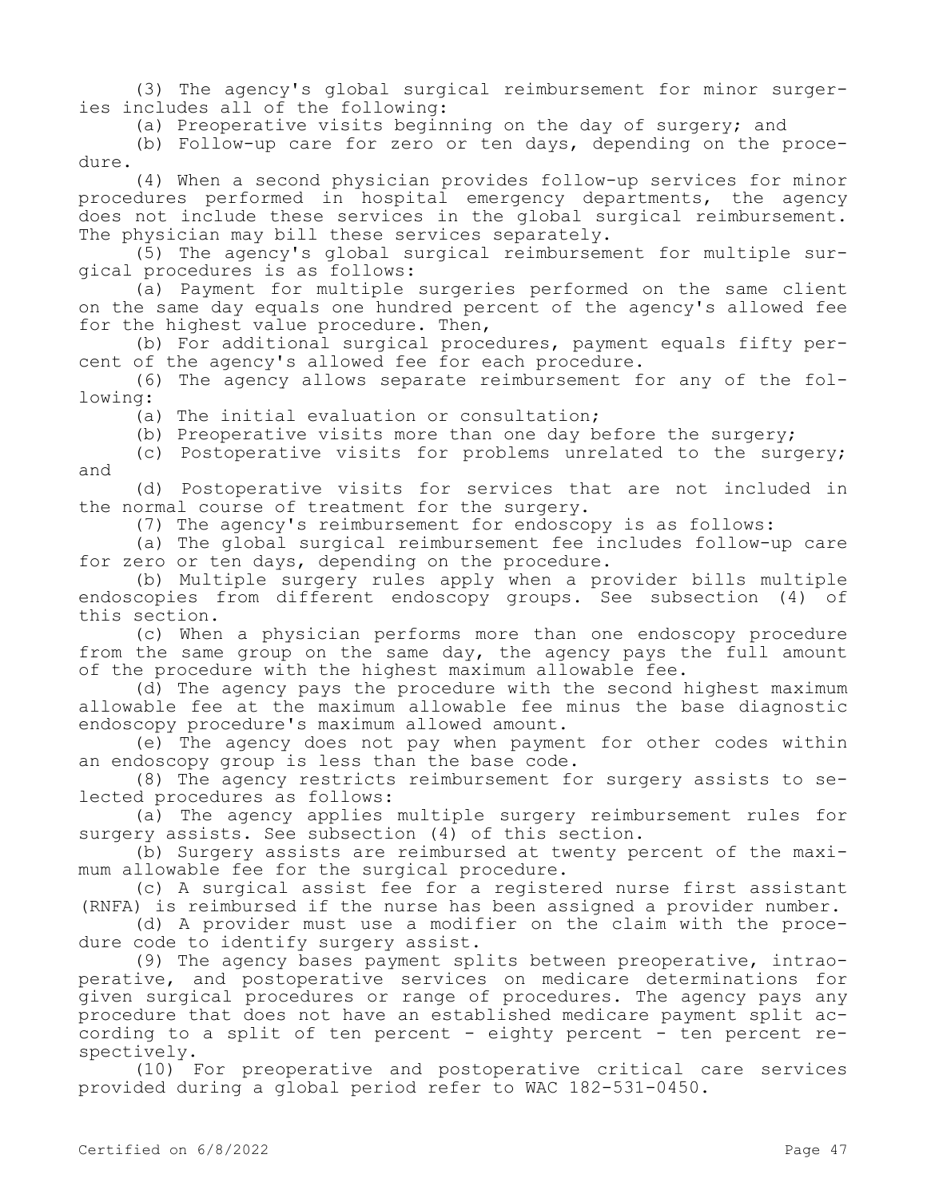(3) The agency's global surgical reimbursement for minor surgeries includes all of the following:

(a) Preoperative visits beginning on the day of surgery; and

(b) Follow-up care for zero or ten days, depending on the procedure.

(4) When a second physician provides follow-up services for minor procedures performed in hospital emergency departments, the agency does not include these services in the global surgical reimbursement. The physician may bill these services separately.

(5) The agency's global surgical reimbursement for multiple surgical procedures is as follows:

(a) Payment for multiple surgeries performed on the same client on the same day equals one hundred percent of the agency's allowed fee for the highest value procedure. Then,

(b) For additional surgical procedures, payment equals fifty percent of the agency's allowed fee for each procedure.

(6) The agency allows separate reimbursement for any of the following:

(a) The initial evaluation or consultation;

(b) Preoperative visits more than one day before the surgery;

(c) Postoperative visits for problems unrelated to the surgery; and

(d) Postoperative visits for services that are not included in the normal course of treatment for the surgery.

(7) The agency's reimbursement for endoscopy is as follows:

(a) The global surgical reimbursement fee includes follow-up care for zero or ten days, depending on the procedure.

(b) Multiple surgery rules apply when a provider bills multiple endoscopies from different endoscopy groups. See subsection (4) of this section.

(c) When a physician performs more than one endoscopy procedure from the same group on the same day, the agency pays the full amount of the procedure with the highest maximum allowable fee.

(d) The agency pays the procedure with the second highest maximum allowable fee at the maximum allowable fee minus the base diagnostic endoscopy procedure's maximum allowed amount.

(e) The agency does not pay when payment for other codes within an endoscopy group is less than the base code.

(8) The agency restricts reimbursement for surgery assists to selected procedures as follows:

(a) The agency applies multiple surgery reimbursement rules for surgery assists. See subsection (4) of this section.

(b) Surgery assists are reimbursed at twenty percent of the maximum allowable fee for the surgical procedure.

(c) A surgical assist fee for a registered nurse first assistant (RNFA) is reimbursed if the nurse has been assigned a provider number.

(d) A provider must use a modifier on the claim with the procedure code to identify surgery assist.

(9) The agency bases payment splits between preoperative, intraoperative, and postoperative services on medicare determinations for given surgical procedures or range of procedures. The agency pays any procedure that does not have an established medicare payment split according to a split of ten percent - eighty percent - ten percent respectively.

(10) For preoperative and postoperative critical care services provided during a global period refer to WAC 182-531-0450.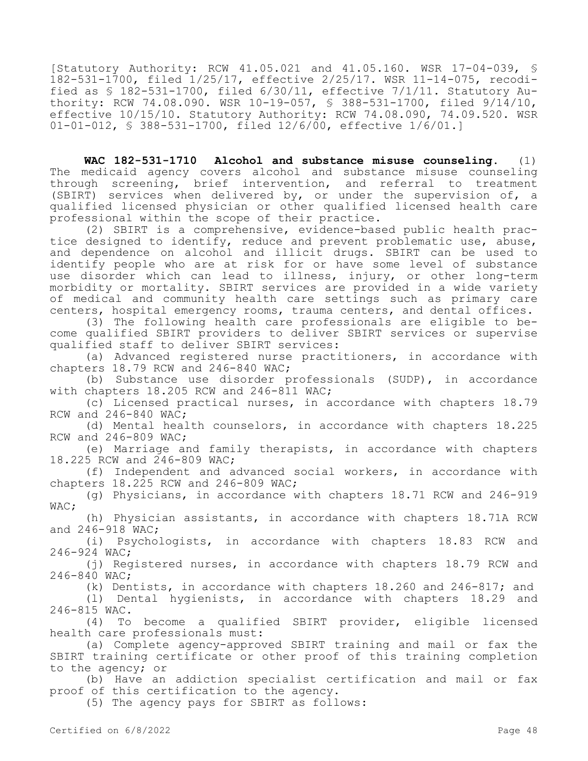[Statutory Authority: RCW 41.05.021 and 41.05.160. WSR 17-04-039, § 182-531-1700, filed 1/25/17, effective 2/25/17. WSR 11-14-075, recodified as § 182-531-1700, filed 6/30/11, effective 7/1/11. Statutory Authority: RCW 74.08.090. WSR 10-19-057, § 388-531-1700, filed 9/14/10, effective 10/15/10. Statutory Authority: RCW 74.08.090, 74.09.520. WSR 01-01-012, § 388-531-1700, filed 12/6/00, effective 1/6/01.]

**WAC 182-531-1710 Alcohol and substance misuse counseling.** (1) The medicaid agency covers alcohol and substance misuse counseling through screening, brief intervention, and referral to treatment (SBIRT) services when delivered by, or under the supervision of, a qualified licensed physician or other qualified licensed health care professional within the scope of their practice.

(2) SBIRT is a comprehensive, evidence-based public health practice designed to identify, reduce and prevent problematic use, abuse, and dependence on alcohol and illicit drugs. SBIRT can be used to identify people who are at risk for or have some level of substance use disorder which can lead to illness, injury, or other long-term morbidity or mortality. SBIRT services are provided in a wide variety of medical and community health care settings such as primary care centers, hospital emergency rooms, trauma centers, and dental offices.

(3) The following health care professionals are eligible to become qualified SBIRT providers to deliver SBIRT services or supervise qualified staff to deliver SBIRT services:

(a) Advanced registered nurse practitioners, in accordance with chapters 18.79 RCW and 246-840 WAC;

(b) Substance use disorder professionals (SUDP), in accordance with chapters 18.205 RCW and 246-811 WAC;

(c) Licensed practical nurses, in accordance with chapters 18.79 RCW and 246-840 WAC;

(d) Mental health counselors, in accordance with chapters 18.225 RCW and 246-809 WAC;

(e) Marriage and family therapists, in accordance with chapters 18.225 RCW and 246-809 WAC;

(f) Independent and advanced social workers, in accordance with chapters 18.225 RCW and 246-809 WAC;

(g) Physicians, in accordance with chapters 18.71 RCW and 246-919 WAC;

(h) Physician assistants, in accordance with chapters 18.71A RCW and 246-918 WAC;

(i) Psychologists, in accordance with chapters 18.83 RCW and 246-924 WAC;

(j) Registered nurses, in accordance with chapters 18.79 RCW and 246-840 WAC;

(k) Dentists, in accordance with chapters 18.260 and 246-817; and

(l) Dental hygienists, in accordance with chapters 18.29 and 246-815 WAC.

(4) To become a qualified SBIRT provider, eligible licensed health care professionals must:

(a) Complete agency-approved SBIRT training and mail or fax the SBIRT training certificate or other proof of this training completion to the agency; or

(b) Have an addiction specialist certification and mail or fax proof of this certification to the agency.

(5) The agency pays for SBIRT as follows: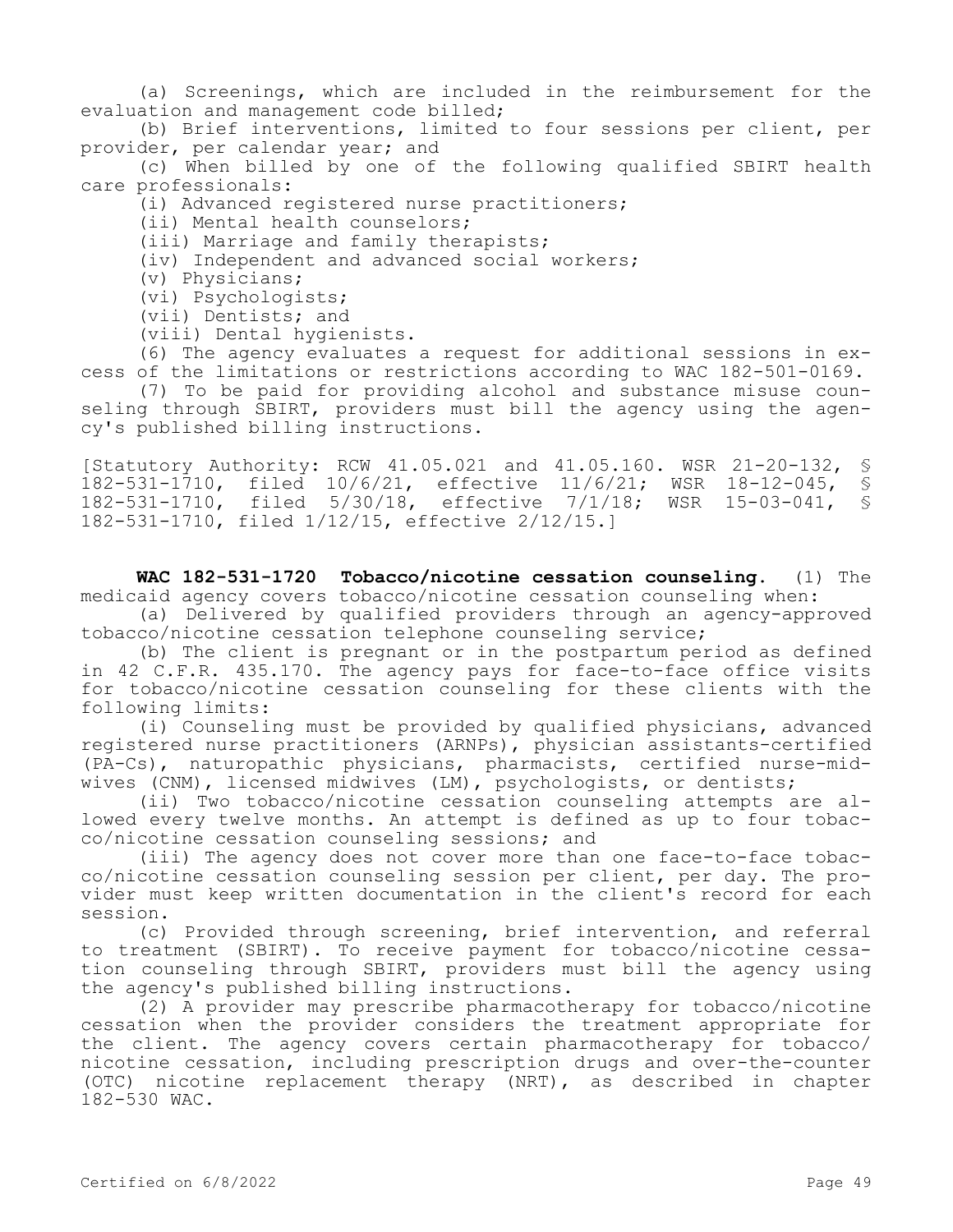(a) Screenings, which are included in the reimbursement for the evaluation and management code billed;

(b) Brief interventions, limited to four sessions per client, per provider, per calendar year; and

(c) When billed by one of the following qualified SBIRT health care professionals:

(i) Advanced registered nurse practitioners;

(ii) Mental health counselors;

(iii) Marriage and family therapists;

(iv) Independent and advanced social workers;

(v) Physicians;

(vi) Psychologists;

(vii) Dentists; and

(viii) Dental hygienists.

(6) The agency evaluates a request for additional sessions in excess of the limitations or restrictions according to WAC 182-501-0169.

(7) To be paid for providing alcohol and substance misuse counseling through SBIRT, providers must bill the agency using the agency's published billing instructions.

[Statutory Authority: RCW 41.05.021 and 41.05.160. WSR 21-20-132, § 182-531-1710, filed 10/6/21, effective 11/6/21; WSR 18-12-045, § 182-531-1710, filed 5/30/18, effective 7/1/18; WSR 15-03-041, § 182-531-1710, filed 1/12/15, effective 2/12/15.]

**WAC 182-531-1720 Tobacco/nicotine cessation counseling.** (1) The medicaid agency covers tobacco/nicotine cessation counseling when:

(a) Delivered by qualified providers through an agency-approved tobacco/nicotine cessation telephone counseling service;

(b) The client is pregnant or in the postpartum period as defined in 42 C.F.R. 435.170. The agency pays for face-to-face office visits for tobacco/nicotine cessation counseling for these clients with the following limits:

(i) Counseling must be provided by qualified physicians, advanced registered nurse practitioners (ARNPs), physician assistants-certified (PA-Cs), naturopathic physicians, pharmacists, certified nurse-midwives (CNM), licensed midwives (LM), psychologists, or dentists;

(ii) Two tobacco/nicotine cessation counseling attempts are allowed every twelve months. An attempt is defined as up to four tobacco/nicotine cessation counseling sessions; and

(iii) The agency does not cover more than one face-to-face tobacco/nicotine cessation counseling session per client, per day. The provider must keep written documentation in the client's record for each session.

(c) Provided through screening, brief intervention, and referral to treatment (SBIRT). To receive payment for tobacco/nicotine cessation counseling through SBIRT, providers must bill the agency using the agency's published billing instructions.

(2) A provider may prescribe pharmacotherapy for tobacco/nicotine cessation when the provider considers the treatment appropriate for the client. The agency covers certain pharmacotherapy for tobacco/nicotine cessation, including prescription drugs and over-the-counter (OTC) nicotine replacement therapy (NRT), as described in chapter 182-530 WAC.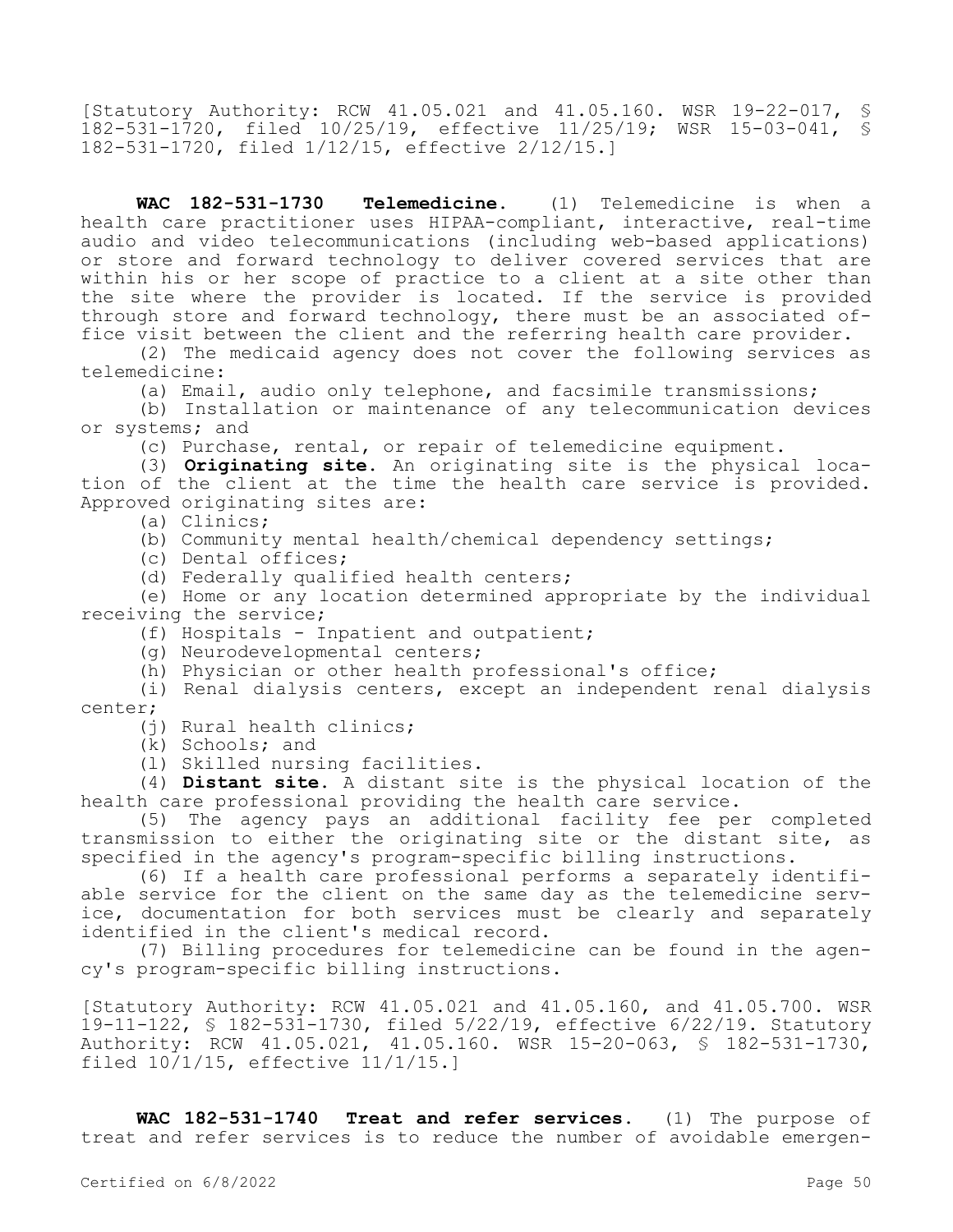[Statutory Authority: RCW 41.05.021 and 41.05.160. WSR 19-22-017, § 182-531-1720, filed 10/25/19, effective 11/25/19; WSR 15-03-041, § 182-531-1720, filed 1/12/15, effective 2/12/15.]

**WAC 182-531-1730 Telemedicine.** (1) Telemedicine is when a health care practitioner uses HIPAA-compliant, interactive, real-time audio and video telecommunications (including web-based applications) or store and forward technology to deliver covered services that are within his or her scope of practice to a client at a site other than the site where the provider is located. If the service is provided through store and forward technology, there must be an associated office visit between the client and the referring health care provider.

(2) The medicaid agency does not cover the following services as telemedicine:

(a) Email, audio only telephone, and facsimile transmissions;

(b) Installation or maintenance of any telecommunication devices or systems; and

(c) Purchase, rental, or repair of telemedicine equipment.

(3) **Originating site.** An originating site is the physical location of the client at the time the health care service is provided. Approved originating sites are:

(a) Clinics;

(b) Community mental health/chemical dependency settings;

(c) Dental offices;

(d) Federally qualified health centers;

(e) Home or any location determined appropriate by the individual receiving the service;

(f) Hospitals - Inpatient and outpatient;

(g) Neurodevelopmental centers;

(h) Physician or other health professional's office;

(i) Renal dialysis centers, except an independent renal dialysis center;

(j) Rural health clinics;

(k) Schools; and

(l) Skilled nursing facilities.

(4) **Distant site.** A distant site is the physical location of the health care professional providing the health care service.

(5) The agency pays an additional facility fee per completed transmission to either the originating site or the distant site, as specified in the agency's program-specific billing instructions.

(6) If a health care professional performs a separately identifiable service for the client on the same day as the telemedicine service, documentation for both services must be clearly and separately identified in the client's medical record.

(7) Billing procedures for telemedicine can be found in the agency's program-specific billing instructions.

[Statutory Authority: RCW 41.05.021 and 41.05.160, and 41.05.700. WSR 19-11-122, § 182-531-1730, filed 5/22/19, effective 6/22/19. Statutory Authority: RCW 41.05.021, 41.05.160. WSR 15-20-063, § 182-531-1730, filed 10/1/15, effective 11/1/15.]

**WAC 182-531-1740 Treat and refer services.** (1) The purpose of treat and refer services is to reduce the number of avoidable emergen-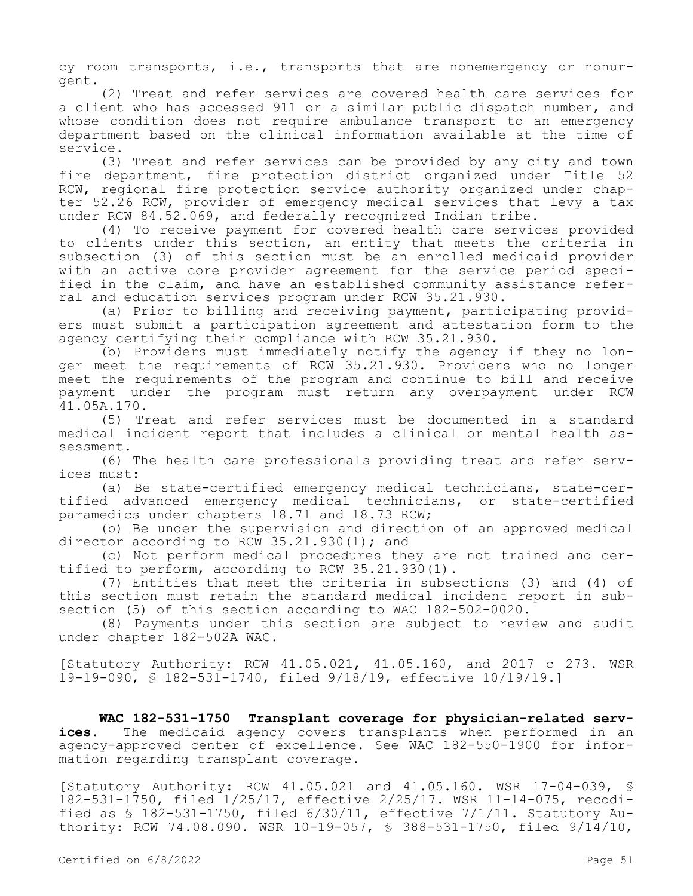cy room transports, i.e., transports that are nonemergency or nonurgent.

(2) Treat and refer services are covered health care services for a client who has accessed 911 or a similar public dispatch number, and whose condition does not require ambulance transport to an emergency department based on the clinical information available at the time of service.

(3) Treat and refer services can be provided by any city and town fire department, fire protection district organized under Title 52 RCW, regional fire protection service authority organized under chapter 52.26 RCW, provider of emergency medical services that levy a tax under RCW 84.52.069, and federally recognized Indian tribe.

(4) To receive payment for covered health care services provided to clients under this section, an entity that meets the criteria in subsection (3) of this section must be an enrolled medicaid provider with an active core provider agreement for the service period specified in the claim, and have an established community assistance referral and education services program under RCW 35.21.930.

(a) Prior to billing and receiving payment, participating providers must submit a participation agreement and attestation form to the agency certifying their compliance with RCW 35.21.930.

(b) Providers must immediately notify the agency if they no longer meet the requirements of RCW 35.21.930. Providers who no longer meet the requirements of the program and continue to bill and receive payment under the program must return any overpayment under RCW 41.05A.170.

(5) Treat and refer services must be documented in a standard medical incident report that includes a clinical or mental health assessment.

(6) The health care professionals providing treat and refer services must:

(a) Be state-certified emergency medical technicians, state-certified advanced emergency medical technicians, or state-certified paramedics under chapters 18.71 and 18.73 RCW;

(b) Be under the supervision and direction of an approved medical director according to RCW 35.21.930(1); and

(c) Not perform medical procedures they are not trained and certified to perform, according to RCW 35.21.930(1).

(7) Entities that meet the criteria in subsections (3) and (4) of this section must retain the standard medical incident report in subsection (5) of this section according to WAC 182-502-0020.

(8) Payments under this section are subject to review and audit under chapter 182-502A WAC.

[Statutory Authority: RCW 41.05.021, 41.05.160, and 2017 c 273. WSR 19-19-090, § 182-531-1740, filed 9/18/19, effective 10/19/19.]

**WAC 182-531-1750 Transplant coverage for physician-related services.** The medicaid agency covers transplants when performed in an agency-approved center of excellence. See WAC 182-550-1900 for information regarding transplant coverage.

[Statutory Authority: RCW 41.05.021 and 41.05.160. WSR 17-04-039, § 182-531-1750, filed 1/25/17, effective 2/25/17. WSR 11-14-075, recodified as § 182-531-1750, filed 6/30/11, effective 7/1/11. Statutory Authority: RCW 74.08.090. WSR 10-19-057, § 388-531-1750, filed 9/14/10,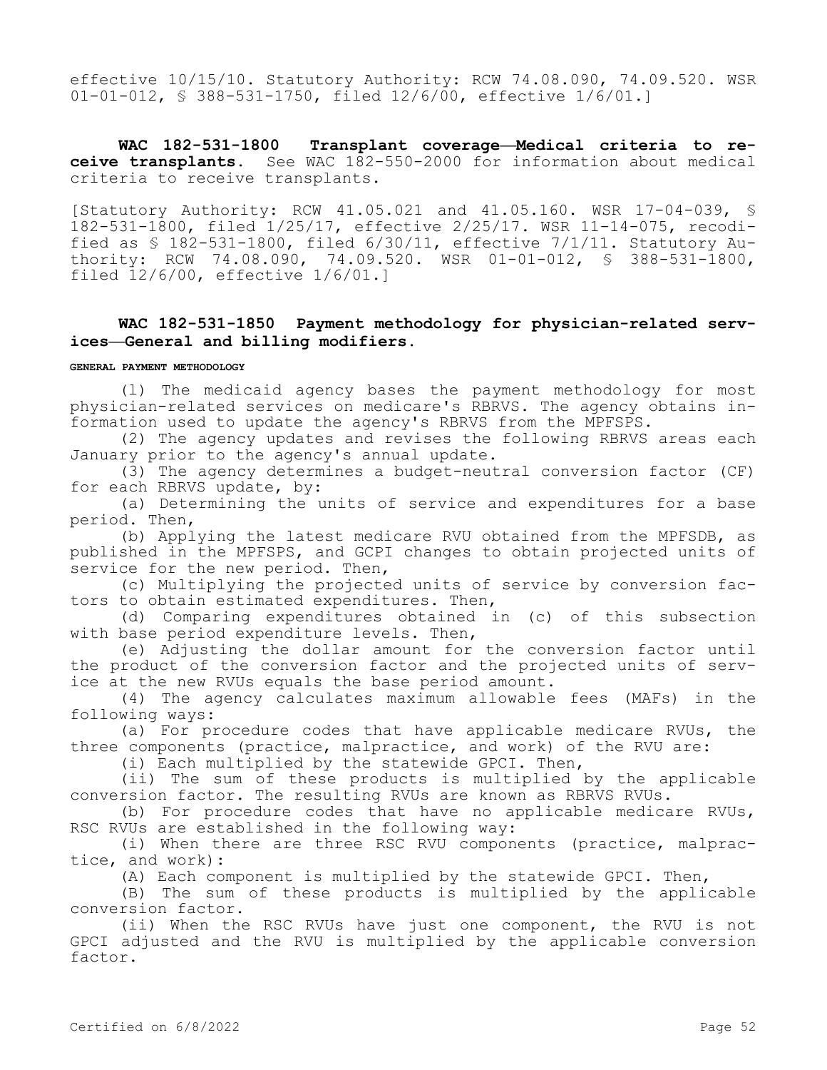effective 10/15/10. Statutory Authority: RCW 74.08.090, 74.09.520. WSR 01-01-012, § 388-531-1750, filed 12/6/00, effective 1/6/01.]

**WAC 182-531-1800 Transplant coverage—Medical criteria to receive transplants.** See WAC 182-550-2000 for information about medical criteria to receive transplants.

[Statutory Authority: RCW 41.05.021 and 41.05.160. WSR 17-04-039, § 182-531-1800, filed 1/25/17, effective 2/25/17. WSR 11-14-075, recodified as § 182-531-1800, filed 6/30/11, effective 7/1/11. Statutory Authority: RCW 74.08.090, 74.09.520. WSR 01-01-012, § 388-531-1800, filed 12/6/00, effective 1/6/01.]

**WAC 182-531-1850 Payment methodology for physician-related services—General and billing modifiers.**

GENERAL PAYMENT METHODOLOGY

(1) The medicaid agency bases the payment methodology for most physician-related services on medicare's RBRVS. The agency obtains information used to update the agency's RBRVS from the MPFSPS.

(2) The agency updates and revises the following RBRVS areas each January prior to the agency's annual update.

(3) The agency determines a budget-neutral conversion factor (CF) for each RBRVS update, by:

(a) Determining the units of service and expenditures for a base period. Then,

(b) Applying the latest medicare RVU obtained from the MPFSDB, as published in the MPFSPS, and GCPI changes to obtain projected units of service for the new period. Then,

(c) Multiplying the projected units of service by conversion factors to obtain estimated expenditures. Then,

(d) Comparing expenditures obtained in (c) of this subsection with base period expenditure levels. Then,

(e) Adjusting the dollar amount for the conversion factor until the product of the conversion factor and the projected units of service at the new RVUs equals the base period amount.

(4) The agency calculates maximum allowable fees (MAFs) in the following ways:

(a) For procedure codes that have applicable medicare RVUs, the three components (practice, malpractice, and work) of the RVU are:

(i) Each multiplied by the statewide GPCI. Then,

(ii) The sum of these products is multiplied by the applicable conversion factor. The resulting RVUs are known as RBRVS RVUs.

(b) For procedure codes that have no applicable medicare RVUs, RSC RVUs are established in the following way:

(i) When there are three RSC RVU components (practice, malpractice, and work):

(A) Each component is multiplied by the statewide GPCI. Then,

(B) The sum of these products is multiplied by the applicable conversion factor.

(ii) When the RSC RVUs have just one component, the RVU is not GPCI adjusted and the RVU is multiplied by the applicable conversion factor.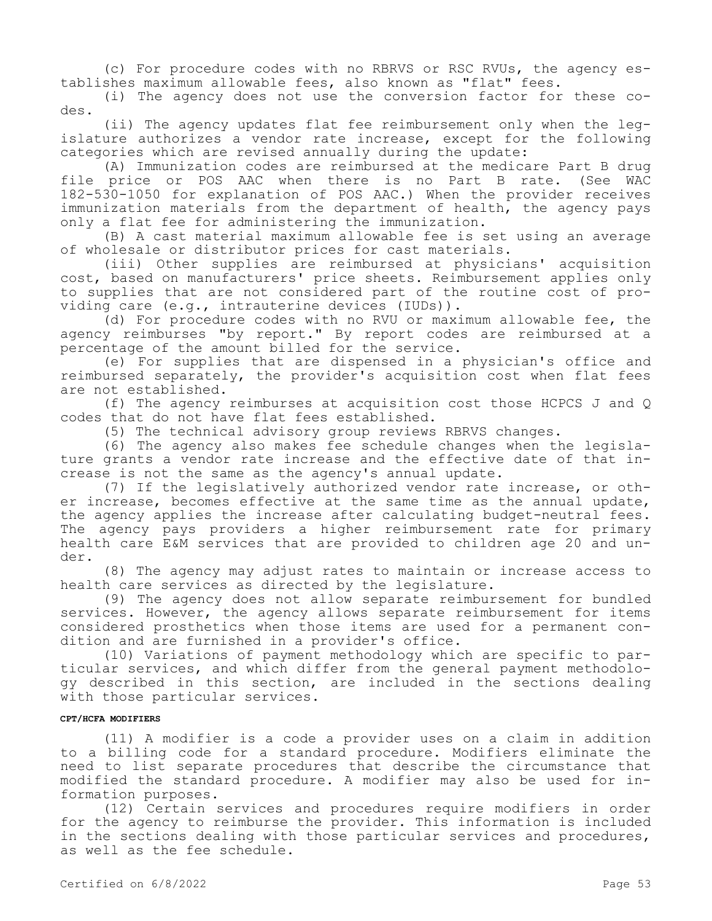(c) For procedure codes with no RBRVS or RSC RVUs, the agency establishes maximum allowable fees, also known as "flat" fees.

(i) The agency does not use the conversion factor for these codes.

(ii) The agency updates flat fee reimbursement only when the legislature authorizes a vendor rate increase, except for the following categories which are revised annually during the update:

(A) Immunization codes are reimbursed at the medicare Part B drug file price or POS AAC when there is no Part B rate. (See WAC 182-530-1050 for explanation of POS AAC.) When the provider receives immunization materials from the department of health, the agency pays only a flat fee for administering the immunization.

(B) A cast material maximum allowable fee is set using an average of wholesale or distributor prices for cast materials.

(iii) Other supplies are reimbursed at physicians' acquisition cost, based on manufacturers' price sheets. Reimbursement applies only to supplies that are not considered part of the routine cost of providing care (e.g., intrauterine devices (IUDs)).

(d) For procedure codes with no RVU or maximum allowable fee, the agency reimburses "by report." By report codes are reimbursed at a percentage of the amount billed for the service.

(e) For supplies that are dispensed in a physician's office and reimbursed separately, the provider's acquisition cost when flat fees are not established.

(f) The agency reimburses at acquisition cost those HCPCS J and Q codes that do not have flat fees established.

(5) The technical advisory group reviews RBRVS changes.

(6) The agency also makes fee schedule changes when the legislature grants a vendor rate increase and the effective date of that increase is not the same as the agency's annual update.

(7) If the legislatively authorized vendor rate increase, or other increase, becomes effective at the same time as the annual update, the agency applies the increase after calculating budget-neutral fees. The agency pays providers a higher reimbursement rate for primary health care E&M services that are provided to children age 20 and under.

(8) The agency may adjust rates to maintain or increase access to health care services as directed by the legislature.

(9) The agency does not allow separate reimbursement for bundled services. However, the agency allows separate reimbursement for items considered prosthetics when those items are used for a permanent condition and are furnished in a provider's office.

(10) Variations of payment methodology which are specific to particular services, and which differ from the general payment methodology described in this section, are included in the sections dealing with those particular services.

#### CPT/HCFA MODIFIERS

(11) A modifier is a code a provider uses on a claim in addition to a billing code for a standard procedure. Modifiers eliminate the need to list separate procedures that describe the circumstance that modified the standard procedure. A modifier may also be used for information purposes.

(12) Certain services and procedures require modifiers in order for the agency to reimburse the provider. This information is included in the sections dealing with those particular services and procedures, as well as the fee schedule.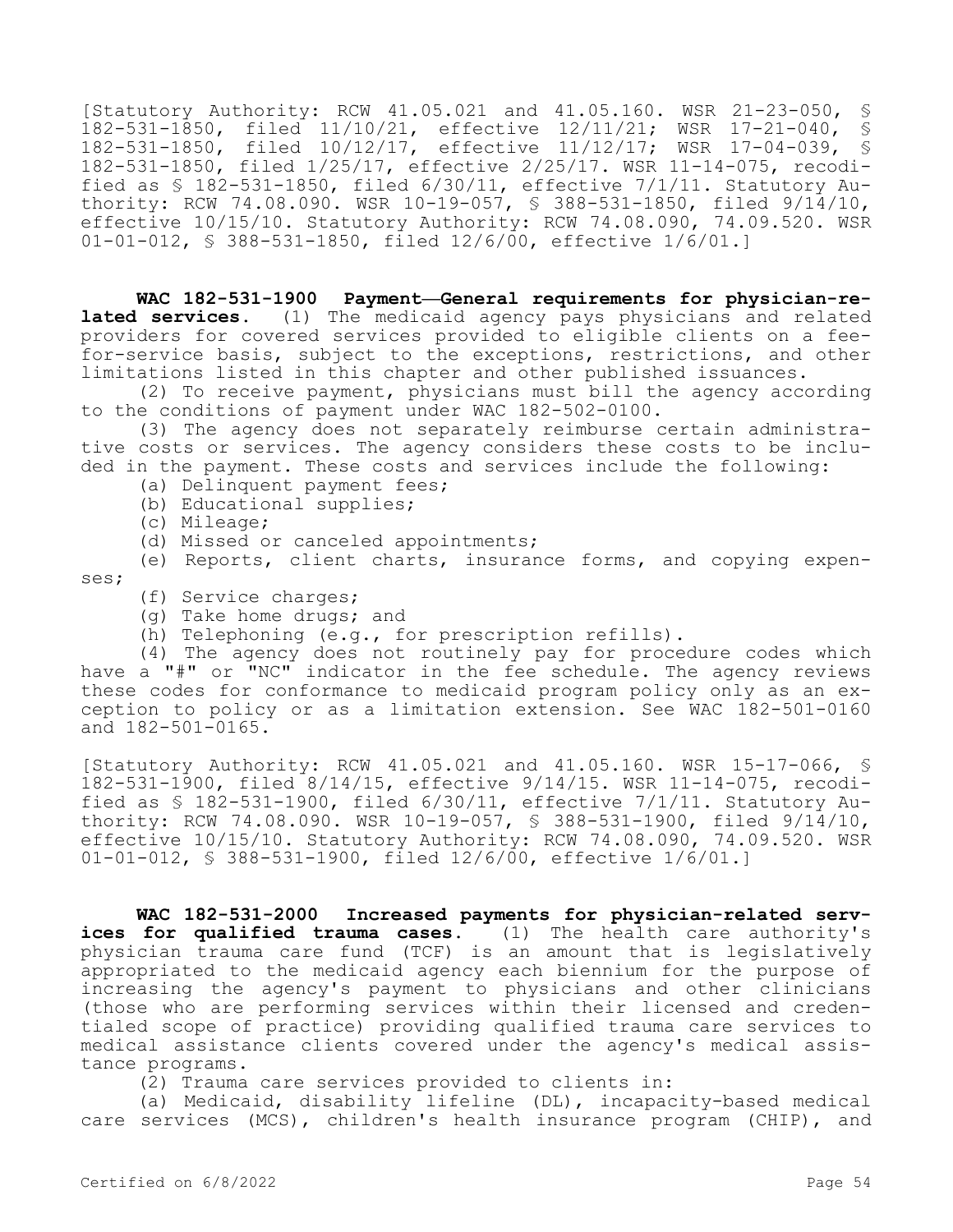[Statutory Authority: RCW 41.05.021 and 41.05.160. WSR 21-23-050, § 182-531-1850, filed 11/10/21, effective 12/11/21; WSR 17-21-040, § 182-531-1850, filed 10/12/17, effective 11/12/17; WSR 17-04-039, § 182-531-1850, filed 1/25/17, effective 2/25/17. WSR 11-14-075, recodified as § 182-531-1850, filed 6/30/11, effective 7/1/11. Statutory Authority: RCW 74.08.090. WSR 10-19-057, § 388-531-1850, filed 9/14/10, effective 10/15/10. Statutory Authority: RCW 74.08.090, 74.09.520. WSR 01-01-012, § 388-531-1850, filed 12/6/00, effective 1/6/01.]

**WAC 182-531-1900 Payment—General requirements for physician-related services.** (1) The medicaid agency pays physicians and related providers for covered services provided to eligible clients on a fee-for-service basis, subject to the exceptions, restrictions, and other limitations listed in this chapter and other published issuances.

(2) To receive payment, physicians must bill the agency according to the conditions of payment under WAC 182-502-0100.

(3) The agency does not separately reimburse certain administrative costs or services. The agency considers these costs to be included in the payment. These costs and services include the following:

(a) Delinquent payment fees;

(b) Educational supplies;

(c) Mileage;

(d) Missed or canceled appointments;

(e) Reports, client charts, insurance forms, and copying expenses;

(f) Service charges;

(g) Take home drugs; and

(h) Telephoning (e.g., for prescription refills).

(4) The agency does not routinely pay for procedure codes which have a "#" or "NC" indicator in the fee schedule. The agency reviews these codes for conformance to medicaid program policy only as an exception to policy or as a limitation extension. See WAC 182-501-0160 and 182-501-0165.

[Statutory Authority: RCW 41.05.021 and 41.05.160. WSR 15-17-066, § 182-531-1900, filed 8/14/15, effective 9/14/15. WSR 11-14-075, recodified as § 182-531-1900, filed 6/30/11, effective 7/1/11. Statutory Authority: RCW 74.08.090. WSR 10-19-057, § 388-531-1900, filed 9/14/10, effective 10/15/10. Statutory Authority: RCW 74.08.090, 74.09.520. WSR 01-01-012, § 388-531-1900, filed 12/6/00, effective 1/6/01.]

**WAC 182-531-2000 Increased payments for physician-related services for qualified trauma cases.** (1) The health care authority's physician trauma care fund (TCF) is an amount that is legislatively appropriated to the medicaid agency each biennium for the purpose of increasing the agency's payment to physicians and other clinicians (those who are performing services within their licensed and credentialed scope of practice) providing qualified trauma care services to medical assistance clients covered under the agency's medical assistance programs.

(2) Trauma care services provided to clients in:

(a) Medicaid, disability lifeline (DL), incapacity-based medical care services (MCS), children's health insurance program (CHIP), and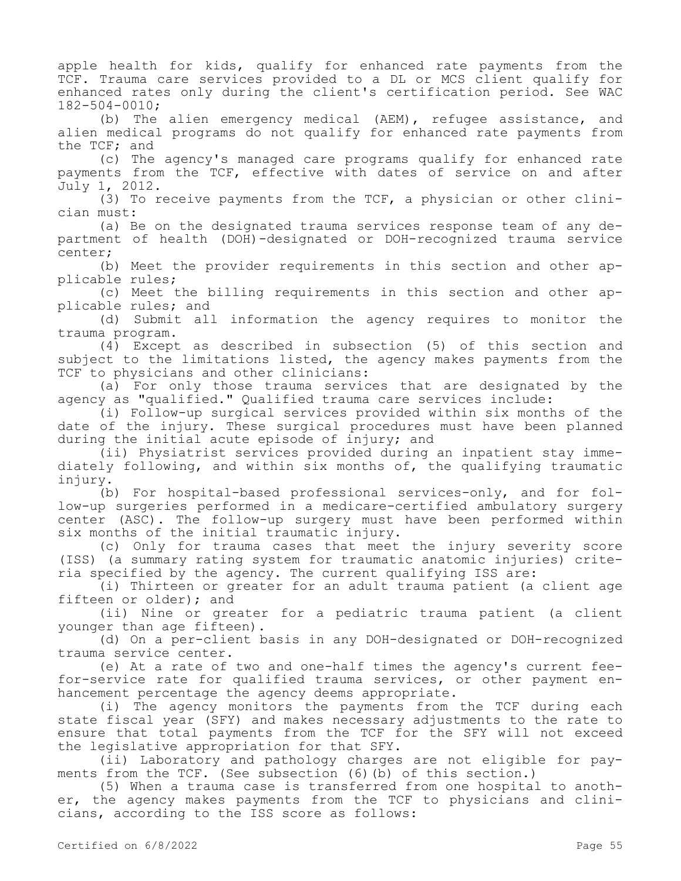apple health for kids, qualify for enhanced rate payments from the TCF. Trauma care services provided to a DL or MCS client qualify for enhanced rates only during the client's certification period. See WAC 182-504-0010;

(b) The alien emergency medical (AEM), refugee assistance, and alien medical programs do not qualify for enhanced rate payments from the TCF; and

(c) The agency's managed care programs qualify for enhanced rate payments from the TCF, effective with dates of service on and after July 1, 2012.

(3) To receive payments from the TCF, a physician or other clinician must:

(a) Be on the designated trauma services response team of any department of health (DOH)-designated or DOH-recognized trauma service center;

(b) Meet the provider requirements in this section and other applicable rules;

(c) Meet the billing requirements in this section and other applicable rules; and

(d) Submit all information the agency requires to monitor the trauma program.

(4) Except as described in subsection (5) of this section and subject to the limitations listed, the agency makes payments from the TCF to physicians and other clinicians:

(a) For only those trauma services that are designated by the agency as "qualified." Qualified trauma care services include:

(i) Follow-up surgical services provided within six months of the date of the injury. These surgical procedures must have been planned during the initial acute episode of injury; and

(ii) Physiatrist services provided during an inpatient stay immediately following, and within six months of, the qualifying traumatic injury.

(b) For hospital-based professional services-only, and for follow-up surgeries performed in a medicare-certified ambulatory surgery center (ASC). The follow-up surgery must have been performed within six months of the initial traumatic injury.

(c) Only for trauma cases that meet the injury severity score (ISS) (a summary rating system for traumatic anatomic injuries) criteria specified by the agency. The current qualifying ISS are:

(i) Thirteen or greater for an adult trauma patient (a client age fifteen or older); and

(ii) Nine or greater for a pediatric trauma patient (a client younger than age fifteen).

(d) On a per-client basis in any DOH-designated or DOH-recognized trauma service center.

(e) At a rate of two and one-half times the agency's current fee-for-service rate for qualified trauma services, or other payment enhancement percentage the agency deems appropriate.

(i) The agency monitors the payments from the TCF during each state fiscal year (SFY) and makes necessary adjustments to the rate to ensure that total payments from the TCF for the SFY will not exceed the legislative appropriation for that SFY.

(ii) Laboratory and pathology charges are not eligible for payments from the TCF. (See subsection (6)(b) of this section.)

(5) When a trauma case is transferred from one hospital to another, the agency makes payments from the TCF to physicians and clinicians, according to the ISS score as follows: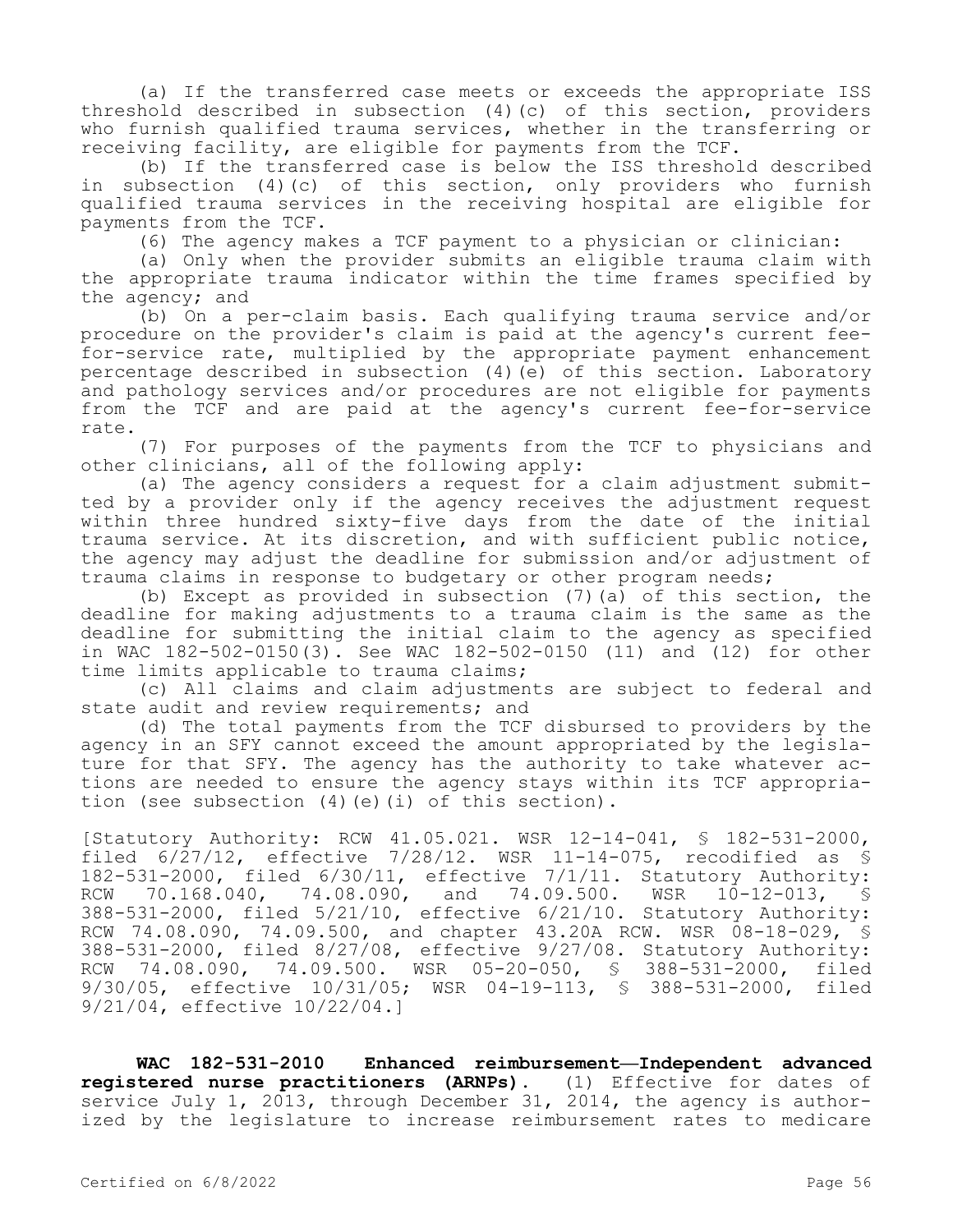(a) If the transferred case meets or exceeds the appropriate ISS threshold described in subsection (4)(c) of this section, providers who furnish qualified trauma services, whether in the transferring or receiving facility, are eligible for payments from the TCF.

(b) If the transferred case is below the ISS threshold described in subsection (4)(c) of this section, only providers who furnish qualified trauma services in the receiving hospital are eligible for payments from the TCF.

(6) The agency makes a TCF payment to a physician or clinician:

(a) Only when the provider submits an eligible trauma claim with the appropriate trauma indicator within the time frames specified by the agency; and

(b) On a per-claim basis. Each qualifying trauma service and/or procedure on the provider's claim is paid at the agency's current fee-for-service rate, multiplied by the appropriate payment enhancement percentage described in subsection (4)(e) of this section. Laboratory and pathology services and/or procedures are not eligible for payments from the TCF and are paid at the agency's current fee-for-service rate.

(7) For purposes of the payments from the TCF to physicians and other clinicians, all of the following apply:

(a) The agency considers a request for a claim adjustment submitted by a provider only if the agency receives the adjustment request within three hundred sixty-five days from the date of the initial trauma service. At its discretion, and with sufficient public notice, the agency may adjust the deadline for submission and/or adjustment of trauma claims in response to budgetary or other program needs;

(b) Except as provided in subsection (7)(a) of this section, the deadline for making adjustments to a trauma claim is the same as the deadline for submitting the initial claim to the agency as specified in WAC 182-502-0150(3). See WAC 182-502-0150 (11) and (12) for other time limits applicable to trauma claims;

(c) All claims and claim adjustments are subject to federal and state audit and review requirements; and

(d) The total payments from the TCF disbursed to providers by the agency in an SFY cannot exceed the amount appropriated by the legislature for that SFY. The agency has the authority to take whatever actions are needed to ensure the agency stays within its TCF appropriation (see subsection (4)(e)(i) of this section).

[Statutory Authority: RCW 41.05.021. WSR 12-14-041, § 182-531-2000, filed 6/27/12, effective 7/28/12. WSR 11-14-075, recodified as § 182-531-2000, filed 6/30/11, effective 7/1/11. Statutory Authority: RCW 70.168.040, 74.08.090, and 74.09.500. WSR 10-12-013, § 388-531-2000, filed 5/21/10, effective 6/21/10. Statutory Authority: RCW 74.08.090, 74.09.500, and chapter 43.20A RCW. WSR 08-18-029, § 388-531-2000, filed 8/27/08, effective 9/27/08. Statutory Authority: RCW 74.08.090, 74.09.500. WSR 05-20-050, § 388-531-2000, filed 9/30/05, effective 10/31/05; WSR 04-19-113, § 388-531-2000, filed 9/21/04, effective 10/22/04.]

**WAC 182-531-2010 Enhanced reimbursement—Independent advanced registered nurse practitioners (ARNPs).** (1) Effective for dates of service July 1, 2013, through December 31, 2014, the agency is authorized by the legislature to increase reimbursement rates to medicare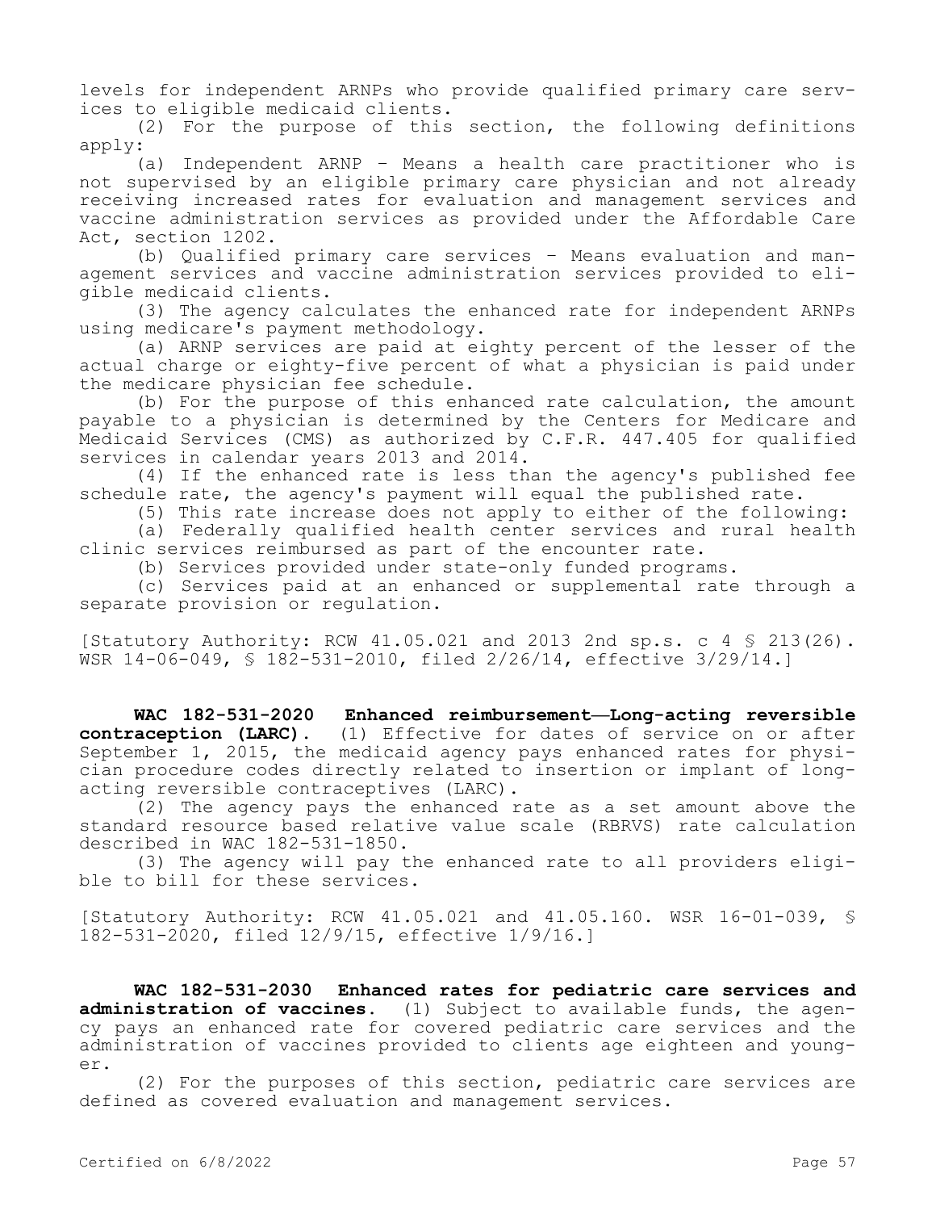levels for independent ARNPs who provide qualified primary care services to eligible medicaid clients.

(2) For the purpose of this section, the following definitions apply:

(a) Independent ARNP - Means a health care practitioner who is not supervised by an eligible primary care physician and not already receiving increased rates for evaluation and management services and vaccine administration services as provided under the Affordable Care Act, section 1202.

(b) Qualified primary care services - Means evaluation and management services and vaccine administration services provided to eligible medicaid clients.

(3) The agency calculates the enhanced rate for independent ARNPs using medicare's payment methodology.

(a) ARNP services are paid at eighty percent of the lesser of the actual charge or eighty-five percent of what a physician is paid under the medicare physician fee schedule.

(b) For the purpose of this enhanced rate calculation, the amount payable to a physician is determined by the Centers for Medicare and Medicaid Services (CMS) as authorized by C.F.R. 447.405 for qualified services in calendar years 2013 and 2014.

(4) If the enhanced rate is less than the agency's published fee schedule rate, the agency's payment will equal the published rate.

(5) This rate increase does not apply to either of the following:

(a) Federally qualified health center services and rural health clinic services reimbursed as part of the encounter rate.

(b) Services provided under state-only funded programs.

(c) Services paid at an enhanced or supplemental rate through a separate provision or regulation.

[Statutory Authority: RCW 41.05.021 and 2013 2nd sp.s. c 4 § 213(26). WSR 14-06-049, § 182-531-2010, filed 2/26/14, effective 3/29/14.]

**WAC 182-531-2020 Enhanced reimbursement—Long-acting reversible contraception (LARC).** (1) Effective for dates of service on or after September 1, 2015, the medicaid agency pays enhanced rates for physician procedure codes directly related to insertion or implant of long-acting reversible contraceptives (LARC).

(2) The agency pays the enhanced rate as a set amount above the standard resource based relative value scale (RBRVS) rate calculation described in WAC 182-531-1850.

(3) The agency will pay the enhanced rate to all providers eligible to bill for these services.

[Statutory Authority: RCW 41.05.021 and 41.05.160. WSR 16-01-039, § 182-531-2020, filed 12/9/15, effective 1/9/16.]

**WAC 182-531-2030 Enhanced rates for pediatric care services and administration of vaccines.** (1) Subject to available funds, the agency pays an enhanced rate for covered pediatric care services and the administration of vaccines provided to clients age eighteen and younger.

(2) For the purposes of this section, pediatric care services are defined as covered evaluation and management services.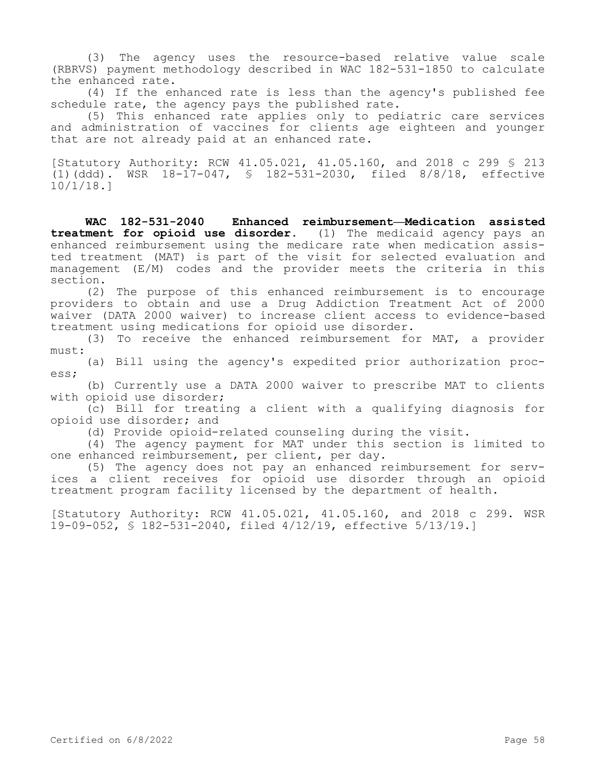(3) The agency uses the resource-based relative value scale (RBRVS) payment methodology described in WAC 182-531-1850 to calculate the enhanced rate.

(4) If the enhanced rate is less than the agency's published fee schedule rate, the agency pays the published rate.

(5) This enhanced rate applies only to pediatric care services and administration of vaccines for clients age eighteen and younger that are not already paid at an enhanced rate.

[Statutory Authority: RCW 41.05.021, 41.05.160, and 2018 c 299 § 213 (1)(ddd). WSR 18-17-047, § 182-531-2030, filed 8/8/18, effective 10/1/18.]

**WAC 182-531-2040 Enhanced reimbursement—Medication assisted treatment for opioid use disorder.** (1) The medicaid agency pays an enhanced reimbursement using the medicare rate when medication assisted treatment (MAT) is part of the visit for selected evaluation and management (E/M) codes and the provider meets the criteria in this section.

(2) The purpose of this enhanced reimbursement is to encourage providers to obtain and use a Drug Addiction Treatment Act of 2000 waiver (DATA 2000 waiver) to increase client access to evidence-based treatment using medications for opioid use disorder.

(3) To receive the enhanced reimbursement for MAT, a provider must:

(a) Bill using the agency's expedited prior authorization process;

(b) Currently use a DATA 2000 waiver to prescribe MAT to clients with opioid use disorder;

(c) Bill for treating a client with a qualifying diagnosis for opioid use disorder; and

(d) Provide opioid-related counseling during the visit.

(4) The agency payment for MAT under this section is limited to one enhanced reimbursement, per client, per day.

(5) The agency does not pay an enhanced reimbursement for services a client receives for opioid use disorder through an opioid treatment program facility licensed by the department of health.

[Statutory Authority: RCW 41.05.021, 41.05.160, and 2018 c 299. WSR 19-09-052, § 182-531-2040, filed 4/12/19, effective 5/13/19.]